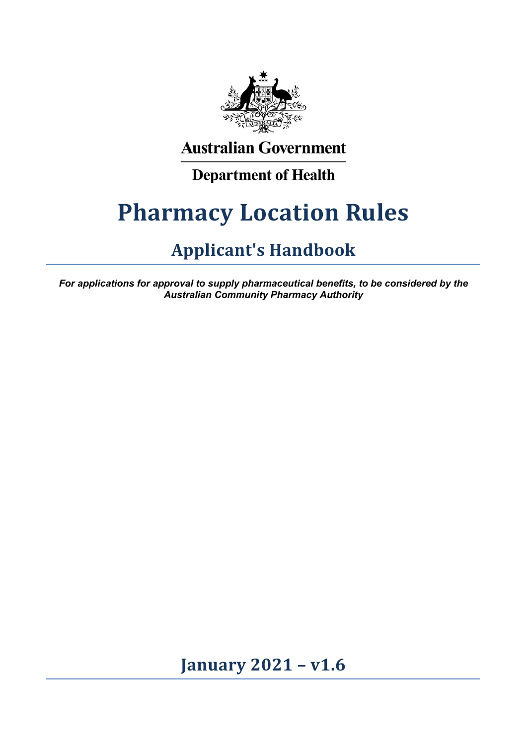Australian Government

Department of Health

# Pharmacy Location Rules

## Applicant's Handbook

***For applications for approval to supply pharmaceutical benefits, to be considered by the Australian Community Pharmacy Authority***

## January 2021 – v1.6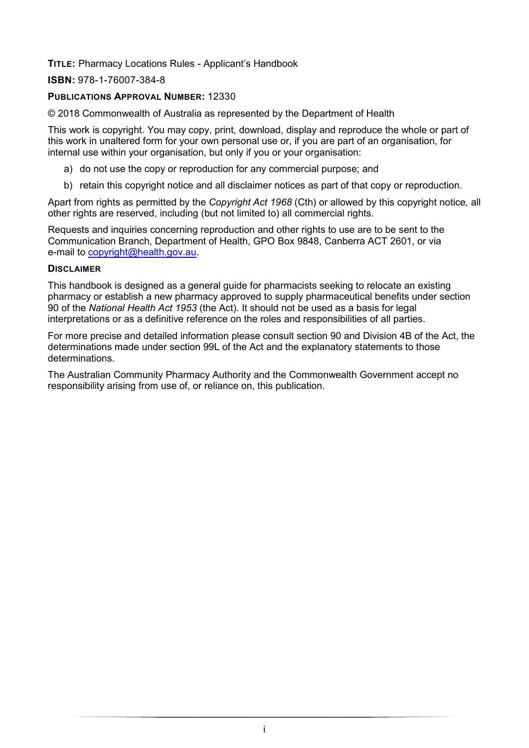**TITLE:** Pharmacy Locations Rules - Applicant's Handbook

**ISBN:** 978-1-76007-384-8

**PUBLICATIONS APPROVAL NUMBER:** 12330

© 2018 Commonwealth of Australia as represented by the Department of Health

This work is copyright. You may copy, print, download, display and reproduce the whole or part of this work in unaltered form for your own personal use or, if you are part of an organisation, for internal use within your organisation, but only if you or your organisation:

a) do not use the copy or reproduction for any commercial purpose; and

b) retain this copyright notice and all disclaimer notices as part of that copy or reproduction.

Apart from rights as permitted by the *Copyright Act 1968* (Cth) or allowed by this copyright notice, all other rights are reserved, including (but not limited to) all commercial rights.

Requests and inquiries concerning reproduction and other rights to use are to be sent to the Communication Branch, Department of Health, GPO Box 9848, Canberra ACT 2601, or via e-mail to copyright@health.gov.au.

**DISCLAIMER**

This handbook is designed as a general guide for pharmacists seeking to relocate an existing pharmacy or establish a new pharmacy approved to supply pharmaceutical benefits under section 90 of the *National Health Act 1953* (the Act). It should not be used as a basis for legal interpretations or as a definitive reference on the roles and responsibilities of all parties.

For more precise and detailed information please consult section 90 and Division 4B of the Act, the determinations made under section 99L of the Act and the explanatory statements to those determinations.

The Australian Community Pharmacy Authority and the Commonwealth Government accept no responsibility arising from use of, or reliance on, this publication.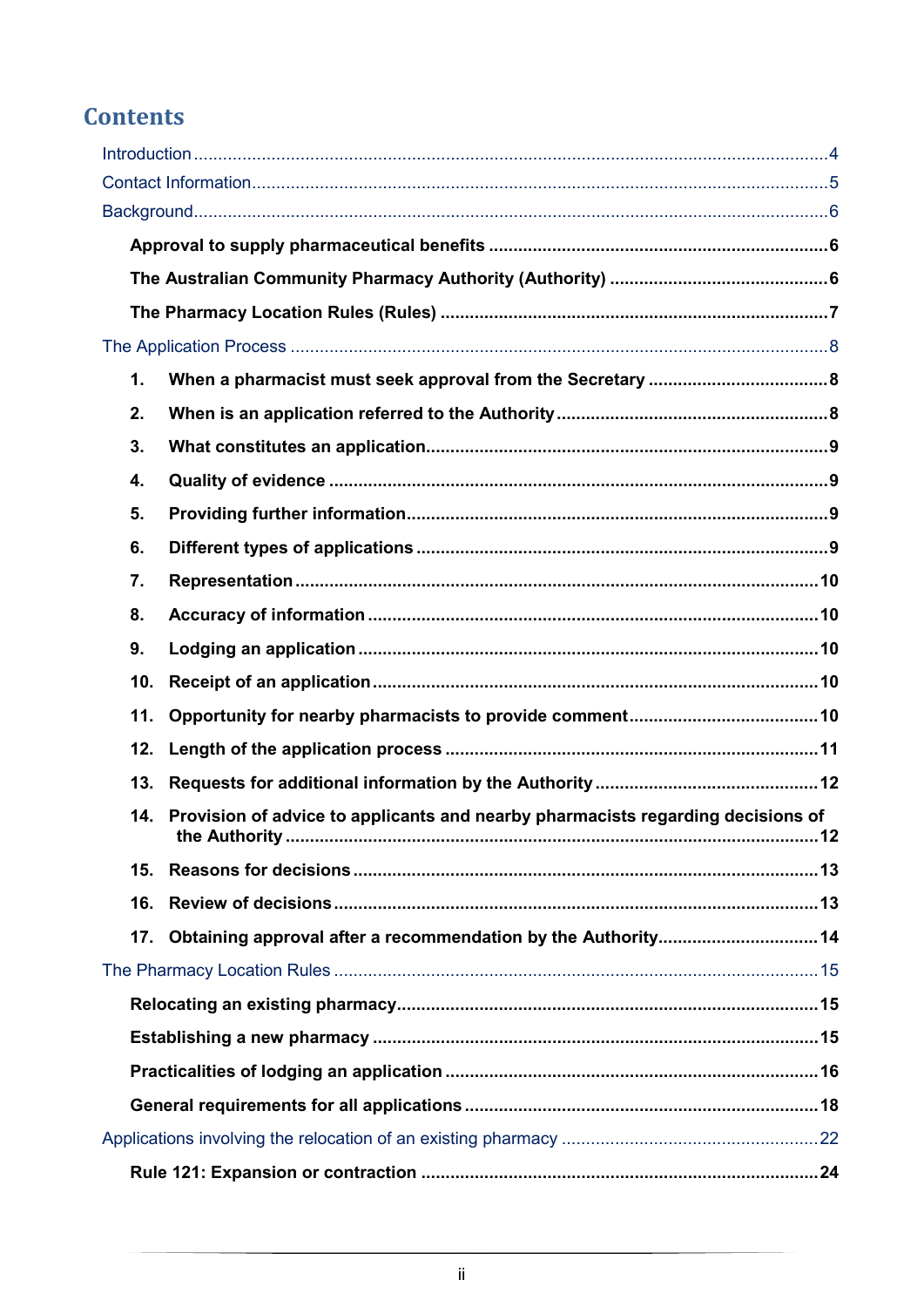# Contents

Introduction ..... 4

Contact Information ..... 5

Background ..... 6

- **Approval to supply pharmaceutical benefits ..... 6**
- **The Australian Community Pharmacy Authority (Authority) ..... 6**
- **The Pharmacy Location Rules (Rules) ..... 7**

The Application Process ..... 8

1. **When a pharmacist must seek approval from the Secretary ..... 8**
2. **When is an application referred to the Authority ..... 8**
3. **What constitutes an application ..... 9**
4. **Quality of evidence ..... 9**
5. **Providing further information ..... 9**
6. **Different types of applications ..... 9**
7. **Representation ..... 10**
8. **Accuracy of information ..... 10**
9. **Lodging an application ..... 10**
10. **Receipt of an application ..... 10**
11. **Opportunity for nearby pharmacists to provide comment ..... 10**
12. **Length of the application process ..... 11**
13. **Requests for additional information by the Authority ..... 12**
14. **Provision of advice to applicants and nearby pharmacists regarding decisions of the Authority ..... 12**
15. **Reasons for decisions ..... 13**
16. **Review of decisions ..... 13**
17. **Obtaining approval after a recommendation by the Authority ..... 14**

The Pharmacy Location Rules ..... 15

- **Relocating an existing pharmacy ..... 15**
- **Establishing a new pharmacy ..... 15**
- **Practicalities of lodging an application ..... 16**
- **General requirements for all applications ..... 18**

Applications involving the relocation of an existing pharmacy ..... 22

- **Rule 121: Expansion or contraction ..... 24**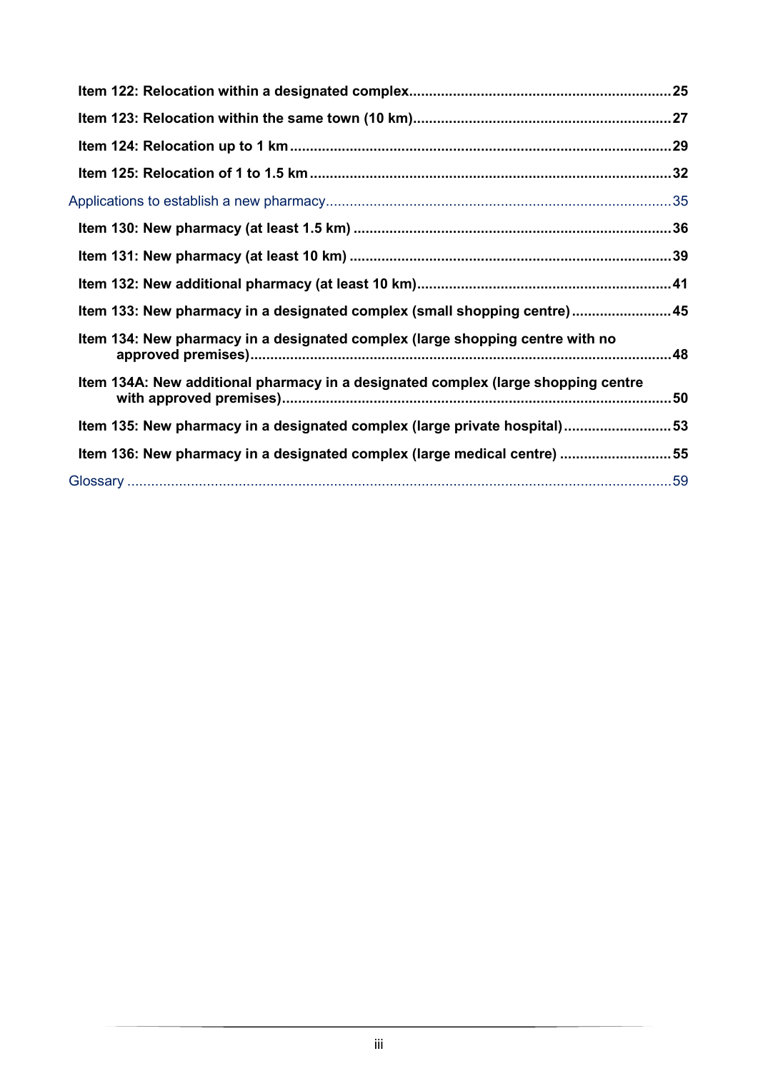**Item 122: Relocation within a designated complex** ........ 25

**Item 123: Relocation within the same town (10 km)** ........ 27

**Item 124: Relocation up to 1 km** ........ 29

**Item 125: Relocation of 1 to 1.5 km** ........ 32

Applications to establish a new pharmacy ........ 35

**Item 130: New pharmacy (at least 1.5 km)** ........ 36

**Item 131: New pharmacy (at least 10 km)** ........ 39

**Item 132: New additional pharmacy (at least 10 km)** ........ 41

**Item 133: New pharmacy in a designated complex (small shopping centre)** ........ 45

**Item 134: New pharmacy in a designated complex (large shopping centre with no approved premises)** ........ 48

**Item 134A: New additional pharmacy in a designated complex (large shopping centre with approved premises)** ........ 50

**Item 135: New pharmacy in a designated complex (large private hospital)** ........ 53

**Item 136: New pharmacy in a designated complex (large medical centre)** ........ 55

Glossary ........ 59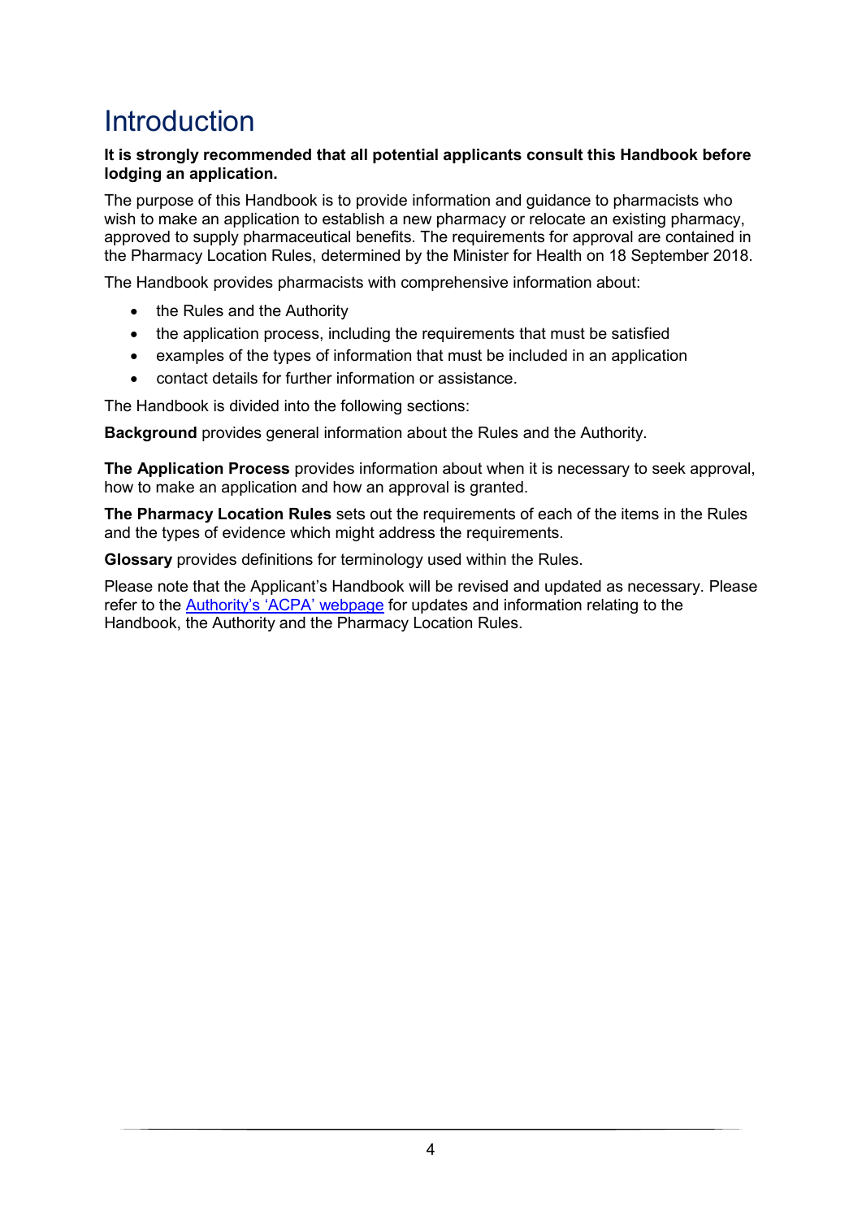# Introduction

**It is strongly recommended that all potential applicants consult this Handbook before lodging an application.**

The purpose of this Handbook is to provide information and guidance to pharmacists who wish to make an application to establish a new pharmacy or relocate an existing pharmacy, approved to supply pharmaceutical benefits. The requirements for approval are contained in the Pharmacy Location Rules, determined by the Minister for Health on 18 September 2018.

The Handbook provides pharmacists with comprehensive information about:

- the Rules and the Authority
- the application process, including the requirements that must be satisfied
- examples of the types of information that must be included in an application
- contact details for further information or assistance.

The Handbook is divided into the following sections:

**Background** provides general information about the Rules and the Authority.

**The Application Process** provides information about when it is necessary to seek approval, how to make an application and how an approval is granted.

**The Pharmacy Location Rules** sets out the requirements of each of the items in the Rules and the types of evidence which might address the requirements.

**Glossary** provides definitions for terminology used within the Rules.

Please note that the Applicant's Handbook will be revised and updated as necessary. Please refer to the Authority's 'ACPA' webpage for updates and information relating to the Handbook, the Authority and the Pharmacy Location Rules.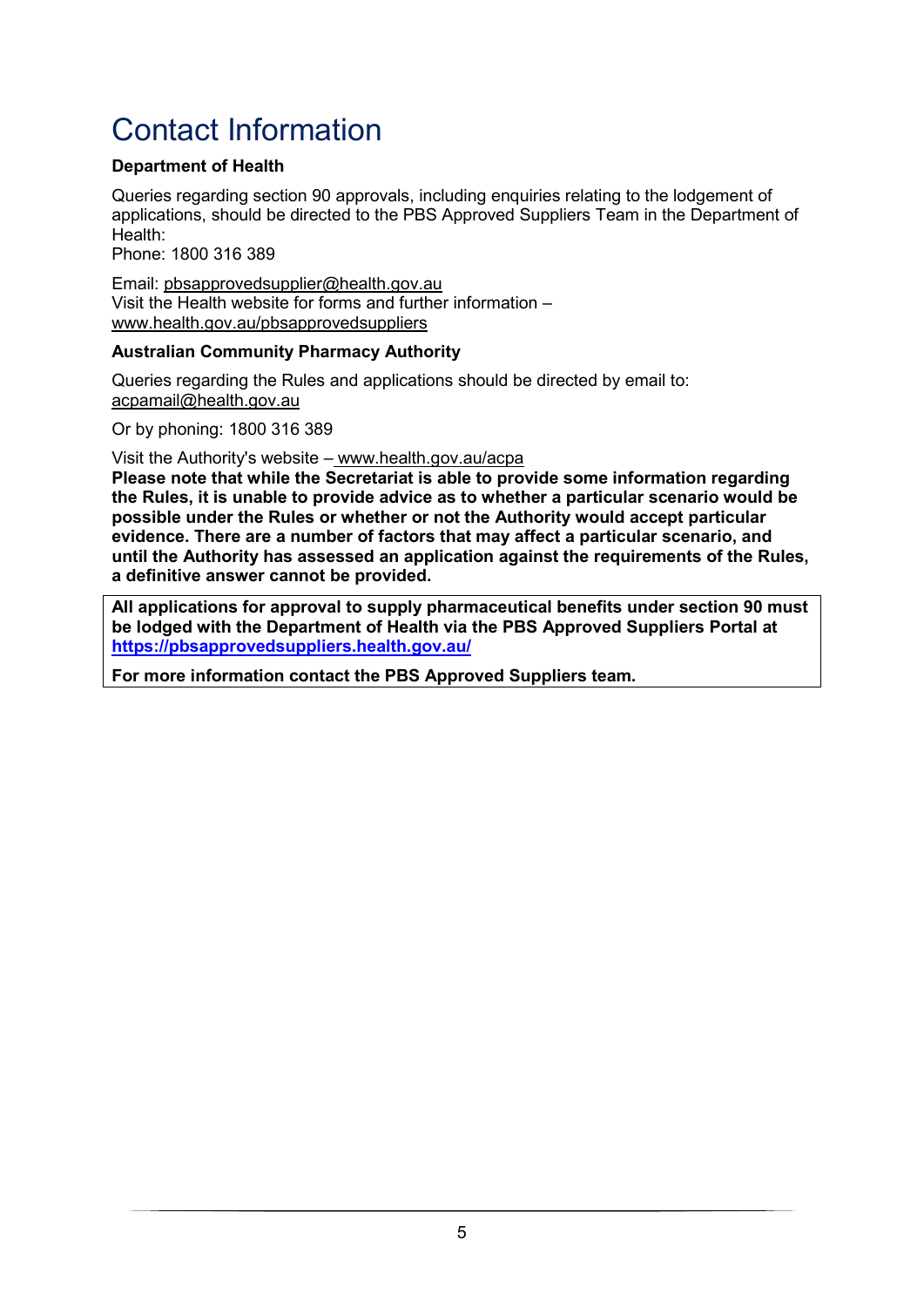# Contact Information

**Department of Health**

Queries regarding section 90 approvals, including enquiries relating to the lodgement of applications, should be directed to the PBS Approved Suppliers Team in the Department of Health:
Phone: 1800 316 389

Email: pbsapprovedsupplier@health.gov.au
Visit the Health website for forms and further information – www.health.gov.au/pbsapprovedsuppliers

**Australian Community Pharmacy Authority**

Queries regarding the Rules and applications should be directed by email to: acpamail@health.gov.au

Or by phoning: 1800 316 389

Visit the Authority's website – www.health.gov.au/acpa

**Please note that while the Secretariat is able to provide some information regarding the Rules, it is unable to provide advice as to whether a particular scenario would be possible under the Rules or whether or not the Authority would accept particular evidence. There are a number of factors that may affect a particular scenario, and until the Authority has assessed an application against the requirements of the Rules, a definitive answer cannot be provided.**

**All applications for approval to supply pharmaceutical benefits under section 90 must be lodged with the Department of Health via the PBS Approved Suppliers Portal at https://pbsapprovedsuppliers.health.gov.au/**

**For more information contact the PBS Approved Suppliers team.**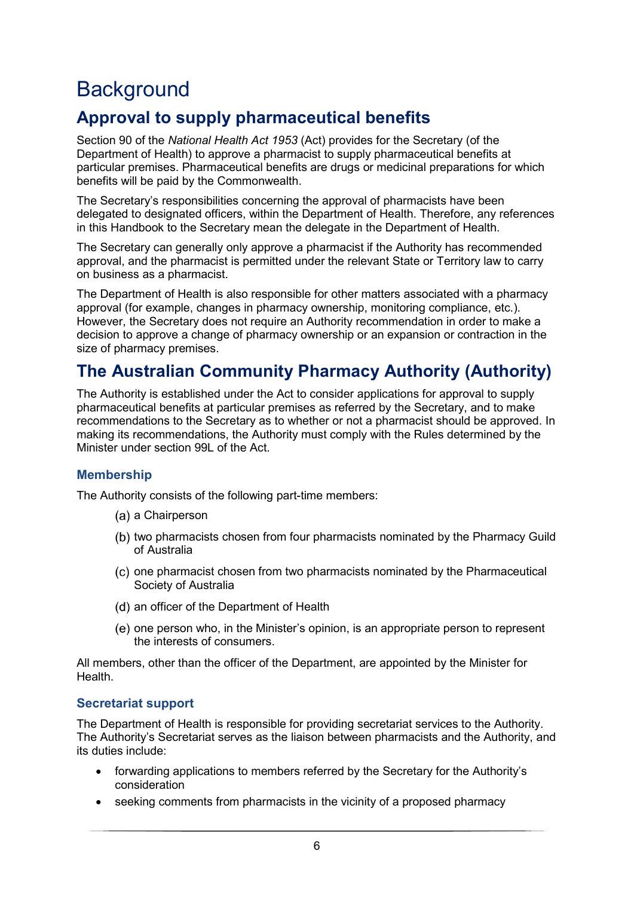# Background

## Approval to supply pharmaceutical benefits

Section 90 of the *National Health Act 1953* (Act) provides for the Secretary (of the Department of Health) to approve a pharmacist to supply pharmaceutical benefits at particular premises. Pharmaceutical benefits are drugs or medicinal preparations for which benefits will be paid by the Commonwealth.

The Secretary's responsibilities concerning the approval of pharmacists have been delegated to designated officers, within the Department of Health. Therefore, any references in this Handbook to the Secretary mean the delegate in the Department of Health.

The Secretary can generally only approve a pharmacist if the Authority has recommended approval, and the pharmacist is permitted under the relevant State or Territory law to carry on business as a pharmacist.

The Department of Health is also responsible for other matters associated with a pharmacy approval (for example, changes in pharmacy ownership, monitoring compliance, etc.). However, the Secretary does not require an Authority recommendation in order to make a decision to approve a change of pharmacy ownership or an expansion or contraction in the size of pharmacy premises.

## The Australian Community Pharmacy Authority (Authority)

The Authority is established under the Act to consider applications for approval to supply pharmaceutical benefits at particular premises as referred by the Secretary, and to make recommendations to the Secretary as to whether or not a pharmacist should be approved. In making its recommendations, the Authority must comply with the Rules determined by the Minister under section 99L of the Act.

### Membership

The Authority consists of the following part-time members:

(a) a Chairperson

(b) two pharmacists chosen from four pharmacists nominated by the Pharmacy Guild of Australia

(c) one pharmacist chosen from two pharmacists nominated by the Pharmaceutical Society of Australia

(d) an officer of the Department of Health

(e) one person who, in the Minister's opinion, is an appropriate person to represent the interests of consumers.

All members, other than the officer of the Department, are appointed by the Minister for Health.

### Secretariat support

The Department of Health is responsible for providing secretariat services to the Authority. The Authority's Secretariat serves as the liaison between pharmacists and the Authority, and its duties include:

- forwarding applications to members referred by the Secretary for the Authority's consideration
- seeking comments from pharmacists in the vicinity of a proposed pharmacy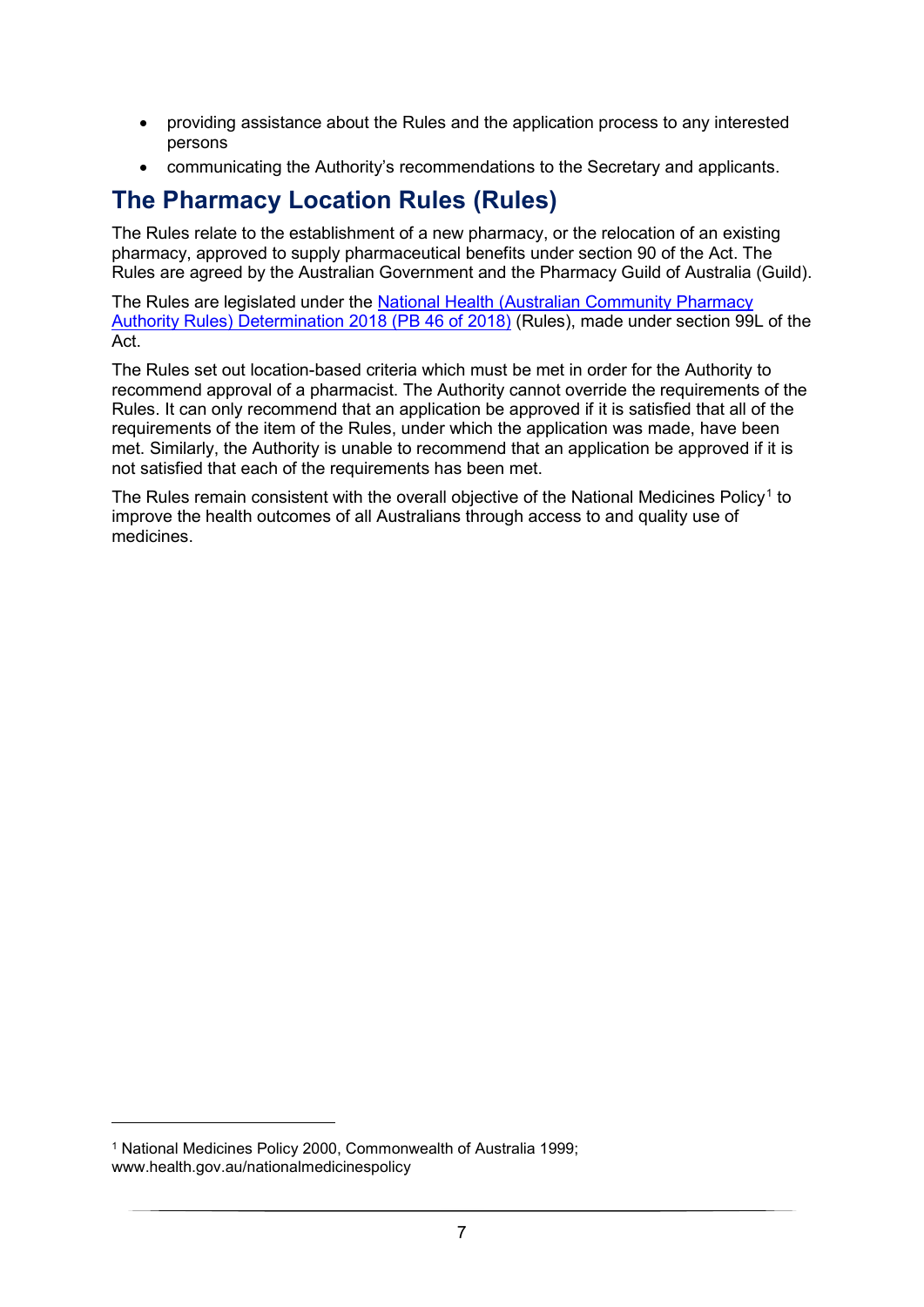- providing assistance about the Rules and the application process to any interested persons
- communicating the Authority's recommendations to the Secretary and applicants.

## The Pharmacy Location Rules (Rules)

The Rules relate to the establishment of a new pharmacy, or the relocation of an existing pharmacy, approved to supply pharmaceutical benefits under section 90 of the Act. The Rules are agreed by the Australian Government and the Pharmacy Guild of Australia (Guild).

The Rules are legislated under the [National Health (Australian Community Pharmacy Authority Rules) Determination 2018 (PB 46 of 2018)]() (Rules), made under section 99L of the Act.

The Rules set out location-based criteria which must be met in order for the Authority to recommend approval of a pharmacist. The Authority cannot override the requirements of the Rules. It can only recommend that an application be approved if it is satisfied that all of the requirements of the item of the Rules, under which the application was made, have been met. Similarly, the Authority is unable to recommend that an application be approved if it is not satisfied that each of the requirements has been met.

The Rules remain consistent with the overall objective of the National Medicines Policy[1] to improve the health outcomes of all Australians through access to and quality use of medicines.

---

[1] National Medicines Policy 2000, Commonwealth of Australia 1999; www.health.gov.au/nationalmedicinespolicy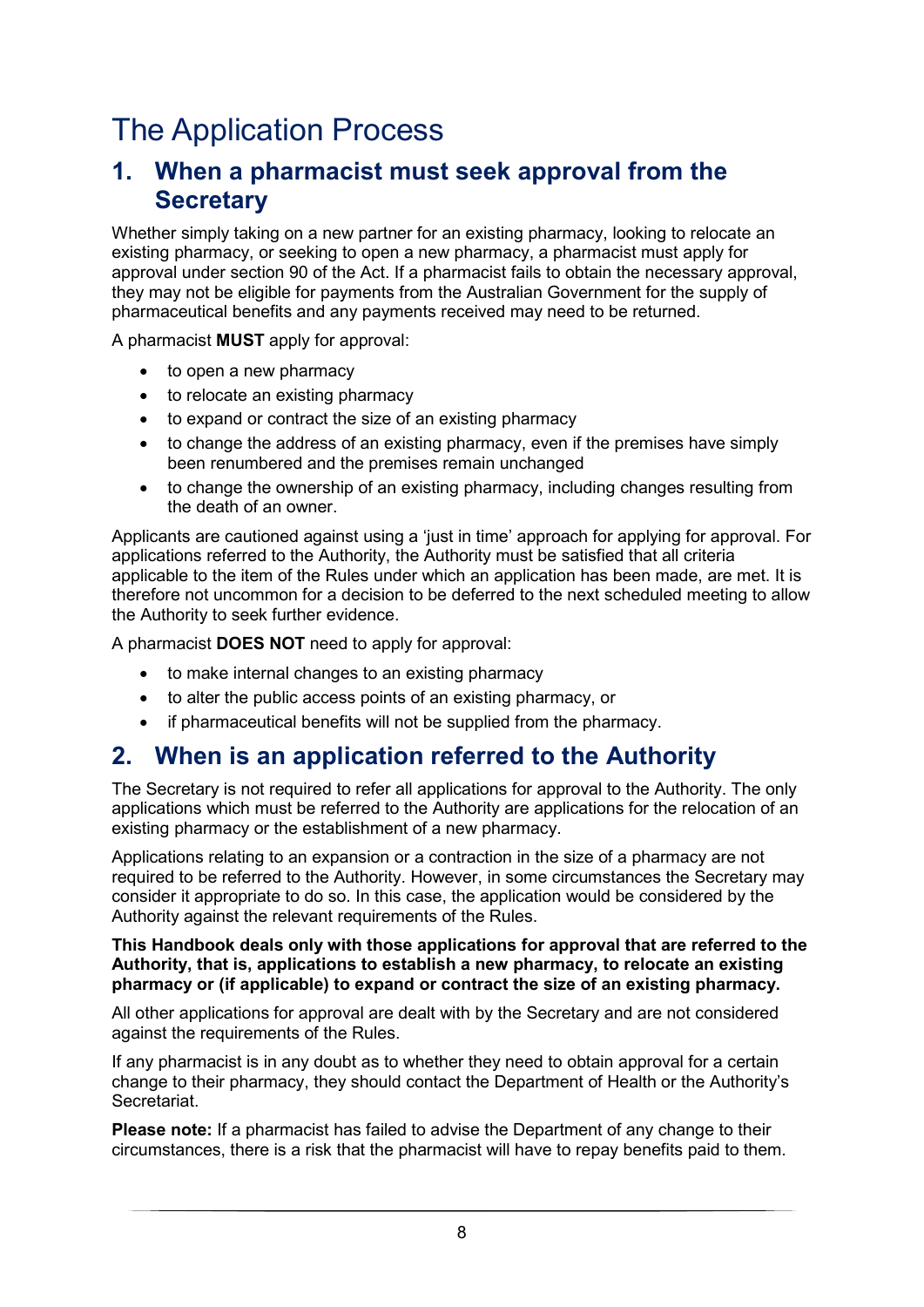# The Application Process

## 1. When a pharmacist must seek approval from the Secretary

Whether simply taking on a new partner for an existing pharmacy, looking to relocate an existing pharmacy, or seeking to open a new pharmacy, a pharmacist must apply for approval under section 90 of the Act. If a pharmacist fails to obtain the necessary approval, they may not be eligible for payments from the Australian Government for the supply of pharmaceutical benefits and any payments received may need to be returned.

A pharmacist **MUST** apply for approval:

- to open a new pharmacy
- to relocate an existing pharmacy
- to expand or contract the size of an existing pharmacy
- to change the address of an existing pharmacy, even if the premises have simply been renumbered and the premises remain unchanged
- to change the ownership of an existing pharmacy, including changes resulting from the death of an owner.

Applicants are cautioned against using a 'just in time' approach for applying for approval. For applications referred to the Authority, the Authority must be satisfied that all criteria applicable to the item of the Rules under which an application has been made, are met. It is therefore not uncommon for a decision to be deferred to the next scheduled meeting to allow the Authority to seek further evidence.

A pharmacist **DOES NOT** need to apply for approval:

- to make internal changes to an existing pharmacy
- to alter the public access points of an existing pharmacy, or
- if pharmaceutical benefits will not be supplied from the pharmacy.

## 2. When is an application referred to the Authority

The Secretary is not required to refer all applications for approval to the Authority. The only applications which must be referred to the Authority are applications for the relocation of an existing pharmacy or the establishment of a new pharmacy.

Applications relating to an expansion or a contraction in the size of a pharmacy are not required to be referred to the Authority. However, in some circumstances the Secretary may consider it appropriate to do so. In this case, the application would be considered by the Authority against the relevant requirements of the Rules.

**This Handbook deals only with those applications for approval that are referred to the Authority, that is, applications to establish a new pharmacy, to relocate an existing pharmacy or (if applicable) to expand or contract the size of an existing pharmacy.**

All other applications for approval are dealt with by the Secretary and are not considered against the requirements of the Rules.

If any pharmacist is in any doubt as to whether they need to obtain approval for a certain change to their pharmacy, they should contact the Department of Health or the Authority's Secretariat.

**Please note:** If a pharmacist has failed to advise the Department of any change to their circumstances, there is a risk that the pharmacist will have to repay benefits paid to them.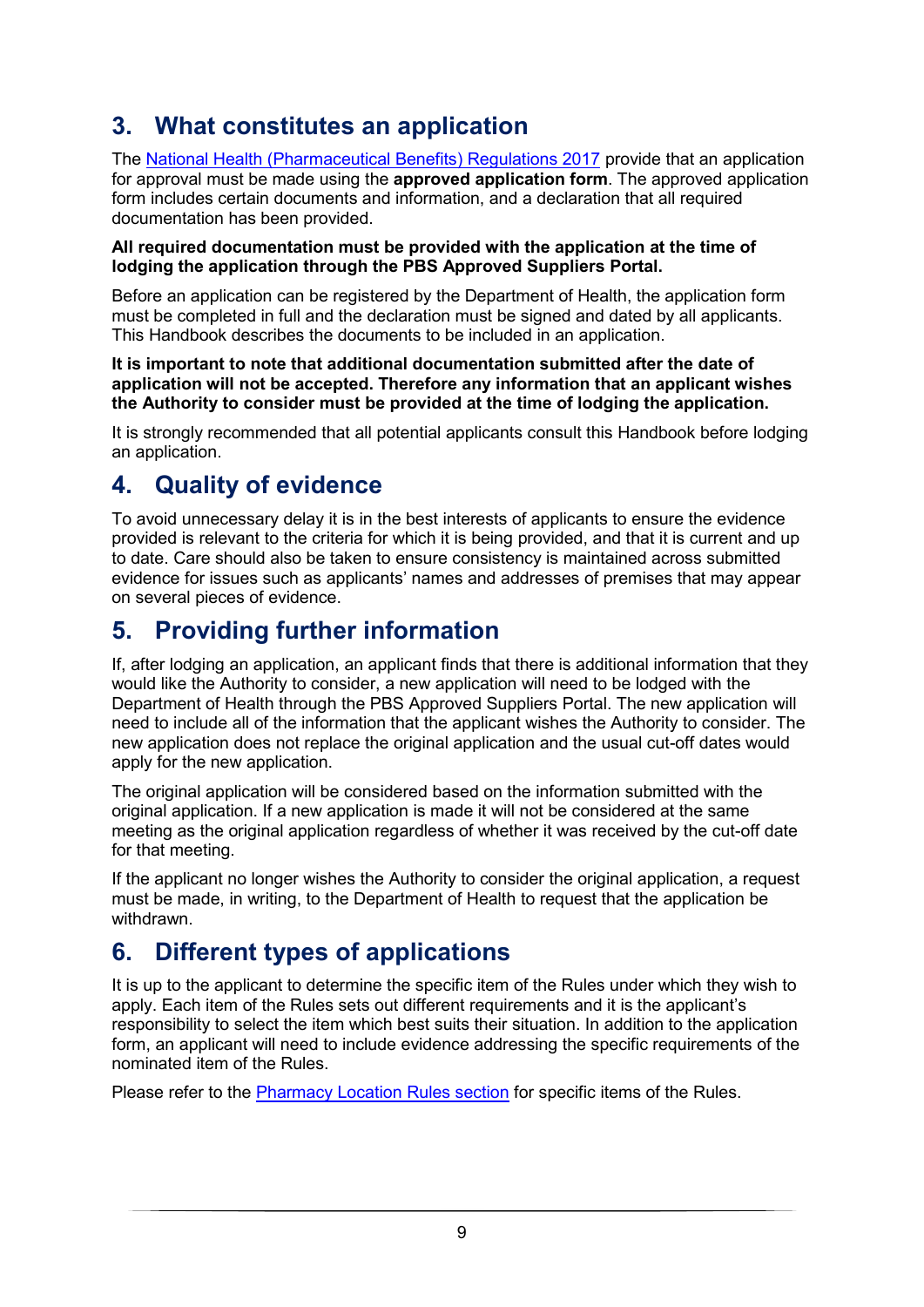## 3. What constitutes an application

The National Health (Pharmaceutical Benefits) Regulations 2017 provide that an application for approval must be made using the **approved application form**. The approved application form includes certain documents and information, and a declaration that all required documentation has been provided.

**All required documentation must be provided with the application at the time of lodging the application through the PBS Approved Suppliers Portal.**

Before an application can be registered by the Department of Health, the application form must be completed in full and the declaration must be signed and dated by all applicants. This Handbook describes the documents to be included in an application.

**It is important to note that additional documentation submitted after the date of application will not be accepted. Therefore any information that an applicant wishes the Authority to consider must be provided at the time of lodging the application.**

It is strongly recommended that all potential applicants consult this Handbook before lodging an application.

## 4. Quality of evidence

To avoid unnecessary delay it is in the best interests of applicants to ensure the evidence provided is relevant to the criteria for which it is being provided, and that it is current and up to date. Care should also be taken to ensure consistency is maintained across submitted evidence for issues such as applicants' names and addresses of premises that may appear on several pieces of evidence.

## 5. Providing further information

If, after lodging an application, an applicant finds that there is additional information that they would like the Authority to consider, a new application will need to be lodged with the Department of Health through the PBS Approved Suppliers Portal. The new application will need to include all of the information that the applicant wishes the Authority to consider. The new application does not replace the original application and the usual cut-off dates would apply for the new application.

The original application will be considered based on the information submitted with the original application. If a new application is made it will not be considered at the same meeting as the original application regardless of whether it was received by the cut-off date for that meeting.

If the applicant no longer wishes the Authority to consider the original application, a request must be made, in writing, to the Department of Health to request that the application be withdrawn.

## 6. Different types of applications

It is up to the applicant to determine the specific item of the Rules under which they wish to apply. Each item of the Rules sets out different requirements and it is the applicant's responsibility to select the item which best suits their situation. In addition to the application form, an applicant will need to include evidence addressing the specific requirements of the nominated item of the Rules.

Please refer to the Pharmacy Location Rules section for specific items of the Rules.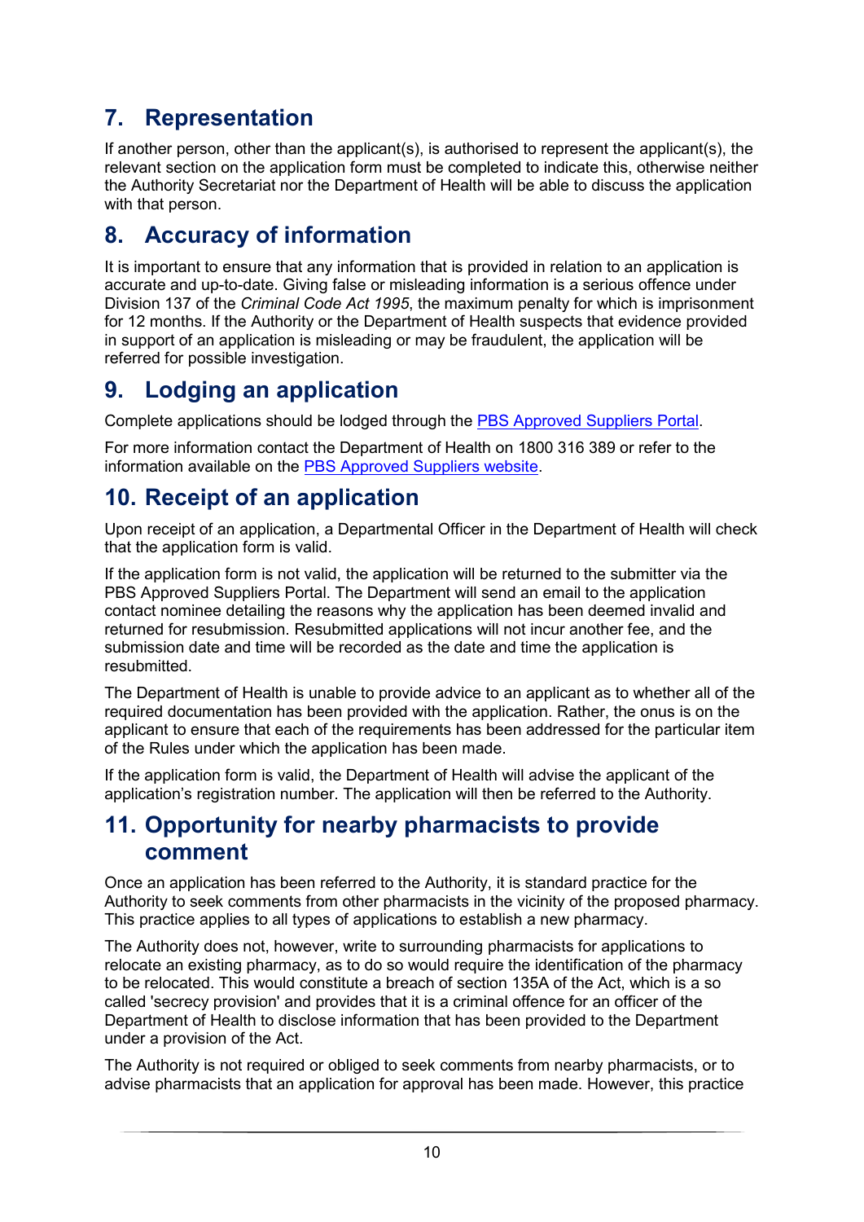## 7. Representation

If another person, other than the applicant(s), is authorised to represent the applicant(s), the relevant section on the application form must be completed to indicate this, otherwise neither the Authority Secretariat nor the Department of Health will be able to discuss the application with that person.

## 8. Accuracy of information

It is important to ensure that any information that is provided in relation to an application is accurate and up-to-date. Giving false or misleading information is a serious offence under Division 137 of the *Criminal Code Act 1995*, the maximum penalty for which is imprisonment for 12 months. If the Authority or the Department of Health suspects that evidence provided in support of an application is misleading or may be fraudulent, the application will be referred for possible investigation.

## 9. Lodging an application

Complete applications should be lodged through the PBS Approved Suppliers Portal.

For more information contact the Department of Health on 1800 316 389 or refer to the information available on the PBS Approved Suppliers website.

## 10. Receipt of an application

Upon receipt of an application, a Departmental Officer in the Department of Health will check that the application form is valid.

If the application form is not valid, the application will be returned to the submitter via the PBS Approved Suppliers Portal. The Department will send an email to the application contact nominee detailing the reasons why the application has been deemed invalid and returned for resubmission. Resubmitted applications will not incur another fee, and the submission date and time will be recorded as the date and time the application is resubmitted.

The Department of Health is unable to provide advice to an applicant as to whether all of the required documentation has been provided with the application. Rather, the onus is on the applicant to ensure that each of the requirements has been addressed for the particular item of the Rules under which the application has been made.

If the application form is valid, the Department of Health will advise the applicant of the application's registration number. The application will then be referred to the Authority.

## 11. Opportunity for nearby pharmacists to provide comment

Once an application has been referred to the Authority, it is standard practice for the Authority to seek comments from other pharmacists in the vicinity of the proposed pharmacy. This practice applies to all types of applications to establish a new pharmacy.

The Authority does not, however, write to surrounding pharmacists for applications to relocate an existing pharmacy, as to do so would require the identification of the pharmacy to be relocated. This would constitute a breach of section 135A of the Act, which is a so called 'secrecy provision' and provides that it is a criminal offence for an officer of the Department of Health to disclose information that has been provided to the Department under a provision of the Act.

The Authority is not required or obliged to seek comments from nearby pharmacists, or to advise pharmacists that an application for approval has been made. However, this practice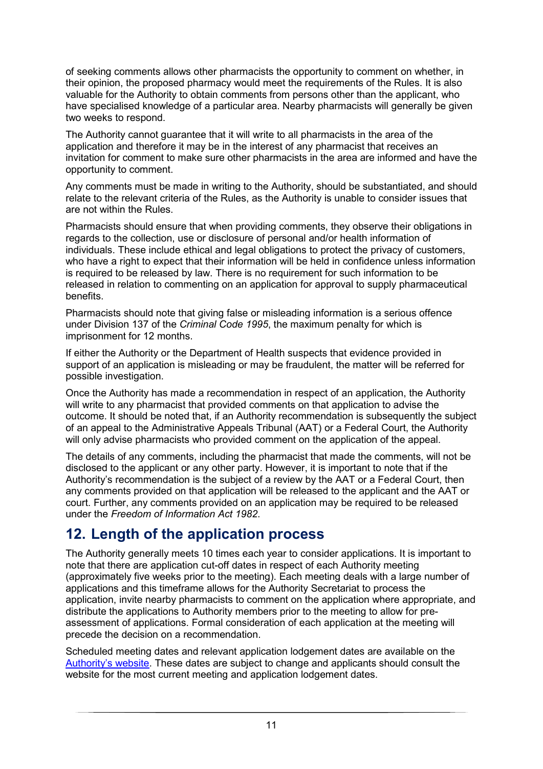of seeking comments allows other pharmacists the opportunity to comment on whether, in their opinion, the proposed pharmacy would meet the requirements of the Rules. It is also valuable for the Authority to obtain comments from persons other than the applicant, who have specialised knowledge of a particular area. Nearby pharmacists will generally be given two weeks to respond.

The Authority cannot guarantee that it will write to all pharmacists in the area of the application and therefore it may be in the interest of any pharmacist that receives an invitation for comment to make sure other pharmacists in the area are informed and have the opportunity to comment.

Any comments must be made in writing to the Authority, should be substantiated, and should relate to the relevant criteria of the Rules, as the Authority is unable to consider issues that are not within the Rules.

Pharmacists should ensure that when providing comments, they observe their obligations in regards to the collection, use or disclosure of personal and/or health information of individuals. These include ethical and legal obligations to protect the privacy of customers, who have a right to expect that their information will be held in confidence unless information is required to be released by law. There is no requirement for such information to be released in relation to commenting on an application for approval to supply pharmaceutical benefits.

Pharmacists should note that giving false or misleading information is a serious offence under Division 137 of the *Criminal Code 1995*, the maximum penalty for which is imprisonment for 12 months.

If either the Authority or the Department of Health suspects that evidence provided in support of an application is misleading or may be fraudulent, the matter will be referred for possible investigation.

Once the Authority has made a recommendation in respect of an application, the Authority will write to any pharmacist that provided comments on that application to advise the outcome. It should be noted that, if an Authority recommendation is subsequently the subject of an appeal to the Administrative Appeals Tribunal (AAT) or a Federal Court, the Authority will only advise pharmacists who provided comment on the application of the appeal.

The details of any comments, including the pharmacist that made the comments, will not be disclosed to the applicant or any other party. However, it is important to note that if the Authority's recommendation is the subject of a review by the AAT or a Federal Court, then any comments provided on that application will be released to the applicant and the AAT or court. Further, any comments provided on an application may be required to be released under the *Freedom of Information Act 1982*.

## 12. Length of the application process

The Authority generally meets 10 times each year to consider applications. It is important to note that there are application cut-off dates in respect of each Authority meeting (approximately five weeks prior to the meeting). Each meeting deals with a large number of applications and this timeframe allows for the Authority Secretariat to process the application, invite nearby pharmacists to comment on the application where appropriate, and distribute the applications to Authority members prior to the meeting to allow for pre-assessment of applications. Formal consideration of each application at the meeting will precede the decision on a recommendation.

Scheduled meeting dates and relevant application lodgement dates are available on the Authority's website. These dates are subject to change and applicants should consult the website for the most current meeting and application lodgement dates.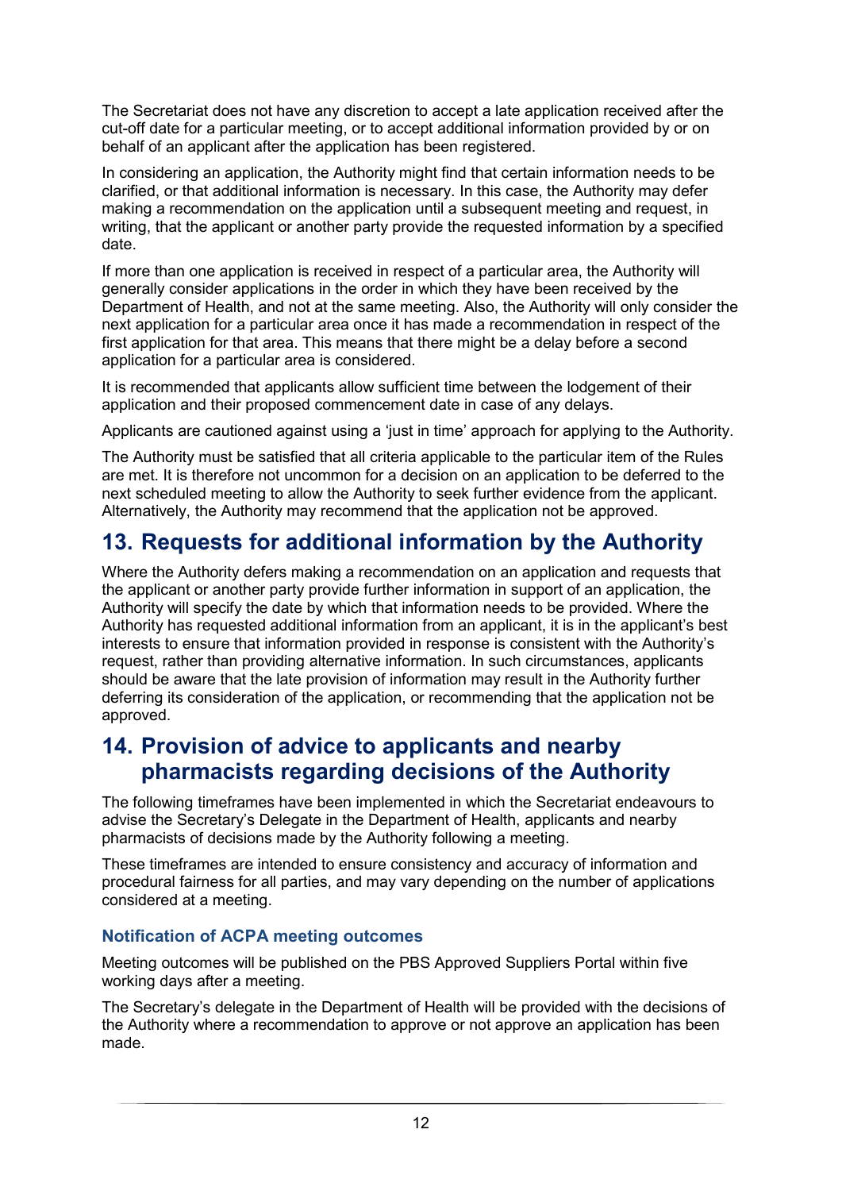The Secretariat does not have any discretion to accept a late application received after the cut-off date for a particular meeting, or to accept additional information provided by or on behalf of an applicant after the application has been registered.

In considering an application, the Authority might find that certain information needs to be clarified, or that additional information is necessary. In this case, the Authority may defer making a recommendation on the application until a subsequent meeting and request, in writing, that the applicant or another party provide the requested information by a specified date.

If more than one application is received in respect of a particular area, the Authority will generally consider applications in the order in which they have been received by the Department of Health, and not at the same meeting. Also, the Authority will only consider the next application for a particular area once it has made a recommendation in respect of the first application for that area. This means that there might be a delay before a second application for a particular area is considered.

It is recommended that applicants allow sufficient time between the lodgement of their application and their proposed commencement date in case of any delays.

Applicants are cautioned against using a 'just in time' approach for applying to the Authority.

The Authority must be satisfied that all criteria applicable to the particular item of the Rules are met. It is therefore not uncommon for a decision on an application to be deferred to the next scheduled meeting to allow the Authority to seek further evidence from the applicant. Alternatively, the Authority may recommend that the application not be approved.

# 13. Requests for additional information by the Authority

Where the Authority defers making a recommendation on an application and requests that the applicant or another party provide further information in support of an application, the Authority will specify the date by which that information needs to be provided. Where the Authority has requested additional information from an applicant, it is in the applicant's best interests to ensure that information provided in response is consistent with the Authority's request, rather than providing alternative information. In such circumstances, applicants should be aware that the late provision of information may result in the Authority further deferring its consideration of the application, or recommending that the application not be approved.

# 14. Provision of advice to applicants and nearby pharmacists regarding decisions of the Authority

The following timeframes have been implemented in which the Secretariat endeavours to advise the Secretary's Delegate in the Department of Health, applicants and nearby pharmacists of decisions made by the Authority following a meeting.

These timeframes are intended to ensure consistency and accuracy of information and procedural fairness for all parties, and may vary depending on the number of applications considered at a meeting.

### Notification of ACPA meeting outcomes

Meeting outcomes will be published on the PBS Approved Suppliers Portal within five working days after a meeting.

The Secretary's delegate in the Department of Health will be provided with the decisions of the Authority where a recommendation to approve or not approve an application has been made.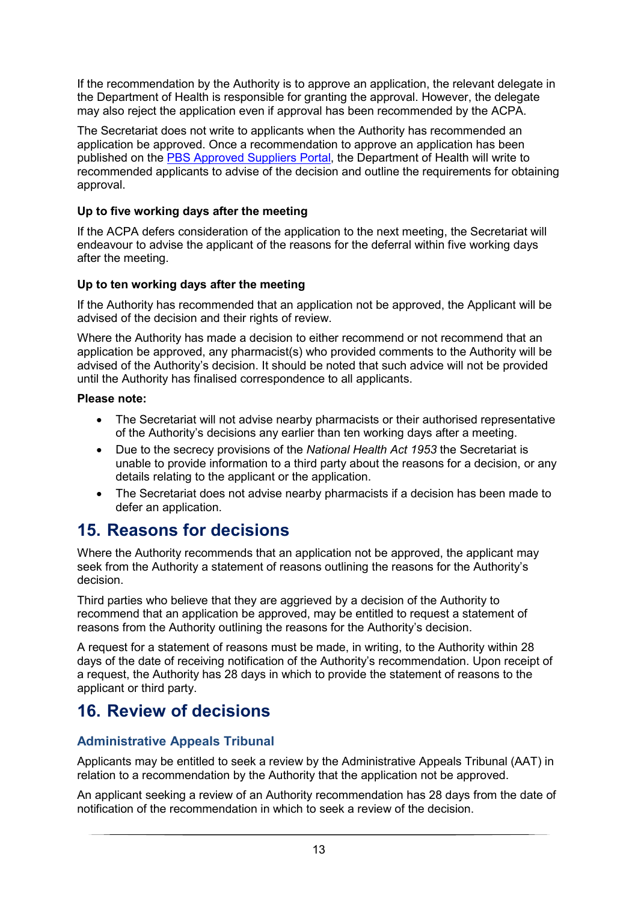If the recommendation by the Authority is to approve an application, the relevant delegate in the Department of Health is responsible for granting the approval. However, the delegate may also reject the application even if approval has been recommended by the ACPA.

The Secretariat does not write to applicants when the Authority has recommended an application be approved. Once a recommendation to approve an application has been published on the [PBS Approved Suppliers Portal](), the Department of Health will write to recommended applicants to advise of the decision and outline the requirements for obtaining approval.

**Up to five working days after the meeting**

If the ACPA defers consideration of the application to the next meeting, the Secretariat will endeavour to advise the applicant of the reasons for the deferral within five working days after the meeting.

**Up to ten working days after the meeting**

If the Authority has recommended that an application not be approved, the Applicant will be advised of the decision and their rights of review.

Where the Authority has made a decision to either recommend or not recommend that an application be approved, any pharmacist(s) who provided comments to the Authority will be advised of the Authority's decision. It should be noted that such advice will not be provided until the Authority has finalised correspondence to all applicants.

**Please note:**

- The Secretariat will not advise nearby pharmacists or their authorised representative of the Authority's decisions any earlier than ten working days after a meeting.
- Due to the secrecy provisions of the *National Health Act 1953* the Secretariat is unable to provide information to a third party about the reasons for a decision, or any details relating to the applicant or the application.
- The Secretariat does not advise nearby pharmacists if a decision has been made to defer an application.

# 15. Reasons for decisions

Where the Authority recommends that an application not be approved, the applicant may seek from the Authority a statement of reasons outlining the reasons for the Authority's decision.

Third parties who believe that they are aggrieved by a decision of the Authority to recommend that an application be approved, may be entitled to request a statement of reasons from the Authority outlining the reasons for the Authority's decision.

A request for a statement of reasons must be made, in writing, to the Authority within 28 days of the date of receiving notification of the Authority's recommendation. Upon receipt of a request, the Authority has 28 days in which to provide the statement of reasons to the applicant or third party.

# 16. Review of decisions

## Administrative Appeals Tribunal

Applicants may be entitled to seek a review by the Administrative Appeals Tribunal (AAT) in relation to a recommendation by the Authority that the application not be approved.

An applicant seeking a review of an Authority recommendation has 28 days from the date of notification of the recommendation in which to seek a review of the decision.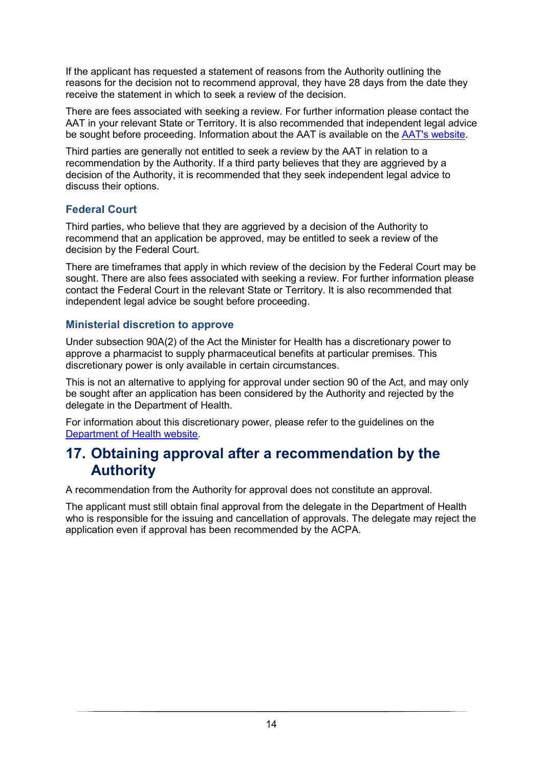If the applicant has requested a statement of reasons from the Authority outlining the reasons for the decision not to recommend approval, they have 28 days from the date they receive the statement in which to seek a review of the decision.

There are fees associated with seeking a review. For further information please contact the AAT in your relevant State or Territory. It is also recommended that independent legal advice be sought before proceeding. Information about the AAT is available on the [AAT's website](#).

Third parties are generally not entitled to seek a review by the AAT in relation to a recommendation by the Authority. If a third party believes that they are aggrieved by a decision of the Authority, it is recommended that they seek independent legal advice to discuss their options.

### Federal Court

Third parties, who believe that they are aggrieved by a decision of the Authority to recommend that an application be approved, may be entitled to seek a review of the decision by the Federal Court.

There are timeframes that apply in which review of the decision by the Federal Court may be sought. There are also fees associated with seeking a review. For further information please contact the Federal Court in the relevant State or Territory. It is also recommended that independent legal advice be sought before proceeding.

### Ministerial discretion to approve

Under subsection 90A(2) of the Act the Minister for Health has a discretionary power to approve a pharmacist to supply pharmaceutical benefits at particular premises. This discretionary power is only available in certain circumstances.

This is not an alternative to applying for approval under section 90 of the Act, and may only be sought after an application has been considered by the Authority and rejected by the delegate in the Department of Health.

For information about this discretionary power, please refer to the guidelines on the [Department of Health website](#).

## 17. Obtaining approval after a recommendation by the Authority

A recommendation from the Authority for approval does not constitute an approval.

The applicant must still obtain final approval from the delegate in the Department of Health who is responsible for the issuing and cancellation of approvals. The delegate may reject the application even if approval has been recommended by the ACPA.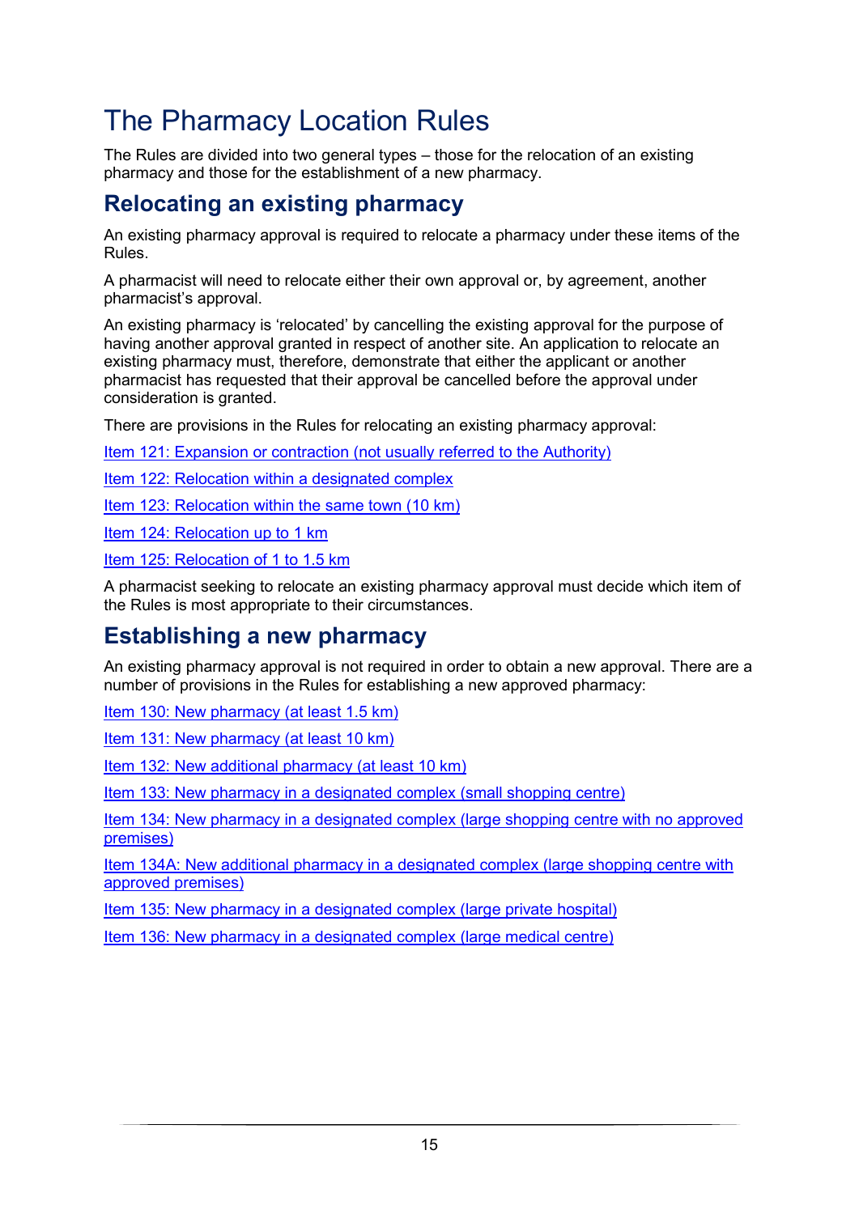# The Pharmacy Location Rules

The Rules are divided into two general types – those for the relocation of an existing pharmacy and those for the establishment of a new pharmacy.

## Relocating an existing pharmacy

An existing pharmacy approval is required to relocate a pharmacy under these items of the Rules.

A pharmacist will need to relocate either their own approval or, by agreement, another pharmacist's approval.

An existing pharmacy is 'relocated' by cancelling the existing approval for the purpose of having another approval granted in respect of another site. An application to relocate an existing pharmacy must, therefore, demonstrate that either the applicant or another pharmacist has requested that their approval be cancelled before the approval under consideration is granted.

There are provisions in the Rules for relocating an existing pharmacy approval:

Item 121: Expansion or contraction (not usually referred to the Authority)

Item 122: Relocation within a designated complex

Item 123: Relocation within the same town (10 km)

Item 124: Relocation up to 1 km

Item 125: Relocation of 1 to 1.5 km

A pharmacist seeking to relocate an existing pharmacy approval must decide which item of the Rules is most appropriate to their circumstances.

## Establishing a new pharmacy

An existing pharmacy approval is not required in order to obtain a new approval. There are a number of provisions in the Rules for establishing a new approved pharmacy:

Item 130: New pharmacy (at least 1.5 km)

Item 131: New pharmacy (at least 10 km)

Item 132: New additional pharmacy (at least 10 km)

Item 133: New pharmacy in a designated complex (small shopping centre)

Item 134: New pharmacy in a designated complex (large shopping centre with no approved premises)

Item 134A: New additional pharmacy in a designated complex (large shopping centre with approved premises)

Item 135: New pharmacy in a designated complex (large private hospital)

Item 136: New pharmacy in a designated complex (large medical centre)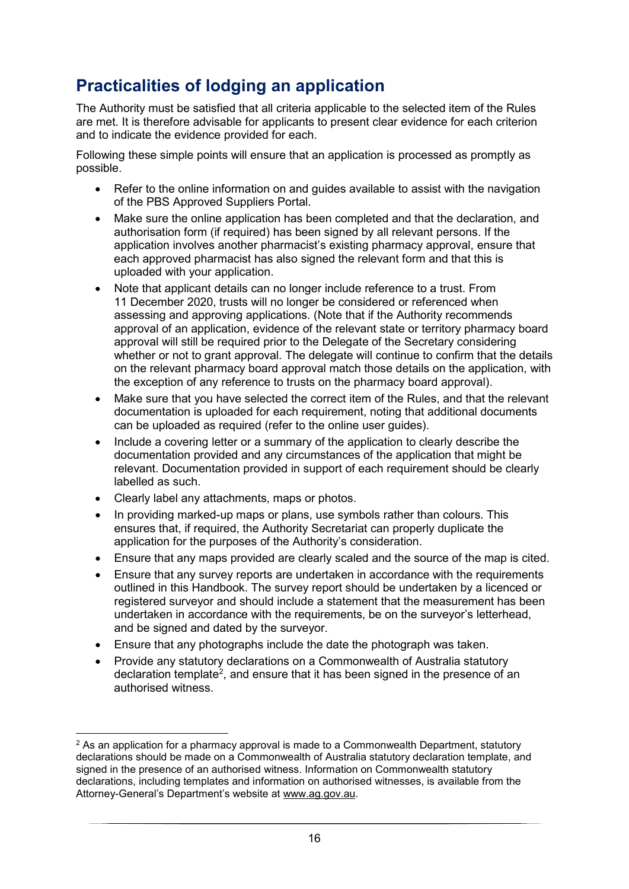## Practicalities of lodging an application

The Authority must be satisfied that all criteria applicable to the selected item of the Rules are met. It is therefore advisable for applicants to present clear evidence for each criterion and to indicate the evidence provided for each.

Following these simple points will ensure that an application is processed as promptly as possible.

- Refer to the online information on and guides available to assist with the navigation of the PBS Approved Suppliers Portal.
- Make sure the online application has been completed and that the declaration, and authorisation form (if required) has been signed by all relevant persons. If the application involves another pharmacist's existing pharmacy approval, ensure that each approved pharmacist has also signed the relevant form and that this is uploaded with your application.
- Note that applicant details can no longer include reference to a trust. From 11 December 2020, trusts will no longer be considered or referenced when assessing and approving applications. (Note that if the Authority recommends approval of an application, evidence of the relevant state or territory pharmacy board approval will still be required prior to the Delegate of the Secretary considering whether or not to grant approval. The delegate will continue to confirm that the details on the relevant pharmacy board approval match those details on the application, with the exception of any reference to trusts on the pharmacy board approval).
- Make sure that you have selected the correct item of the Rules, and that the relevant documentation is uploaded for each requirement, noting that additional documents can be uploaded as required (refer to the online user guides).
- Include a covering letter or a summary of the application to clearly describe the documentation provided and any circumstances of the application that might be relevant. Documentation provided in support of each requirement should be clearly labelled as such.
- Clearly label any attachments, maps or photos.
- In providing marked-up maps or plans, use symbols rather than colours. This ensures that, if required, the Authority Secretariat can properly duplicate the application for the purposes of the Authority's consideration.
- Ensure that any maps provided are clearly scaled and the source of the map is cited.
- Ensure that any survey reports are undertaken in accordance with the requirements outlined in this Handbook. The survey report should be undertaken by a licenced or registered surveyor and should include a statement that the measurement has been undertaken in accordance with the requirements, be on the surveyor's letterhead, and be signed and dated by the surveyor.
- Ensure that any photographs include the date the photograph was taken.
- Provide any statutory declarations on a Commonwealth of Australia statutory declaration template[2], and ensure that it has been signed in the presence of an authorised witness.

[2] As an application for a pharmacy approval is made to a Commonwealth Department, statutory declarations should be made on a Commonwealth of Australia statutory declaration template, and signed in the presence of an authorised witness. Information on Commonwealth statutory declarations, including templates and information on authorised witnesses, is available from the Attorney-General's Department's website at www.ag.gov.au.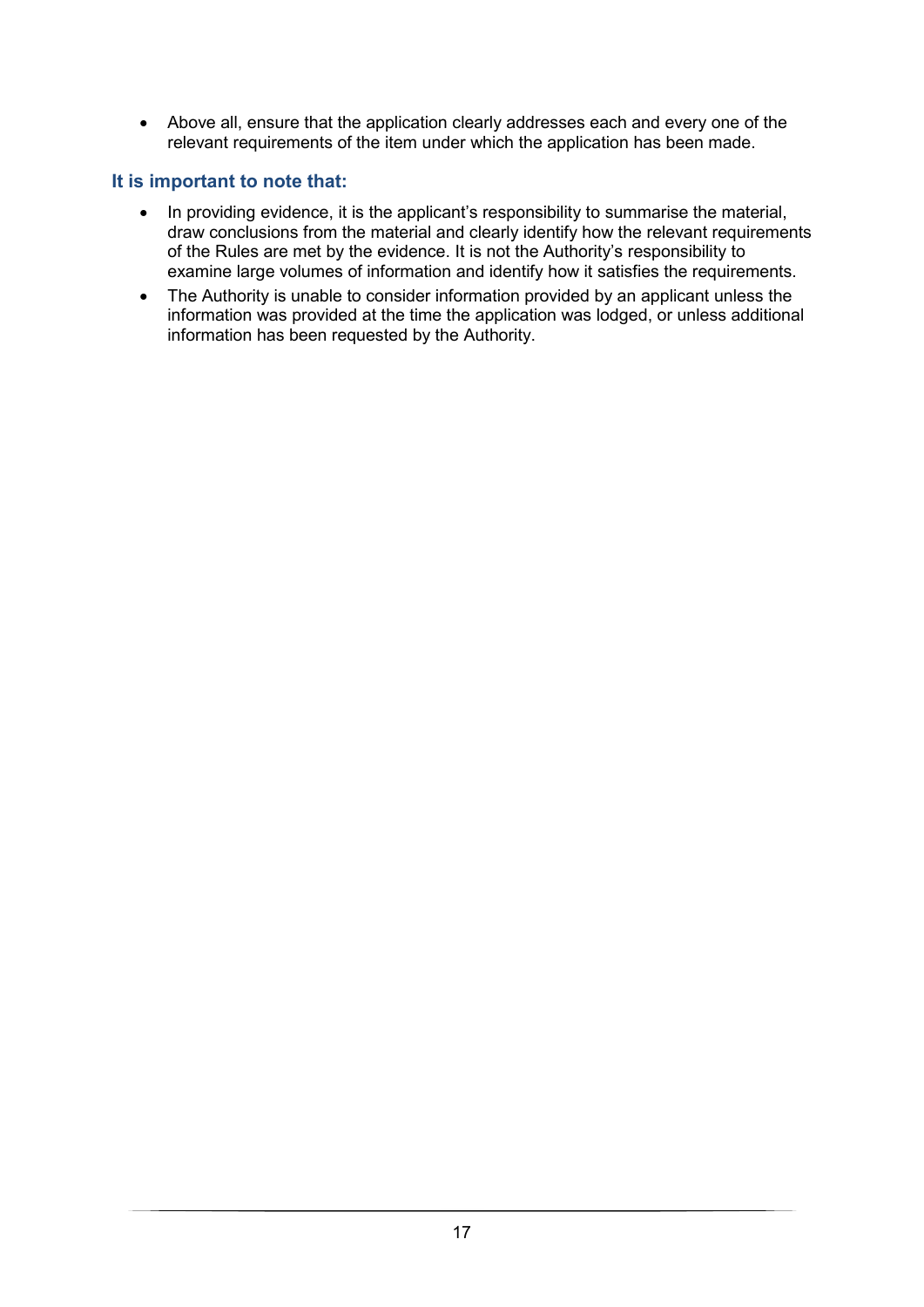- Above all, ensure that the application clearly addresses each and every one of the relevant requirements of the item under which the application has been made.

### It is important to note that:

- In providing evidence, it is the applicant's responsibility to summarise the material, draw conclusions from the material and clearly identify how the relevant requirements of the Rules are met by the evidence. It is not the Authority's responsibility to examine large volumes of information and identify how it satisfies the requirements.
- The Authority is unable to consider information provided by an applicant unless the information was provided at the time the application was lodged, or unless additional information has been requested by the Authority.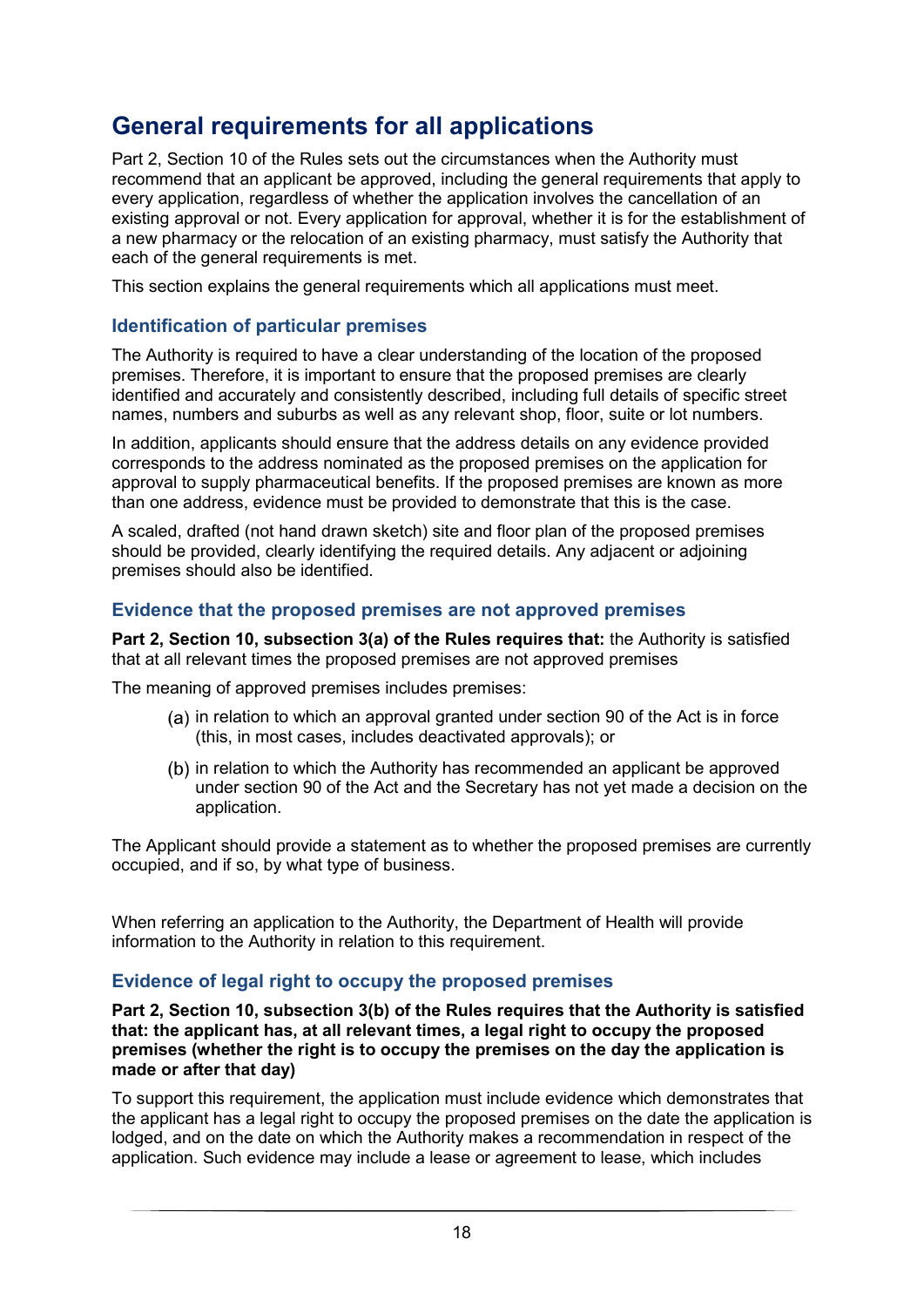# General requirements for all applications

Part 2, Section 10 of the Rules sets out the circumstances when the Authority must recommend that an applicant be approved, including the general requirements that apply to every application, regardless of whether the application involves the cancellation of an existing approval or not. Every application for approval, whether it is for the establishment of a new pharmacy or the relocation of an existing pharmacy, must satisfy the Authority that each of the general requirements is met.

This section explains the general requirements which all applications must meet.

## Identification of particular premises

The Authority is required to have a clear understanding of the location of the proposed premises. Therefore, it is important to ensure that the proposed premises are clearly identified and accurately and consistently described, including full details of specific street names, numbers and suburbs as well as any relevant shop, floor, suite or lot numbers.

In addition, applicants should ensure that the address details on any evidence provided corresponds to the address nominated as the proposed premises on the application for approval to supply pharmaceutical benefits. If the proposed premises are known as more than one address, evidence must be provided to demonstrate that this is the case.

A scaled, drafted (not hand drawn sketch) site and floor plan of the proposed premises should be provided, clearly identifying the required details. Any adjacent or adjoining premises should also be identified.

## Evidence that the proposed premises are not approved premises

**Part 2, Section 10, subsection 3(a) of the Rules requires that:** the Authority is satisfied that at all relevant times the proposed premises are not approved premises

The meaning of approved premises includes premises:

(a) in relation to which an approval granted under section 90 of the Act is in force (this, in most cases, includes deactivated approvals); or

(b) in relation to which the Authority has recommended an applicant be approved under section 90 of the Act and the Secretary has not yet made a decision on the application.

The Applicant should provide a statement as to whether the proposed premises are currently occupied, and if so, by what type of business.

When referring an application to the Authority, the Department of Health will provide information to the Authority in relation to this requirement.

## Evidence of legal right to occupy the proposed premises

**Part 2, Section 10, subsection 3(b) of the Rules requires that the Authority is satisfied that: the applicant has, at all relevant times, a legal right to occupy the proposed premises (whether the right is to occupy the premises on the day the application is made or after that day)**

To support this requirement, the application must include evidence which demonstrates that the applicant has a legal right to occupy the proposed premises on the date the application is lodged, and on the date on which the Authority makes a recommendation in respect of the application. Such evidence may include a lease or agreement to lease, which includes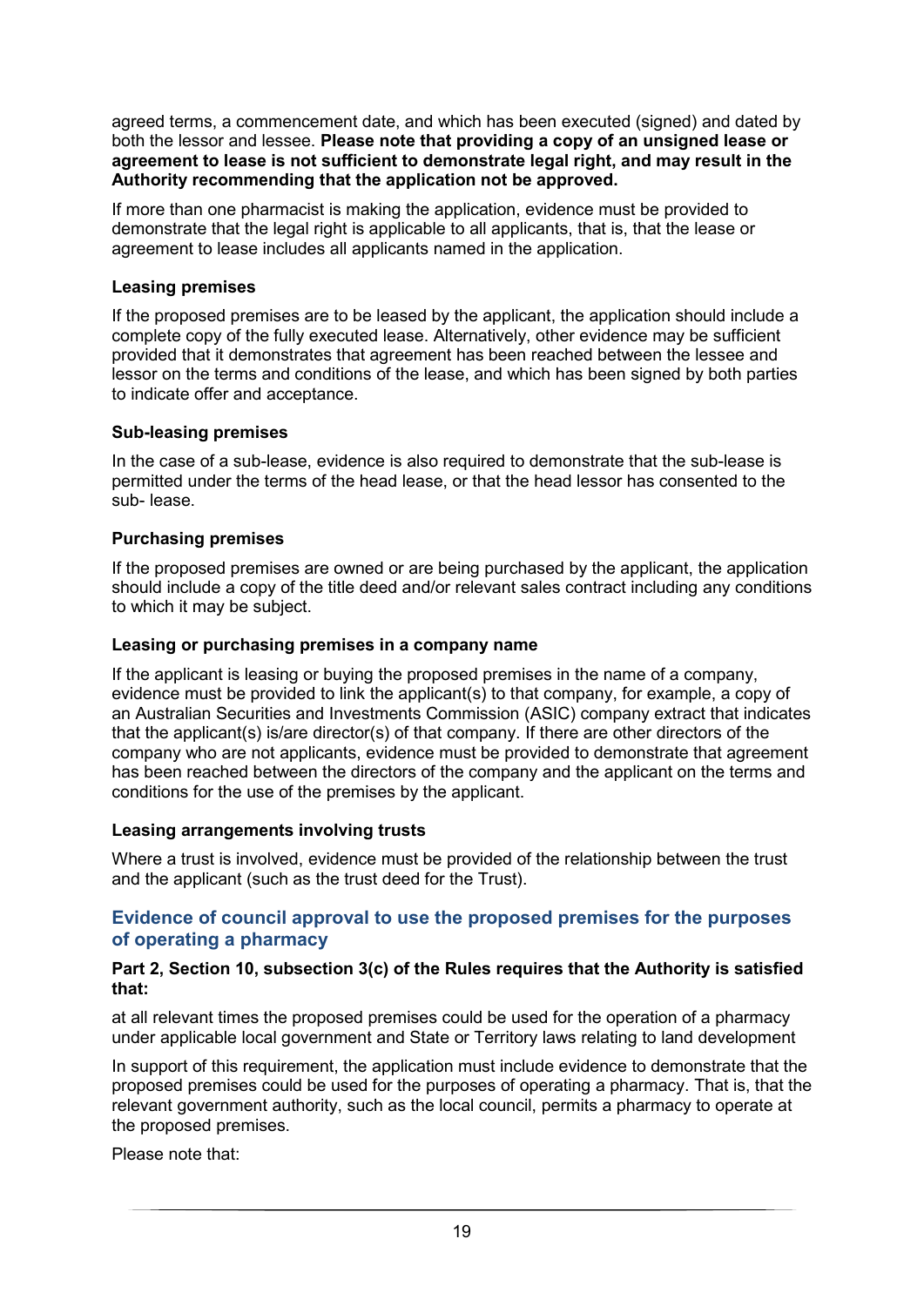agreed terms, a commencement date, and which has been executed (signed) and dated by both the lessor and lessee. **Please note that providing a copy of an unsigned lease or agreement to lease is not sufficient to demonstrate legal right, and may result in the Authority recommending that the application not be approved.**

If more than one pharmacist is making the application, evidence must be provided to demonstrate that the legal right is applicable to all applicants, that is, that the lease or agreement to lease includes all applicants named in the application.

#### Leasing premises

If the proposed premises are to be leased by the applicant, the application should include a complete copy of the fully executed lease. Alternatively, other evidence may be sufficient provided that it demonstrates that agreement has been reached between the lessee and lessor on the terms and conditions of the lease, and which has been signed by both parties to indicate offer and acceptance.

#### Sub-leasing premises

In the case of a sub-lease, evidence is also required to demonstrate that the sub-lease is permitted under the terms of the head lease, or that the head lessor has consented to the sub- lease.

#### Purchasing premises

If the proposed premises are owned or are being purchased by the applicant, the application should include a copy of the title deed and/or relevant sales contract including any conditions to which it may be subject.

#### Leasing or purchasing premises in a company name

If the applicant is leasing or buying the proposed premises in the name of a company, evidence must be provided to link the applicant(s) to that company, for example, a copy of an Australian Securities and Investments Commission (ASIC) company extract that indicates that the applicant(s) is/are director(s) of that company. If there are other directors of the company who are not applicants, evidence must be provided to demonstrate that agreement has been reached between the directors of the company and the applicant on the terms and conditions for the use of the premises by the applicant.

#### Leasing arrangements involving trusts

Where a trust is involved, evidence must be provided of the relationship between the trust and the applicant (such as the trust deed for the Trust).

### Evidence of council approval to use the proposed premises for the purposes of operating a pharmacy

**Part 2, Section 10, subsection 3(c) of the Rules requires that the Authority is satisfied that:**

at all relevant times the proposed premises could be used for the operation of a pharmacy under applicable local government and State or Territory laws relating to land development

In support of this requirement, the application must include evidence to demonstrate that the proposed premises could be used for the purposes of operating a pharmacy. That is, that the relevant government authority, such as the local council, permits a pharmacy to operate at the proposed premises.

Please note that: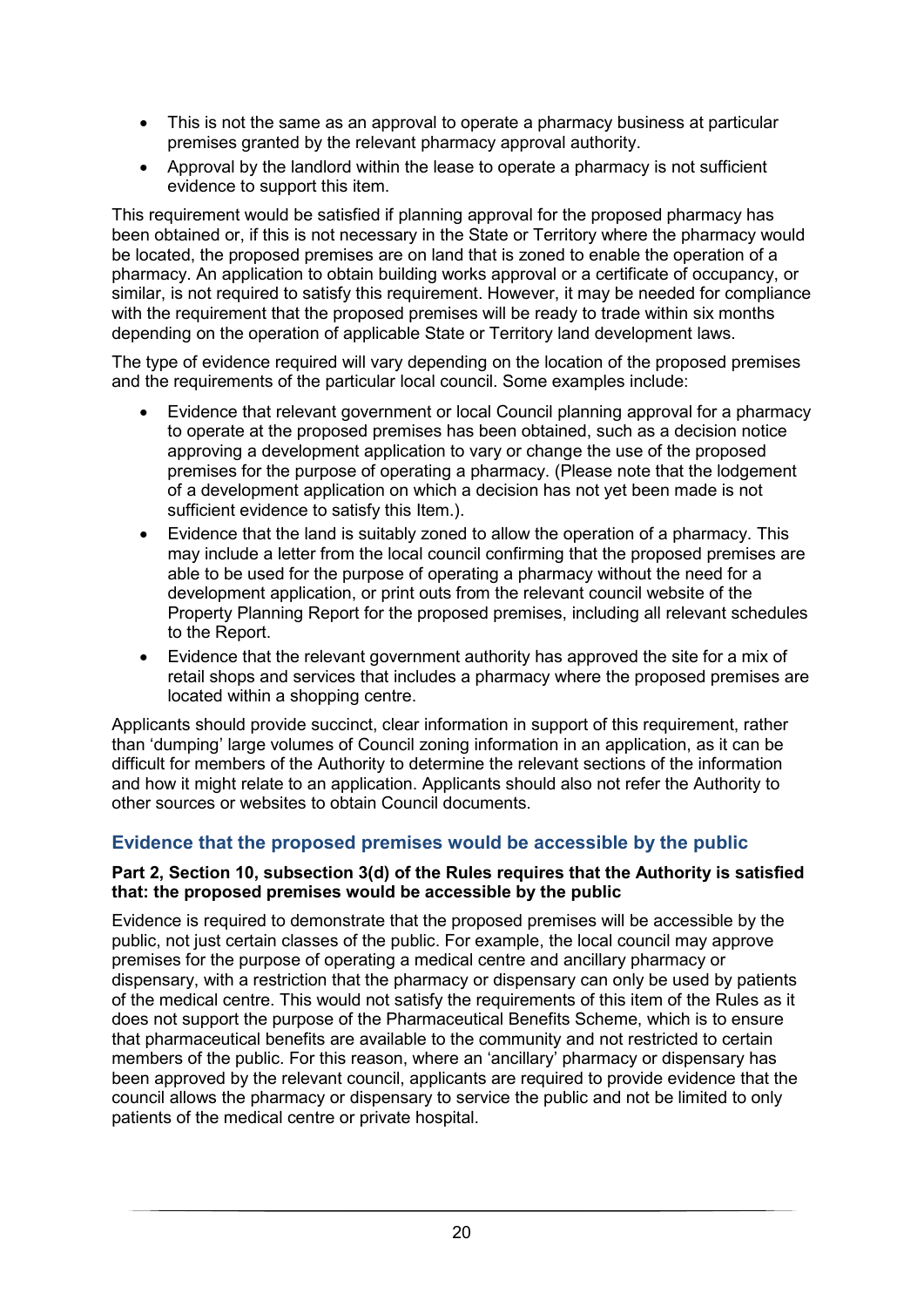- This is not the same as an approval to operate a pharmacy business at particular premises granted by the relevant pharmacy approval authority.
- Approval by the landlord within the lease to operate a pharmacy is not sufficient evidence to support this item.

This requirement would be satisfied if planning approval for the proposed pharmacy has been obtained or, if this is not necessary in the State or Territory where the pharmacy would be located, the proposed premises are on land that is zoned to enable the operation of a pharmacy. An application to obtain building works approval or a certificate of occupancy, or similar, is not required to satisfy this requirement. However, it may be needed for compliance with the requirement that the proposed premises will be ready to trade within six months depending on the operation of applicable State or Territory land development laws.

The type of evidence required will vary depending on the location of the proposed premises and the requirements of the particular local council. Some examples include:

- Evidence that relevant government or local Council planning approval for a pharmacy to operate at the proposed premises has been obtained, such as a decision notice approving a development application to vary or change the use of the proposed premises for the purpose of operating a pharmacy. (Please note that the lodgement of a development application on which a decision has not yet been made is not sufficient evidence to satisfy this Item.).
- Evidence that the land is suitably zoned to allow the operation of a pharmacy. This may include a letter from the local council confirming that the proposed premises are able to be used for the purpose of operating a pharmacy without the need for a development application, or print outs from the relevant council website of the Property Planning Report for the proposed premises, including all relevant schedules to the Report.
- Evidence that the relevant government authority has approved the site for a mix of retail shops and services that includes a pharmacy where the proposed premises are located within a shopping centre.

Applicants should provide succinct, clear information in support of this requirement, rather than 'dumping' large volumes of Council zoning information in an application, as it can be difficult for members of the Authority to determine the relevant sections of the information and how it might relate to an application. Applicants should also not refer the Authority to other sources or websites to obtain Council documents.

### Evidence that the proposed premises would be accessible by the public

**Part 2, Section 10, subsection 3(d) of the Rules requires that the Authority is satisfied that: the proposed premises would be accessible by the public**

Evidence is required to demonstrate that the proposed premises will be accessible by the public, not just certain classes of the public. For example, the local council may approve premises for the purpose of operating a medical centre and ancillary pharmacy or dispensary, with a restriction that the pharmacy or dispensary can only be used by patients of the medical centre. This would not satisfy the requirements of this item of the Rules as it does not support the purpose of the Pharmaceutical Benefits Scheme, which is to ensure that pharmaceutical benefits are available to the community and not restricted to certain members of the public. For this reason, where an 'ancillary' pharmacy or dispensary has been approved by the relevant council, applicants are required to provide evidence that the council allows the pharmacy or dispensary to service the public and not be limited to only patients of the medical centre or private hospital.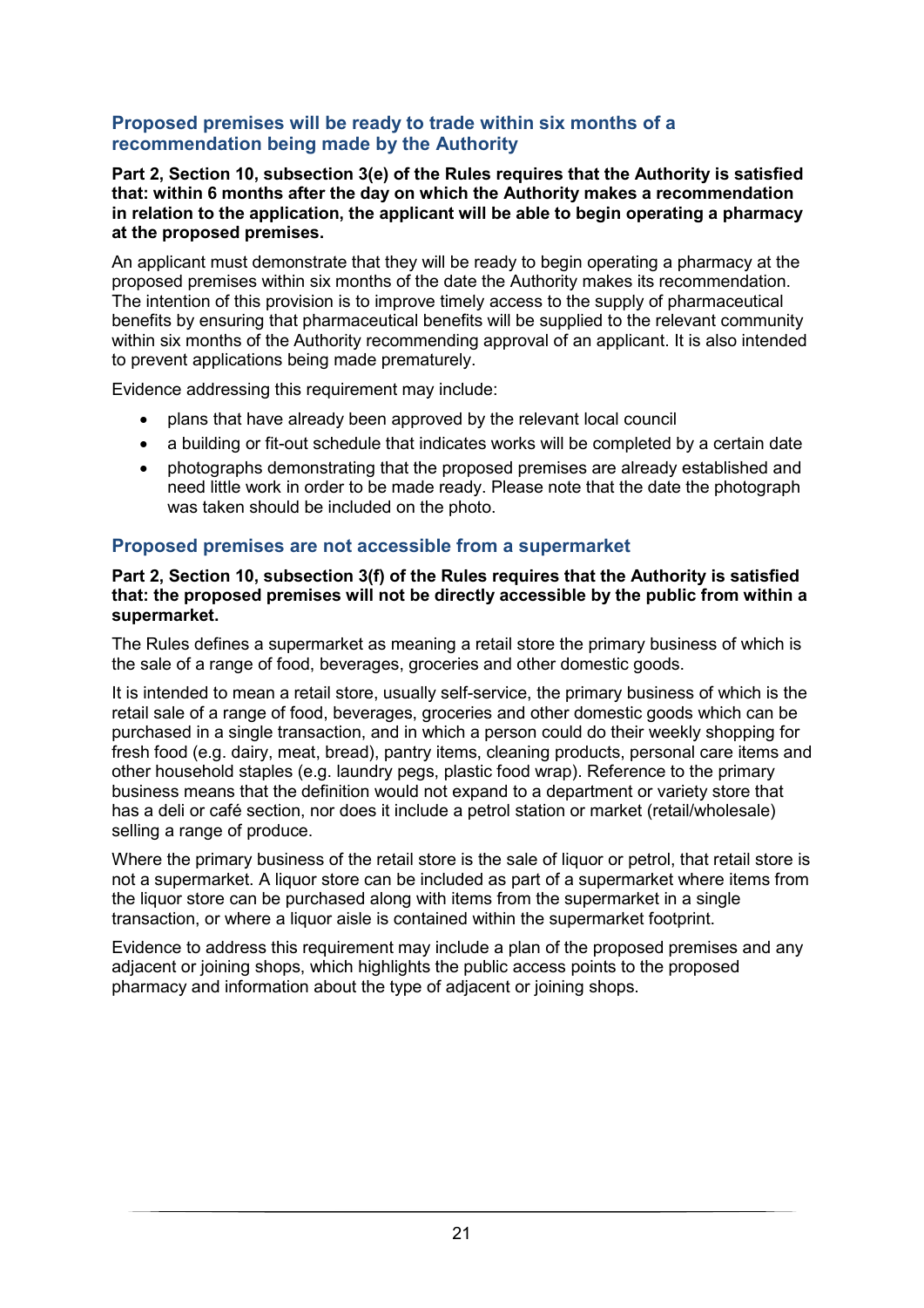### Proposed premises will be ready to trade within six months of a recommendation being made by the Authority

**Part 2, Section 10, subsection 3(e) of the Rules requires that the Authority is satisfied that: within 6 months after the day on which the Authority makes a recommendation in relation to the application, the applicant will be able to begin operating a pharmacy at the proposed premises.**

An applicant must demonstrate that they will be ready to begin operating a pharmacy at the proposed premises within six months of the date the Authority makes its recommendation. The intention of this provision is to improve timely access to the supply of pharmaceutical benefits by ensuring that pharmaceutical benefits will be supplied to the relevant community within six months of the Authority recommending approval of an applicant. It is also intended to prevent applications being made prematurely.

Evidence addressing this requirement may include:

- plans that have already been approved by the relevant local council
- a building or fit-out schedule that indicates works will be completed by a certain date
- photographs demonstrating that the proposed premises are already established and need little work in order to be made ready. Please note that the date the photograph was taken should be included on the photo.

### Proposed premises are not accessible from a supermarket

**Part 2, Section 10, subsection 3(f) of the Rules requires that the Authority is satisfied that: the proposed premises will not be directly accessible by the public from within a supermarket.**

The Rules defines a supermarket as meaning a retail store the primary business of which is the sale of a range of food, beverages, groceries and other domestic goods.

It is intended to mean a retail store, usually self-service, the primary business of which is the retail sale of a range of food, beverages, groceries and other domestic goods which can be purchased in a single transaction, and in which a person could do their weekly shopping for fresh food (e.g. dairy, meat, bread), pantry items, cleaning products, personal care items and other household staples (e.g. laundry pegs, plastic food wrap). Reference to the primary business means that the definition would not expand to a department or variety store that has a deli or café section, nor does it include a petrol station or market (retail/wholesale) selling a range of produce.

Where the primary business of the retail store is the sale of liquor or petrol, that retail store is not a supermarket. A liquor store can be included as part of a supermarket where items from the liquor store can be purchased along with items from the supermarket in a single transaction, or where a liquor aisle is contained within the supermarket footprint.

Evidence to address this requirement may include a plan of the proposed premises and any adjacent or joining shops, which highlights the public access points to the proposed pharmacy and information about the type of adjacent or joining shops.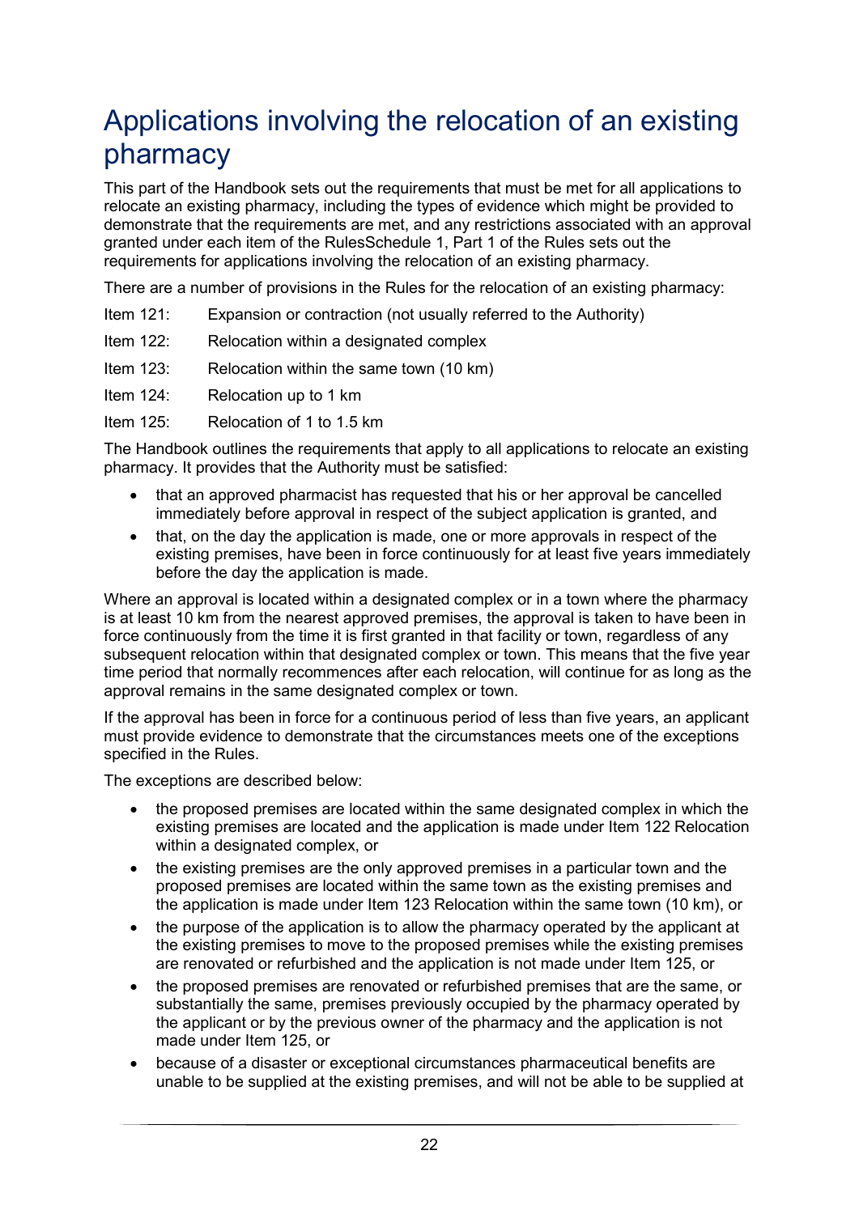# Applications involving the relocation of an existing pharmacy

This part of the Handbook sets out the requirements that must be met for all applications to relocate an existing pharmacy, including the types of evidence which might be provided to demonstrate that the requirements are met, and any restrictions associated with an approval granted under each item of the RulesSchedule 1, Part 1 of the Rules sets out the requirements for applications involving the relocation of an existing pharmacy.

There are a number of provisions in the Rules for the relocation of an existing pharmacy:

Item 121: Expansion or contraction (not usually referred to the Authority)

Item 122: Relocation within a designated complex

Item 123: Relocation within the same town (10 km)

Item 124: Relocation up to 1 km

Item 125: Relocation of 1 to 1.5 km

The Handbook outlines the requirements that apply to all applications to relocate an existing pharmacy. It provides that the Authority must be satisfied:

- that an approved pharmacist has requested that his or her approval be cancelled immediately before approval in respect of the subject application is granted, and
- that, on the day the application is made, one or more approvals in respect of the existing premises, have been in force continuously for at least five years immediately before the day the application is made.

Where an approval is located within a designated complex or in a town where the pharmacy is at least 10 km from the nearest approved premises, the approval is taken to have been in force continuously from the time it is first granted in that facility or town, regardless of any subsequent relocation within that designated complex or town. This means that the five year time period that normally recommences after each relocation, will continue for as long as the approval remains in the same designated complex or town.

If the approval has been in force for a continuous period of less than five years, an applicant must provide evidence to demonstrate that the circumstances meets one of the exceptions specified in the Rules.

The exceptions are described below:

- the proposed premises are located within the same designated complex in which the existing premises are located and the application is made under Item 122 Relocation within a designated complex, or
- the existing premises are the only approved premises in a particular town and the proposed premises are located within the same town as the existing premises and the application is made under Item 123 Relocation within the same town (10 km), or
- the purpose of the application is to allow the pharmacy operated by the applicant at the existing premises to move to the proposed premises while the existing premises are renovated or refurbished and the application is not made under Item 125, or
- the proposed premises are renovated or refurbished premises that are the same, or substantially the same, premises previously occupied by the pharmacy operated by the applicant or by the previous owner of the pharmacy and the application is not made under Item 125, or
- because of a disaster or exceptional circumstances pharmaceutical benefits are unable to be supplied at the existing premises, and will not be able to be supplied at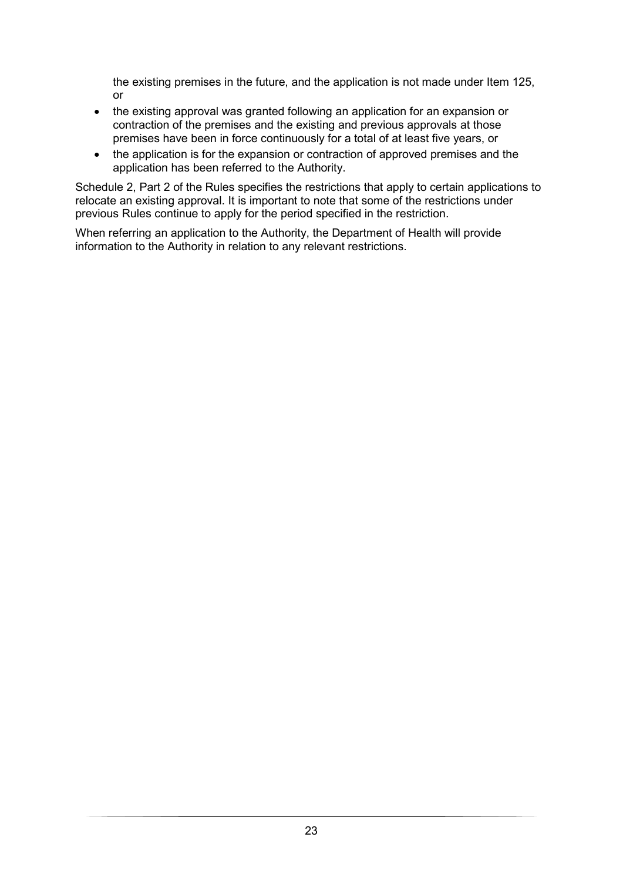the existing premises in the future, and the application is not made under Item 125, or

- the existing approval was granted following an application for an expansion or contraction of the premises and the existing and previous approvals at those premises have been in force continuously for a total of at least five years, or
- the application is for the expansion or contraction of approved premises and the application has been referred to the Authority.

Schedule 2, Part 2 of the Rules specifies the restrictions that apply to certain applications to relocate an existing approval. It is important to note that some of the restrictions under previous Rules continue to apply for the period specified in the restriction.

When referring an application to the Authority, the Department of Health will provide information to the Authority in relation to any relevant restrictions.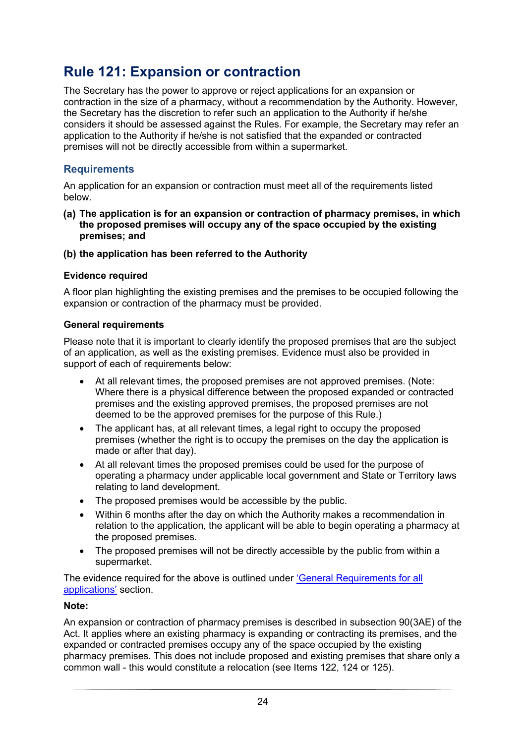# Rule 121: Expansion or contraction

The Secretary has the power to approve or reject applications for an expansion or contraction in the size of a pharmacy, without a recommendation by the Authority. However, the Secretary has the discretion to refer such an application to the Authority if he/she considers it should be assessed against the Rules. For example, the Secretary may refer an application to the Authority if he/she is not satisfied that the expanded or contracted premises will not be directly accessible from within a supermarket.

## Requirements

An application for an expansion or contraction must meet all of the requirements listed below.

**(a) The application is for an expansion or contraction of pharmacy premises, in which the proposed premises will occupy any of the space occupied by the existing premises; and**

**(b) the application has been referred to the Authority**

### Evidence required

A floor plan highlighting the existing premises and the premises to be occupied following the expansion or contraction of the pharmacy must be provided.

### General requirements

Please note that it is important to clearly identify the proposed premises that are the subject of an application, as well as the existing premises. Evidence must also be provided in support of each of requirements below:

- At all relevant times, the proposed premises are not approved premises. (Note: Where there is a physical difference between the proposed expanded or contracted premises and the existing approved premises, the proposed premises are not deemed to be the approved premises for the purpose of this Rule.)
- The applicant has, at all relevant times, a legal right to occupy the proposed premises (whether the right is to occupy the premises on the day the application is made or after that day).
- At all relevant times the proposed premises could be used for the purpose of operating a pharmacy under applicable local government and State or Territory laws relating to land development.
- The proposed premises would be accessible by the public.
- Within 6 months after the day on which the Authority makes a recommendation in relation to the application, the applicant will be able to begin operating a pharmacy at the proposed premises.
- The proposed premises will not be directly accessible by the public from within a supermarket.

The evidence required for the above is outlined under 'General Requirements for all applications' section.

**Note:**

An expansion or contraction of pharmacy premises is described in subsection 90(3AE) of the Act. It applies where an existing pharmacy is expanding or contracting its premises, and the expanded or contracted premises occupy any of the space occupied by the existing pharmacy premises. This does not include proposed and existing premises that share only a common wall - this would constitute a relocation (see Items 122, 124 or 125).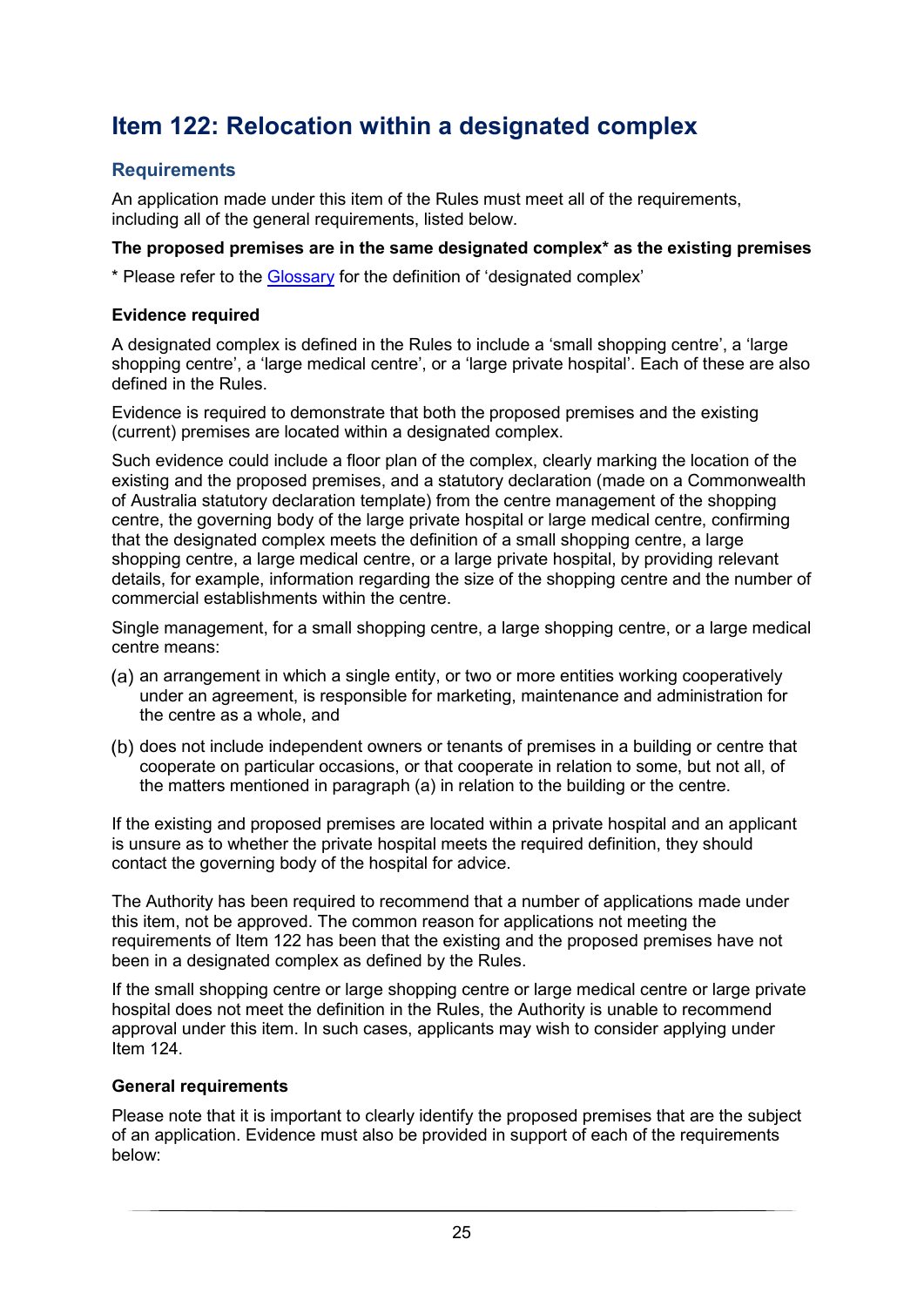## Item 122: Relocation within a designated complex

### Requirements

An application made under this item of the Rules must meet all of the requirements, including all of the general requirements, listed below.

**The proposed premises are in the same designated complex* as the existing premises**

* Please refer to the Glossary for the definition of 'designated complex'

#### Evidence required

A designated complex is defined in the Rules to include a 'small shopping centre', a 'large shopping centre', a 'large medical centre', or a 'large private hospital'. Each of these are also defined in the Rules.

Evidence is required to demonstrate that both the proposed premises and the existing (current) premises are located within a designated complex.

Such evidence could include a floor plan of the complex, clearly marking the location of the existing and the proposed premises, and a statutory declaration (made on a Commonwealth of Australia statutory declaration template) from the centre management of the shopping centre, the governing body of the large private hospital or large medical centre, confirming that the designated complex meets the definition of a small shopping centre, a large shopping centre, a large medical centre, or a large private hospital, by providing relevant details, for example, information regarding the size of the shopping centre and the number of commercial establishments within the centre.

Single management, for a small shopping centre, a large shopping centre, or a large medical centre means:

(a) an arrangement in which a single entity, or two or more entities working cooperatively under an agreement, is responsible for marketing, maintenance and administration for the centre as a whole, and

(b) does not include independent owners or tenants of premises in a building or centre that cooperate on particular occasions, or that cooperate in relation to some, but not all, of the matters mentioned in paragraph (a) in relation to the building or the centre.

If the existing and proposed premises are located within a private hospital and an applicant is unsure as to whether the private hospital meets the required definition, they should contact the governing body of the hospital for advice.

The Authority has been required to recommend that a number of applications made under this item, not be approved. The common reason for applications not meeting the requirements of Item 122 has been that the existing and the proposed premises have not been in a designated complex as defined by the Rules.

If the small shopping centre or large shopping centre or large medical centre or large private hospital does not meet the definition in the Rules, the Authority is unable to recommend approval under this item. In such cases, applicants may wish to consider applying under Item 124.

#### General requirements

Please note that it is important to clearly identify the proposed premises that are the subject of an application. Evidence must also be provided in support of each of the requirements below: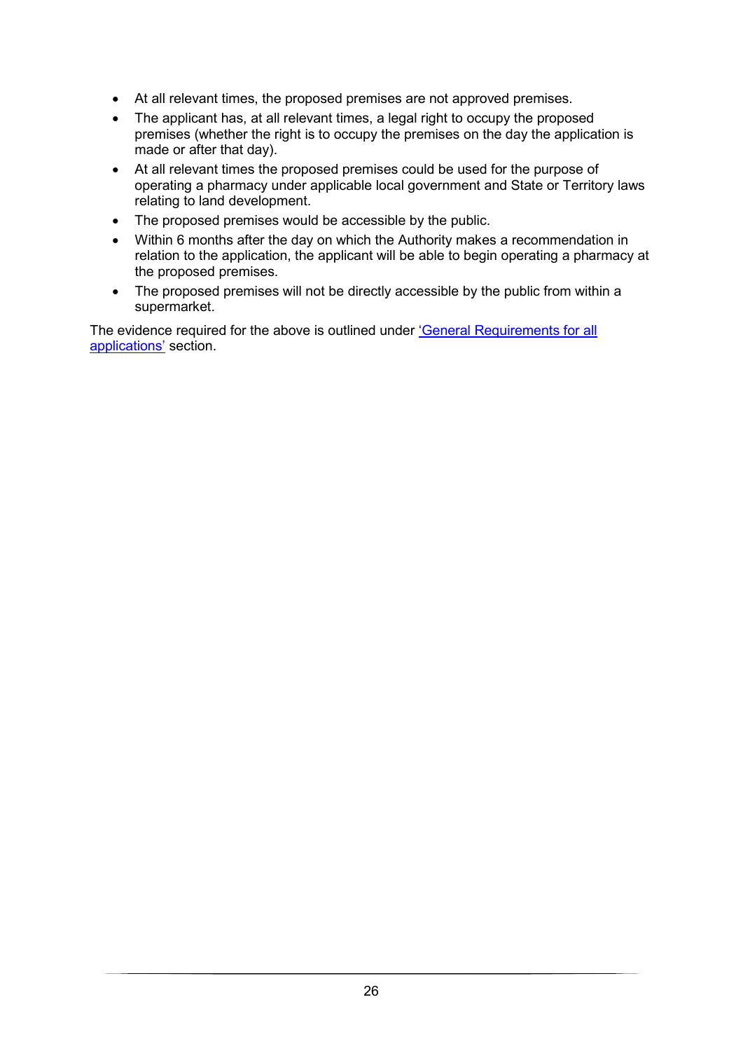- At all relevant times, the proposed premises are not approved premises.
- The applicant has, at all relevant times, a legal right to occupy the proposed premises (whether the right is to occupy the premises on the day the application is made or after that day).
- At all relevant times the proposed premises could be used for the purpose of operating a pharmacy under applicable local government and State or Territory laws relating to land development.
- The proposed premises would be accessible by the public.
- Within 6 months after the day on which the Authority makes a recommendation in relation to the application, the applicant will be able to begin operating a pharmacy at the proposed premises.
- The proposed premises will not be directly accessible by the public from within a supermarket.

The evidence required for the above is outlined under 'General Requirements for all applications' section.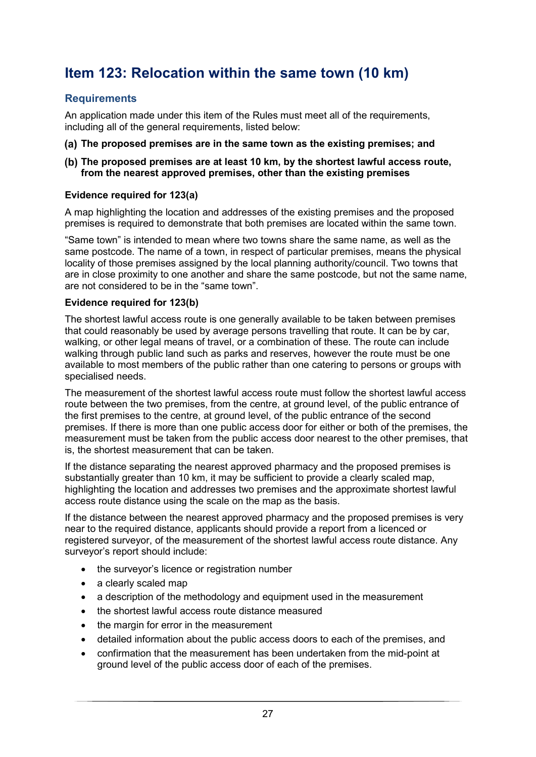## Item 123: Relocation within the same town (10 km)

### Requirements

An application made under this item of the Rules must meet all of the requirements, including all of the general requirements, listed below:

**(a) The proposed premises are in the same town as the existing premises; and**

**(b) The proposed premises are at least 10 km, by the shortest lawful access route, from the nearest approved premises, other than the existing premises**

#### Evidence required for 123(a)

A map highlighting the location and addresses of the existing premises and the proposed premises is required to demonstrate that both premises are located within the same town.

"Same town" is intended to mean where two towns share the same name, as well as the same postcode. The name of a town, in respect of particular premises, means the physical locality of those premises assigned by the local planning authority/council. Two towns that are in close proximity to one another and share the same postcode, but not the same name, are not considered to be in the "same town".

#### Evidence required for 123(b)

The shortest lawful access route is one generally available to be taken between premises that could reasonably be used by average persons travelling that route. It can be by car, walking, or other legal means of travel, or a combination of these. The route can include walking through public land such as parks and reserves, however the route must be one available to most members of the public rather than one catering to persons or groups with specialised needs.

The measurement of the shortest lawful access route must follow the shortest lawful access route between the two premises, from the centre, at ground level, of the public entrance of the first premises to the centre, at ground level, of the public entrance of the second premises. If there is more than one public access door for either or both of the premises, the measurement must be taken from the public access door nearest to the other premises, that is, the shortest measurement that can be taken.

If the distance separating the nearest approved pharmacy and the proposed premises is substantially greater than 10 km, it may be sufficient to provide a clearly scaled map, highlighting the location and addresses two premises and the approximate shortest lawful access route distance using the scale on the map as the basis.

If the distance between the nearest approved pharmacy and the proposed premises is very near to the required distance, applicants should provide a report from a licenced or registered surveyor, of the measurement of the shortest lawful access route distance. Any surveyor's report should include:

- the surveyor's licence or registration number
- a clearly scaled map
- a description of the methodology and equipment used in the measurement
- the shortest lawful access route distance measured
- the margin for error in the measurement
- detailed information about the public access doors to each of the premises, and
- confirmation that the measurement has been undertaken from the mid-point at ground level of the public access door of each of the premises.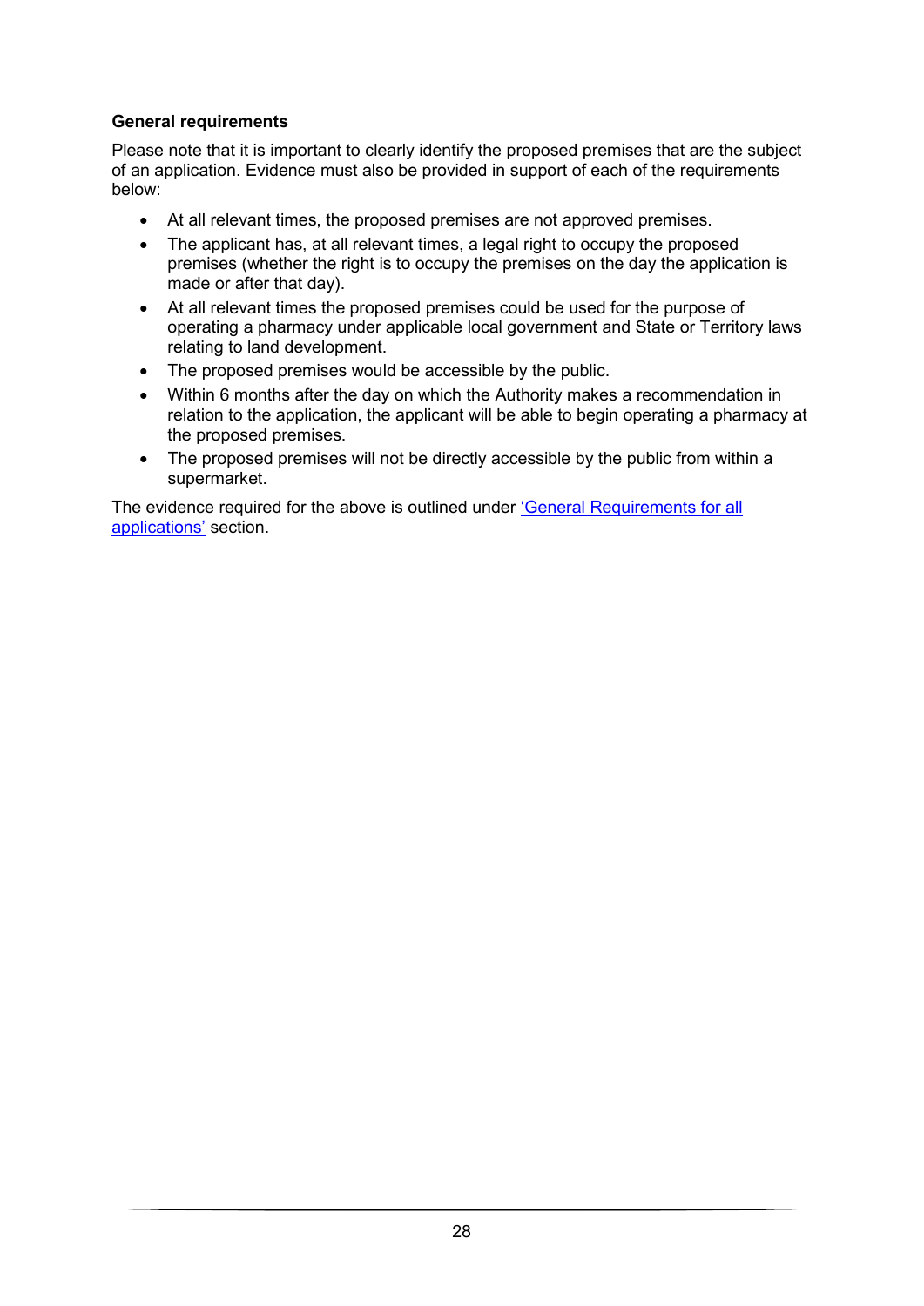**General requirements**

Please note that it is important to clearly identify the proposed premises that are the subject of an application. Evidence must also be provided in support of each of the requirements below:

- At all relevant times, the proposed premises are not approved premises.
- The applicant has, at all relevant times, a legal right to occupy the proposed premises (whether the right is to occupy the premises on the day the application is made or after that day).
- At all relevant times the proposed premises could be used for the purpose of operating a pharmacy under applicable local government and State or Territory laws relating to land development.
- The proposed premises would be accessible by the public.
- Within 6 months after the day on which the Authority makes a recommendation in relation to the application, the applicant will be able to begin operating a pharmacy at the proposed premises.
- The proposed premises will not be directly accessible by the public from within a supermarket.

The evidence required for the above is outlined under 'General Requirements for all applications' section.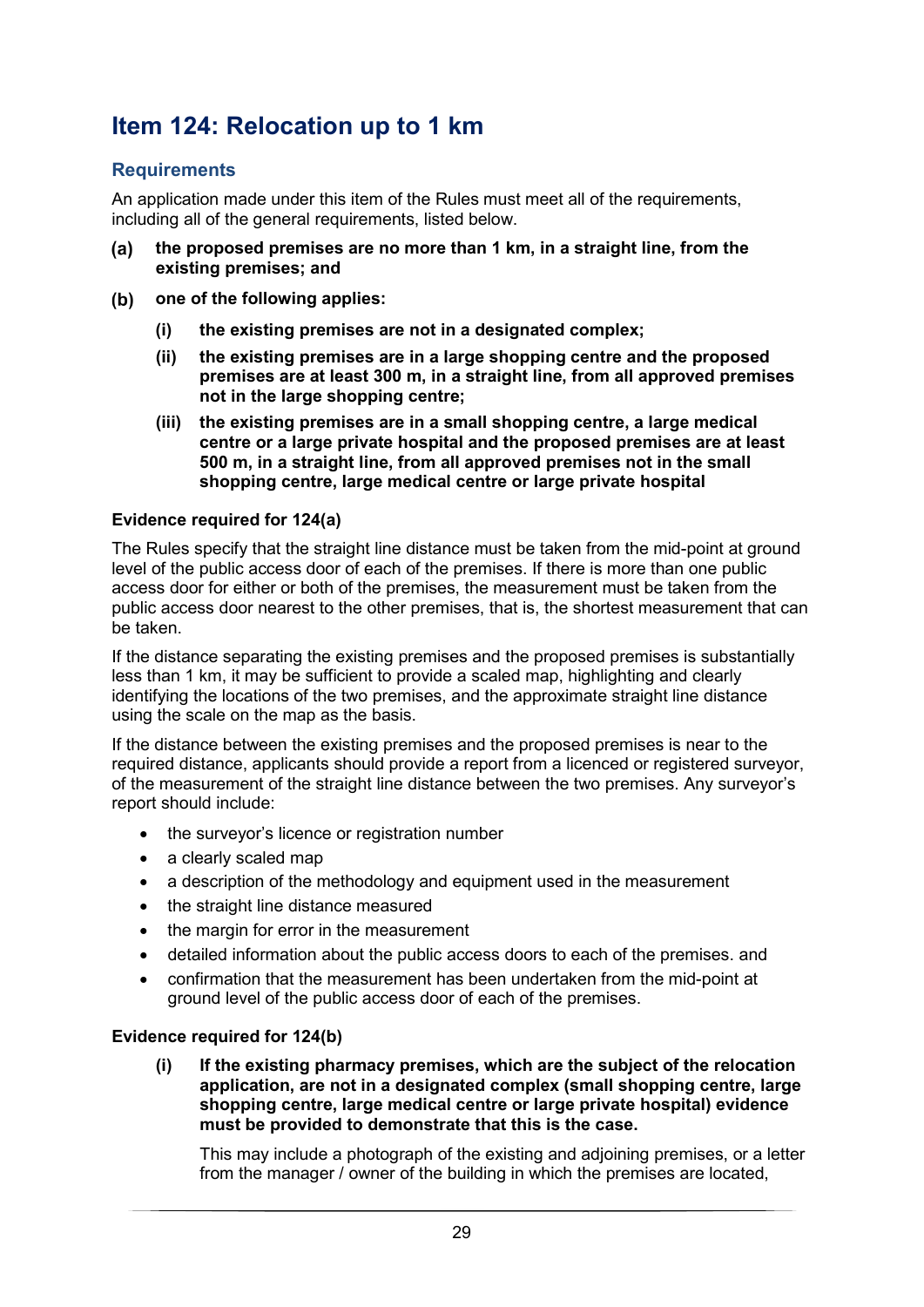## Item 124: Relocation up to 1 km

### Requirements

An application made under this item of the Rules must meet all of the requirements, including all of the general requirements, listed below.

**(a) the proposed premises are no more than 1 km, in a straight line, from the existing premises; and**

**(b) one of the following applies:**

- **(i) the existing premises are not in a designated complex;**
- **(ii) the existing premises are in a large shopping centre and the proposed premises are at least 300 m, in a straight line, from all approved premises not in the large shopping centre;**
- **(iii) the existing premises are in a small shopping centre, a large medical centre or a large private hospital and the proposed premises are at least 500 m, in a straight line, from all approved premises not in the small shopping centre, large medical centre or large private hospital**

**Evidence required for 124(a)**

The Rules specify that the straight line distance must be taken from the mid-point at ground level of the public access door of each of the premises. If there is more than one public access door for either or both of the premises, the measurement must be taken from the public access door nearest to the other premises, that is, the shortest measurement that can be taken.

If the distance separating the existing premises and the proposed premises is substantially less than 1 km, it may be sufficient to provide a scaled map, highlighting and clearly identifying the locations of the two premises, and the approximate straight line distance using the scale on the map as the basis.

If the distance between the existing premises and the proposed premises is near to the required distance, applicants should provide a report from a licenced or registered surveyor, of the measurement of the straight line distance between the two premises. Any surveyor's report should include:

- the surveyor's licence or registration number
- a clearly scaled map
- a description of the methodology and equipment used in the measurement
- the straight line distance measured
- the margin for error in the measurement
- detailed information about the public access doors to each of the premises. and
- confirmation that the measurement has been undertaken from the mid-point at ground level of the public access door of each of the premises.

**Evidence required for 124(b)**

**(i) If the existing pharmacy premises, which are the subject of the relocation application, are not in a designated complex (small shopping centre, large shopping centre, large medical centre or large private hospital) evidence must be provided to demonstrate that this is the case.**

This may include a photograph of the existing and adjoining premises, or a letter from the manager / owner of the building in which the premises are located,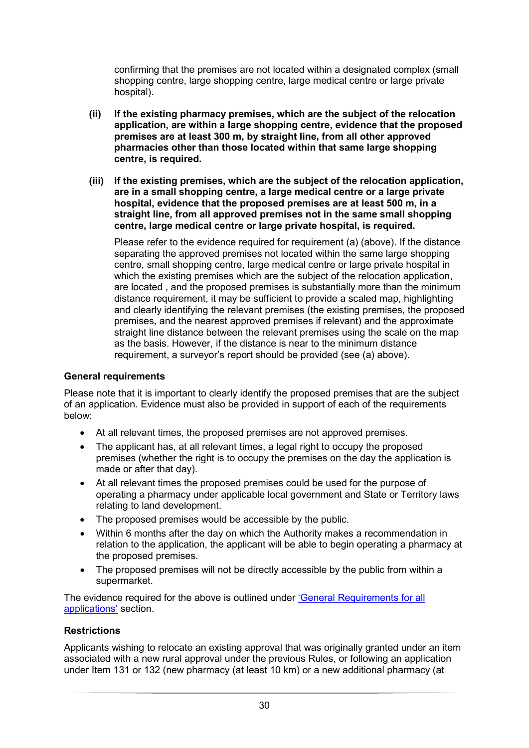confirming that the premises are not located within a designated complex (small shopping centre, large shopping centre, large medical centre or large private hospital).

**(ii) If the existing pharmacy premises, which are the subject of the relocation application, are within a large shopping centre, evidence that the proposed premises are at least 300 m, by straight line, from all other approved pharmacies other than those located within that same large shopping centre, is required.**

**(iii) If the existing premises, which are the subject of the relocation application, are in a small shopping centre, a large medical centre or a large private hospital, evidence that the proposed premises are at least 500 m, in a straight line, from all approved premises not in the same small shopping centre, large medical centre or large private hospital, is required.**

Please refer to the evidence required for requirement (a) (above). If the distance separating the approved premises not located within the same large shopping centre, small shopping centre, large medical centre or large private hospital in which the existing premises which are the subject of the relocation application, are located , and the proposed premises is substantially more than the minimum distance requirement, it may be sufficient to provide a scaled map, highlighting and clearly identifying the relevant premises (the existing premises, the proposed premises, and the nearest approved premises if relevant) and the approximate straight line distance between the relevant premises using the scale on the map as the basis. However, if the distance is near to the minimum distance requirement, a surveyor's report should be provided (see (a) above).

**General requirements**

Please note that it is important to clearly identify the proposed premises that are the subject of an application. Evidence must also be provided in support of each of the requirements below:

- At all relevant times, the proposed premises are not approved premises.
- The applicant has, at all relevant times, a legal right to occupy the proposed premises (whether the right is to occupy the premises on the day the application is made or after that day).
- At all relevant times the proposed premises could be used for the purpose of operating a pharmacy under applicable local government and State or Territory laws relating to land development.
- The proposed premises would be accessible by the public.
- Within 6 months after the day on which the Authority makes a recommendation in relation to the application, the applicant will be able to begin operating a pharmacy at the proposed premises.
- The proposed premises will not be directly accessible by the public from within a supermarket.

The evidence required for the above is outlined under 'General Requirements for all applications' section.

**Restrictions**

Applicants wishing to relocate an existing approval that was originally granted under an item associated with a new rural approval under the previous Rules, or following an application under Item 131 or 132 (new pharmacy (at least 10 km) or a new additional pharmacy (at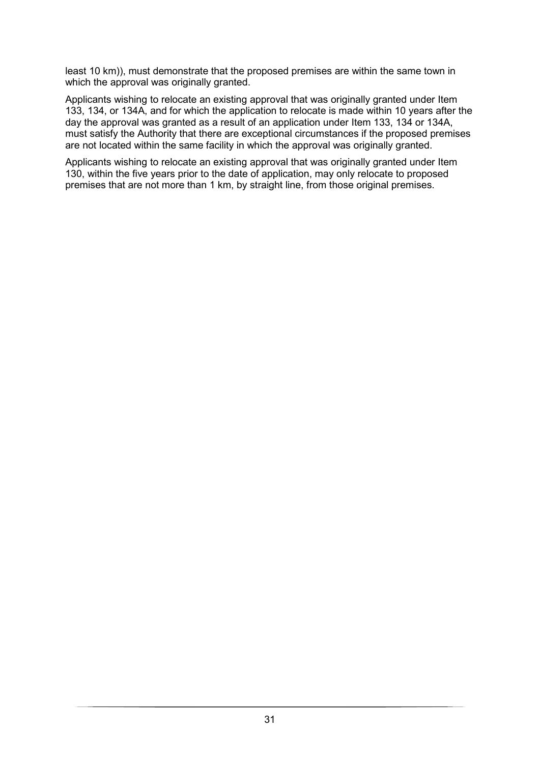least 10 km)), must demonstrate that the proposed premises are within the same town in which the approval was originally granted.

Applicants wishing to relocate an existing approval that was originally granted under Item 133, 134, or 134A, and for which the application to relocate is made within 10 years after the day the approval was granted as a result of an application under Item 133, 134 or 134A, must satisfy the Authority that there are exceptional circumstances if the proposed premises are not located within the same facility in which the approval was originally granted.

Applicants wishing to relocate an existing approval that was originally granted under Item 130, within the five years prior to the date of application, may only relocate to proposed premises that are not more than 1 km, by straight line, from those original premises.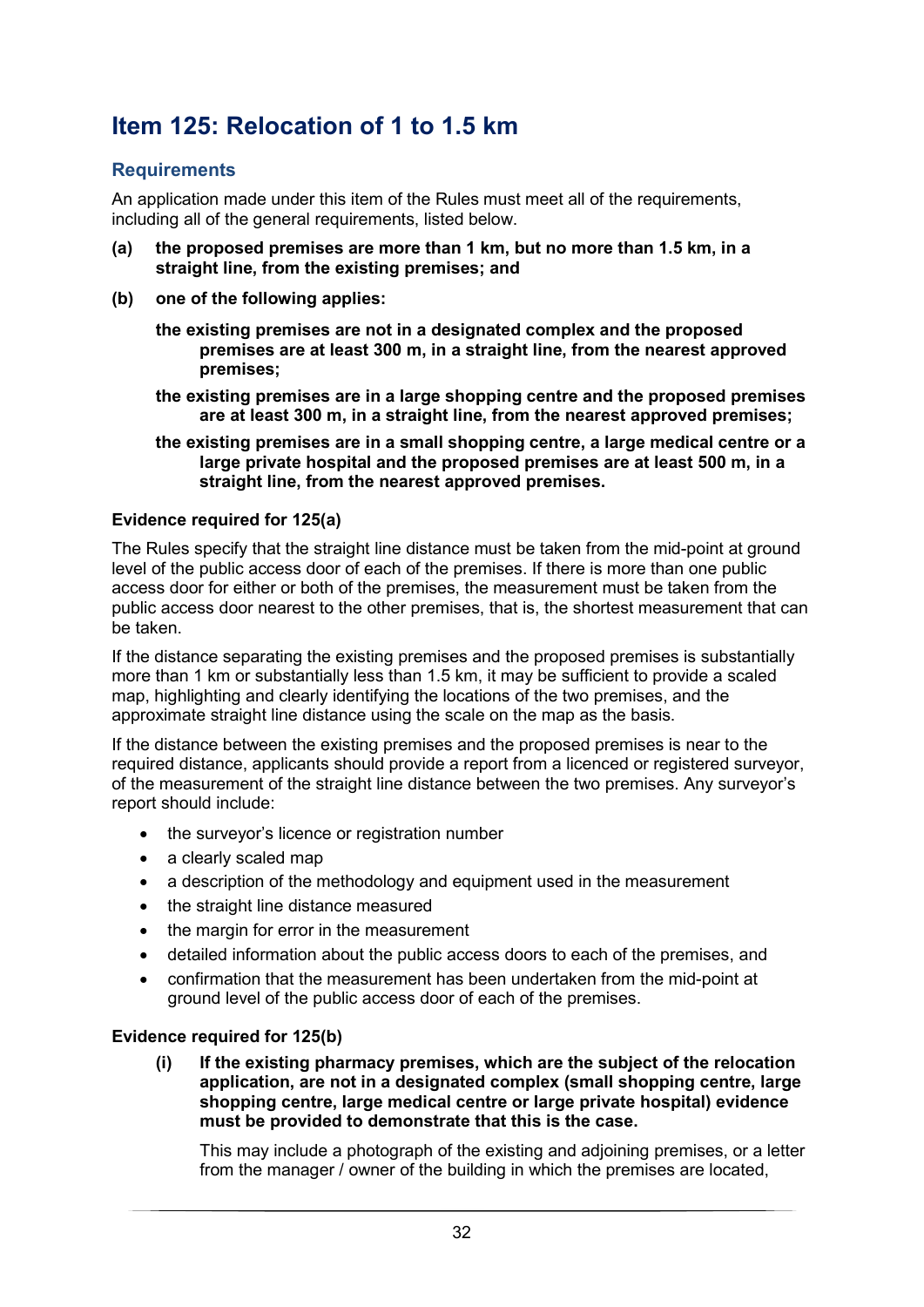## Item 125: Relocation of 1 to 1.5 km

### Requirements

An application made under this item of the Rules must meet all of the requirements, including all of the general requirements, listed below.

**(a) the proposed premises are more than 1 km, but no more than 1.5 km, in a straight line, from the existing premises; and**

**(b) one of the following applies:**

**the existing premises are not in a designated complex and the proposed premises are at least 300 m, in a straight line, from the nearest approved premises;**

**the existing premises are in a large shopping centre and the proposed premises are at least 300 m, in a straight line, from the nearest approved premises;**

**the existing premises are in a small shopping centre, a large medical centre or a large private hospital and the proposed premises are at least 500 m, in a straight line, from the nearest approved premises.**

#### Evidence required for 125(a)

The Rules specify that the straight line distance must be taken from the mid-point at ground level of the public access door of each of the premises. If there is more than one public access door for either or both of the premises, the measurement must be taken from the public access door nearest to the other premises, that is, the shortest measurement that can be taken.

If the distance separating the existing premises and the proposed premises is substantially more than 1 km or substantially less than 1.5 km, it may be sufficient to provide a scaled map, highlighting and clearly identifying the locations of the two premises, and the approximate straight line distance using the scale on the map as the basis.

If the distance between the existing premises and the proposed premises is near to the required distance, applicants should provide a report from a licenced or registered surveyor, of the measurement of the straight line distance between the two premises. Any surveyor's report should include:

- the surveyor's licence or registration number
- a clearly scaled map
- a description of the methodology and equipment used in the measurement
- the straight line distance measured
- the margin for error in the measurement
- detailed information about the public access doors to each of the premises, and
- confirmation that the measurement has been undertaken from the mid-point at ground level of the public access door of each of the premises.

#### Evidence required for 125(b)

**(i) If the existing pharmacy premises, which are the subject of the relocation application, are not in a designated complex (small shopping centre, large shopping centre, large medical centre or large private hospital) evidence must be provided to demonstrate that this is the case.**

This may include a photograph of the existing and adjoining premises, or a letter from the manager / owner of the building in which the premises are located,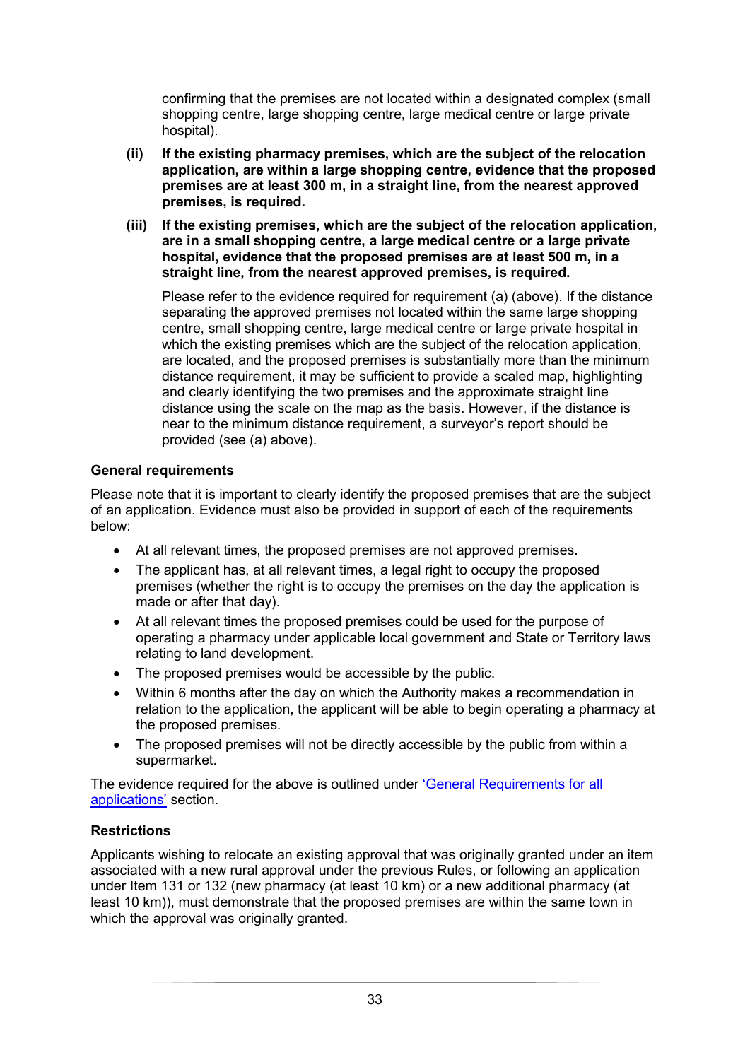confirming that the premises are not located within a designated complex (small shopping centre, large shopping centre, large medical centre or large private hospital).

**(ii) If the existing pharmacy premises, which are the subject of the relocation application, are within a large shopping centre, evidence that the proposed premises are at least 300 m, in a straight line, from the nearest approved premises, is required.**

**(iii) If the existing premises, which are the subject of the relocation application, are in a small shopping centre, a large medical centre or a large private hospital, evidence that the proposed premises are at least 500 m, in a straight line, from the nearest approved premises, is required.**

Please refer to the evidence required for requirement (a) (above). If the distance separating the approved premises not located within the same large shopping centre, small shopping centre, large medical centre or large private hospital in which the existing premises which are the subject of the relocation application, are located, and the proposed premises is substantially more than the minimum distance requirement, it may be sufficient to provide a scaled map, highlighting and clearly identifying the two premises and the approximate straight line distance using the scale on the map as the basis. However, if the distance is near to the minimum distance requirement, a surveyor's report should be provided (see (a) above).

**General requirements**

Please note that it is important to clearly identify the proposed premises that are the subject of an application. Evidence must also be provided in support of each of the requirements below:

- At all relevant times, the proposed premises are not approved premises.
- The applicant has, at all relevant times, a legal right to occupy the proposed premises (whether the right is to occupy the premises on the day the application is made or after that day).
- At all relevant times the proposed premises could be used for the purpose of operating a pharmacy under applicable local government and State or Territory laws relating to land development.
- The proposed premises would be accessible by the public.
- Within 6 months after the day on which the Authority makes a recommendation in relation to the application, the applicant will be able to begin operating a pharmacy at the proposed premises.
- The proposed premises will not be directly accessible by the public from within a supermarket.

The evidence required for the above is outlined under 'General Requirements for all applications' section.

**Restrictions**

Applicants wishing to relocate an existing approval that was originally granted under an item associated with a new rural approval under the previous Rules, or following an application under Item 131 or 132 (new pharmacy (at least 10 km) or a new additional pharmacy (at least 10 km)), must demonstrate that the proposed premises are within the same town in which the approval was originally granted.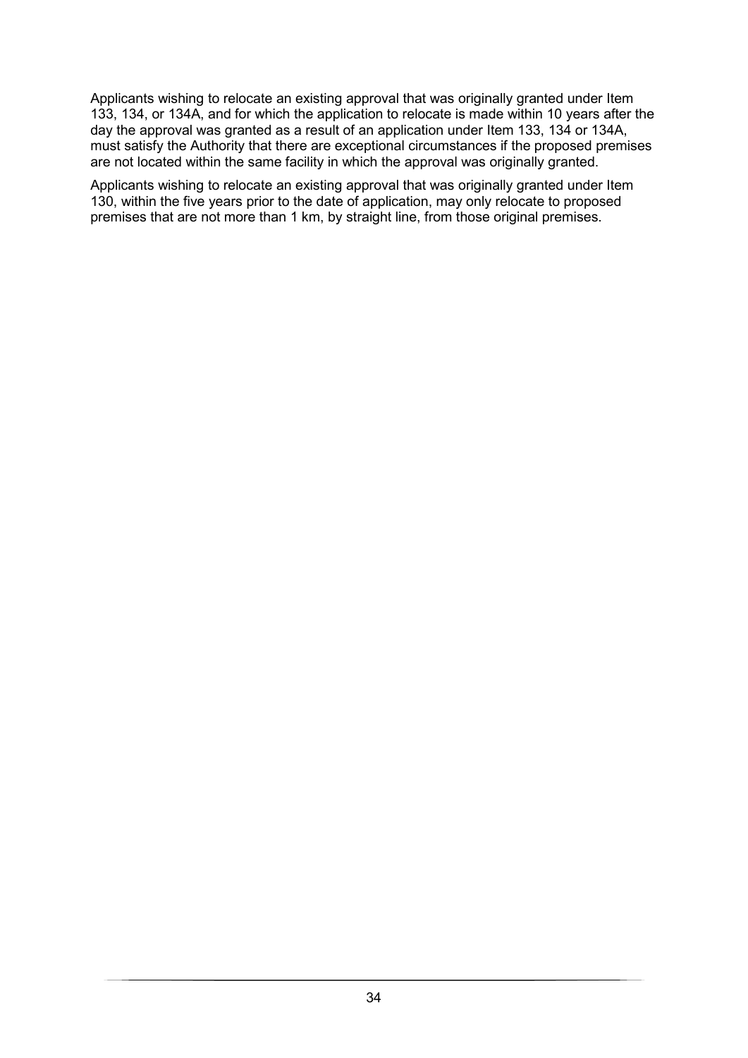Applicants wishing to relocate an existing approval that was originally granted under Item 133, 134, or 134A, and for which the application to relocate is made within 10 years after the day the approval was granted as a result of an application under Item 133, 134 or 134A, must satisfy the Authority that there are exceptional circumstances if the proposed premises are not located within the same facility in which the approval was originally granted.

Applicants wishing to relocate an existing approval that was originally granted under Item 130, within the five years prior to the date of application, may only relocate to proposed premises that are not more than 1 km, by straight line, from those original premises.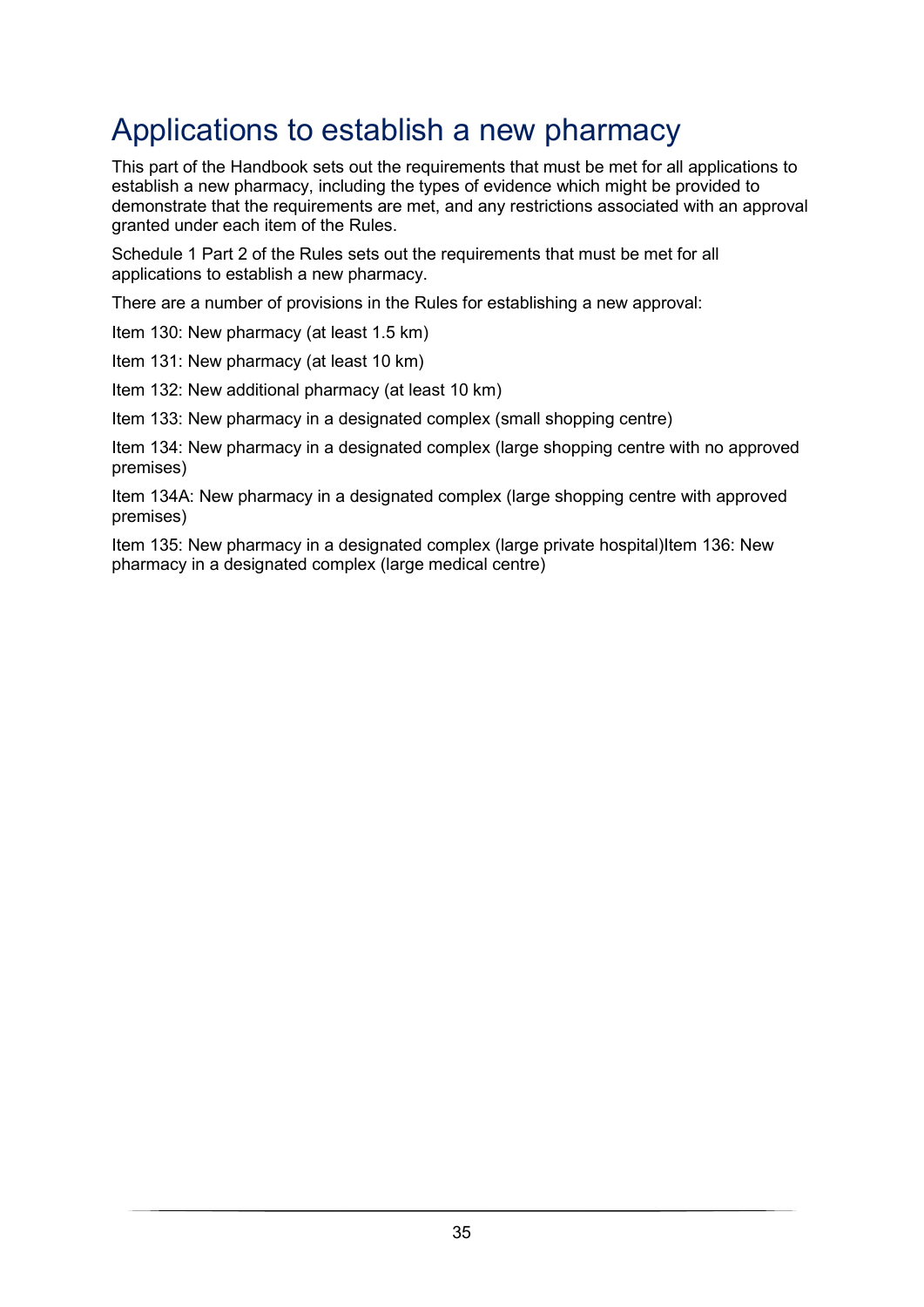# Applications to establish a new pharmacy

This part of the Handbook sets out the requirements that must be met for all applications to establish a new pharmacy, including the types of evidence which might be provided to demonstrate that the requirements are met, and any restrictions associated with an approval granted under each item of the Rules.

Schedule 1 Part 2 of the Rules sets out the requirements that must be met for all applications to establish a new pharmacy.

There are a number of provisions in the Rules for establishing a new approval:

Item 130: New pharmacy (at least 1.5 km)

Item 131: New pharmacy (at least 10 km)

Item 132: New additional pharmacy (at least 10 km)

Item 133: New pharmacy in a designated complex (small shopping centre)

Item 134: New pharmacy in a designated complex (large shopping centre with no approved premises)

Item 134A: New pharmacy in a designated complex (large shopping centre with approved premises)

Item 135: New pharmacy in a designated complex (large private hospital)Item 136: New pharmacy in a designated complex (large medical centre)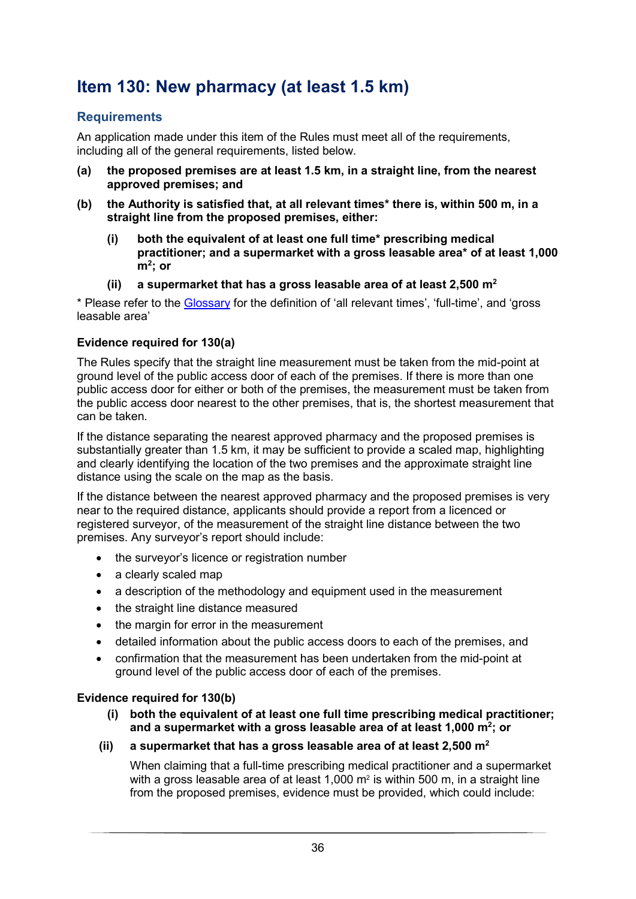# Item 130: New pharmacy (at least 1.5 km)

## Requirements

An application made under this item of the Rules must meet all of the requirements, including all of the general requirements, listed below.

**(a) the proposed premises are at least 1.5 km, in a straight line, from the nearest approved premises; and**

**(b) the Authority is satisfied that, at all relevant times* there is, within 500 m, in a straight line from the proposed premises, either:**

> **(i) both the equivalent of at least one full time* prescribing medical practitioner; and a supermarket with a gross leasable area* of at least 1,000 $m^2$; or**
>
> **(ii) a supermarket that has a gross leasable area of at least 2,500 $m^2$**

* Please refer to the [Glossary](#) for the definition of 'all relevant times', 'full-time', and 'gross leasable area'

**Evidence required for 130(a)**

The Rules specify that the straight line measurement must be taken from the mid-point at ground level of the public access door of each of the premises. If there is more than one public access door for either or both of the premises, the measurement must be taken from the public access door nearest to the other premises, that is, the shortest measurement that can be taken.

If the distance separating the nearest approved pharmacy and the proposed premises is substantially greater than 1.5 km, it may be sufficient to provide a scaled map, highlighting and clearly identifying the location of the two premises and the approximate straight line distance using the scale on the map as the basis.

If the distance between the nearest approved pharmacy and the proposed premises is very near to the required distance, applicants should provide a report from a licenced or registered surveyor, of the measurement of the straight line distance between the two premises. Any surveyor's report should include:

- the surveyor's licence or registration number
- a clearly scaled map
- a description of the methodology and equipment used in the measurement
- the straight line distance measured
- the margin for error in the measurement
- detailed information about the public access doors to each of the premises, and
- confirmation that the measurement has been undertaken from the mid-point at ground level of the public access door of each of the premises.

**Evidence required for 130(b)**

> **(i) both the equivalent of at least one full time prescribing medical practitioner; and a supermarket with a gross leasable area of at least 1,000 $m^2$; or**
>
> **(ii) a supermarket that has a gross leasable area of at least 2,500 $m^2$**
>
> When claiming that a full-time prescribing medical practitioner and a supermarket with a gross leasable area of at least 1,000 $m^2$ is within 500 m, in a straight line from the proposed premises, evidence must be provided, which could include: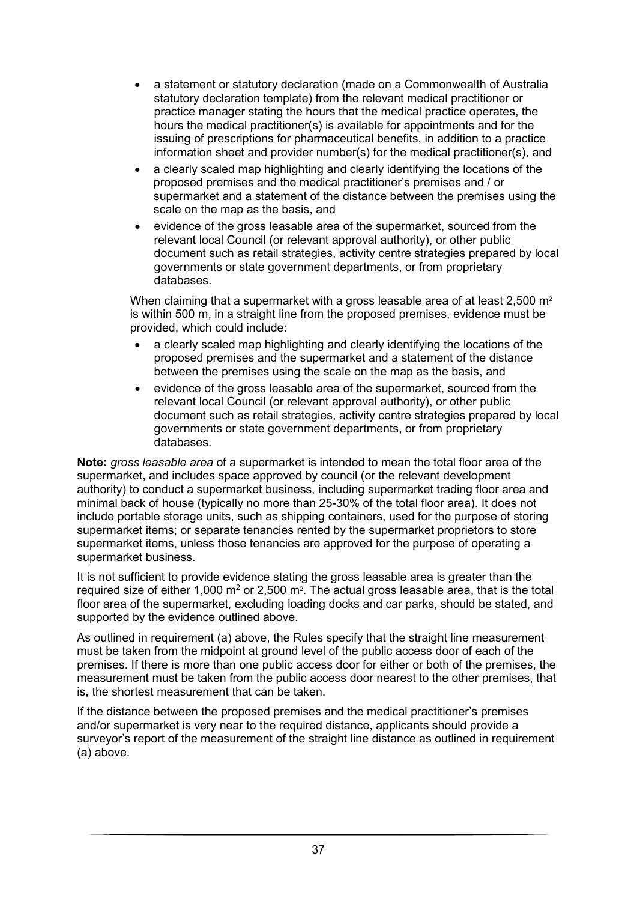- a statement or statutory declaration (made on a Commonwealth of Australia statutory declaration template) from the relevant medical practitioner or practice manager stating the hours that the medical practice operates, the hours the medical practitioner(s) is available for appointments and for the issuing of prescriptions for pharmaceutical benefits, in addition to a practice information sheet and provider number(s) for the medical practitioner(s), and
- a clearly scaled map highlighting and clearly identifying the locations of the proposed premises and the medical practitioner's premises and / or supermarket and a statement of the distance between the premises using the scale on the map as the basis, and
- evidence of the gross leasable area of the supermarket, sourced from the relevant local Council (or relevant approval authority), or other public document such as retail strategies, activity centre strategies prepared by local governments or state government departments, or from proprietary databases.

When claiming that a supermarket with a gross leasable area of at least 2,500 $m^2$ is within 500 m, in a straight line from the proposed premises, evidence must be provided, which could include:

- a clearly scaled map highlighting and clearly identifying the locations of the proposed premises and the supermarket and a statement of the distance between the premises using the scale on the map as the basis, and
- evidence of the gross leasable area of the supermarket, sourced from the relevant local Council (or relevant approval authority), or other public document such as retail strategies, activity centre strategies prepared by local governments or state government departments, or from proprietary databases.

**Note:** *gross leasable area* of a supermarket is intended to mean the total floor area of the supermarket, and includes space approved by council (or the relevant development authority) to conduct a supermarket business, including supermarket trading floor area and minimal back of house (typically no more than 25-30% of the total floor area). It does not include portable storage units, such as shipping containers, used for the purpose of storing supermarket items; or separate tenancies rented by the supermarket proprietors to store supermarket items, unless those tenancies are approved for the purpose of operating a supermarket business.

It is not sufficient to provide evidence stating the gross leasable area is greater than the required size of either 1,000 $m^2$ or 2,500 $m^2$. The actual gross leasable area, that is the total floor area of the supermarket, excluding loading docks and car parks, should be stated, and supported by the evidence outlined above.

As outlined in requirement (a) above, the Rules specify that the straight line measurement must be taken from the midpoint at ground level of the public access door of each of the premises. If there is more than one public access door for either or both of the premises, the measurement must be taken from the public access door nearest to the other premises, that is, the shortest measurement that can be taken.

If the distance between the proposed premises and the medical practitioner's premises and/or supermarket is very near to the required distance, applicants should provide a surveyor's report of the measurement of the straight line distance as outlined in requirement (a) above.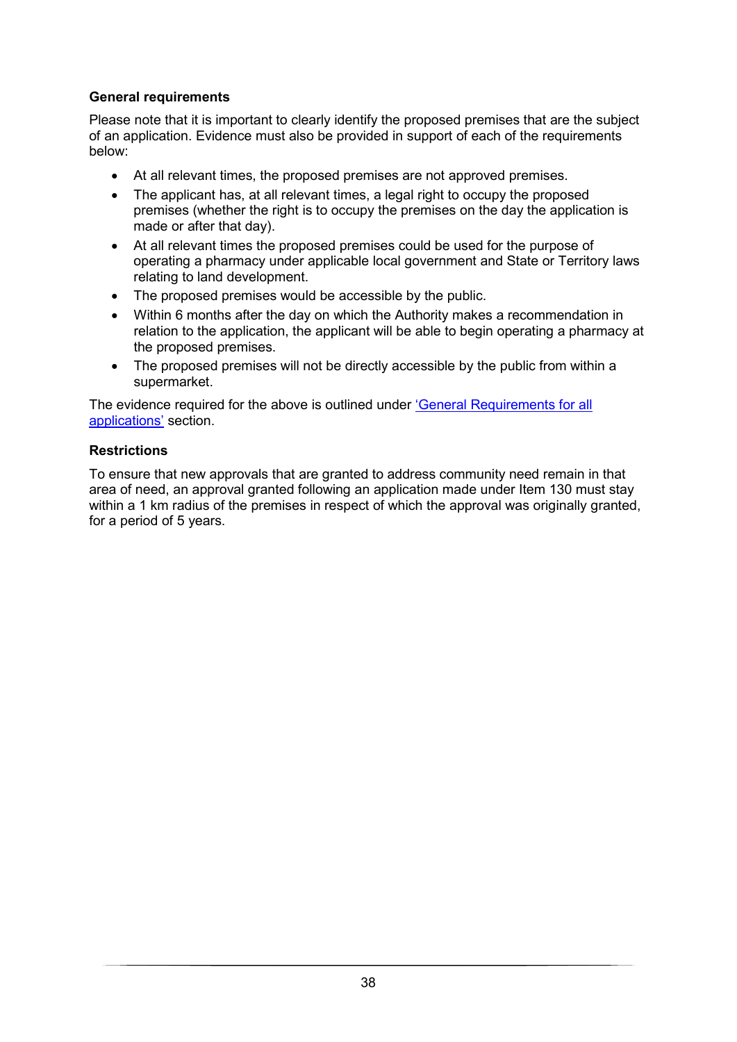**General requirements**

Please note that it is important to clearly identify the proposed premises that are the subject of an application. Evidence must also be provided in support of each of the requirements below:

- At all relevant times, the proposed premises are not approved premises.
- The applicant has, at all relevant times, a legal right to occupy the proposed premises (whether the right is to occupy the premises on the day the application is made or after that day).
- At all relevant times the proposed premises could be used for the purpose of operating a pharmacy under applicable local government and State or Territory laws relating to land development.
- The proposed premises would be accessible by the public.
- Within 6 months after the day on which the Authority makes a recommendation in relation to the application, the applicant will be able to begin operating a pharmacy at the proposed premises.
- The proposed premises will not be directly accessible by the public from within a supermarket.

The evidence required for the above is outlined under 'General Requirements for all applications' section.

**Restrictions**

To ensure that new approvals that are granted to address community need remain in that area of need, an approval granted following an application made under Item 130 must stay within a 1 km radius of the premises in respect of which the approval was originally granted, for a period of 5 years.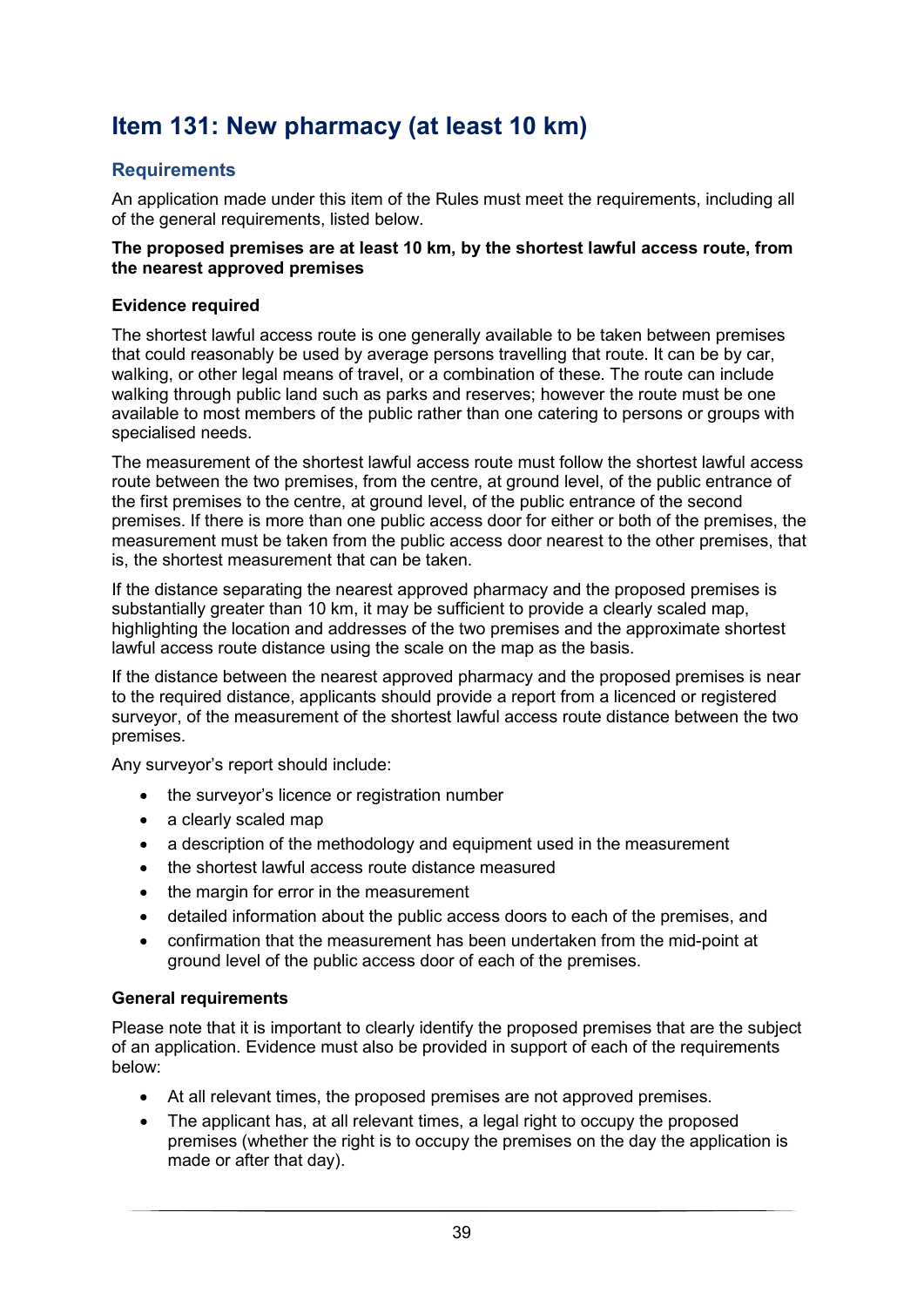# Item 131: New pharmacy (at least 10 km)

## Requirements

An application made under this item of the Rules must meet the requirements, including all of the general requirements, listed below.

**The proposed premises are at least 10 km, by the shortest lawful access route, from the nearest approved premises**

### Evidence required

The shortest lawful access route is one generally available to be taken between premises that could reasonably be used by average persons travelling that route. It can be by car, walking, or other legal means of travel, or a combination of these. The route can include walking through public land such as parks and reserves; however the route must be one available to most members of the public rather than one catering to persons or groups with specialised needs.

The measurement of the shortest lawful access route must follow the shortest lawful access route between the two premises, from the centre, at ground level, of the public entrance of the first premises to the centre, at ground level, of the public entrance of the second premises. If there is more than one public access door for either or both of the premises, the measurement must be taken from the public access door nearest to the other premises, that is, the shortest measurement that can be taken.

If the distance separating the nearest approved pharmacy and the proposed premises is substantially greater than 10 km, it may be sufficient to provide a clearly scaled map, highlighting the location and addresses of the two premises and the approximate shortest lawful access route distance using the scale on the map as the basis.

If the distance between the nearest approved pharmacy and the proposed premises is near to the required distance, applicants should provide a report from a licenced or registered surveyor, of the measurement of the shortest lawful access route distance between the two premises.

Any surveyor's report should include:

- the surveyor's licence or registration number
- a clearly scaled map
- a description of the methodology and equipment used in the measurement
- the shortest lawful access route distance measured
- the margin for error in the measurement
- detailed information about the public access doors to each of the premises, and
- confirmation that the measurement has been undertaken from the mid-point at ground level of the public access door of each of the premises.

### General requirements

Please note that it is important to clearly identify the proposed premises that are the subject of an application. Evidence must also be provided in support of each of the requirements below:

- At all relevant times, the proposed premises are not approved premises.
- The applicant has, at all relevant times, a legal right to occupy the proposed premises (whether the right is to occupy the premises on the day the application is made or after that day).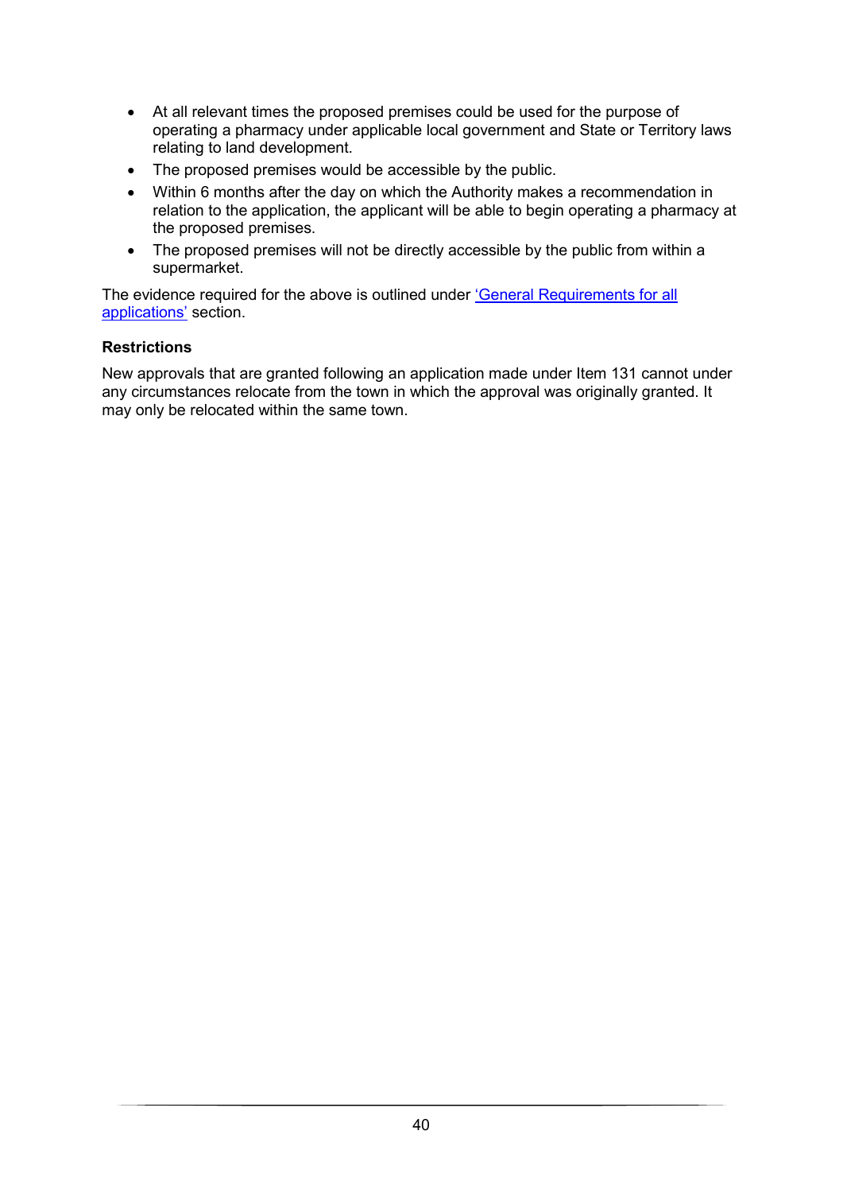- At all relevant times the proposed premises could be used for the purpose of operating a pharmacy under applicable local government and State or Territory laws relating to land development.
- The proposed premises would be accessible by the public.
- Within 6 months after the day on which the Authority makes a recommendation in relation to the application, the applicant will be able to begin operating a pharmacy at the proposed premises.
- The proposed premises will not be directly accessible by the public from within a supermarket.

The evidence required for the above is outlined under 'General Requirements for all applications' section.

**Restrictions**

New approvals that are granted following an application made under Item 131 cannot under any circumstances relocate from the town in which the approval was originally granted. It may only be relocated within the same town.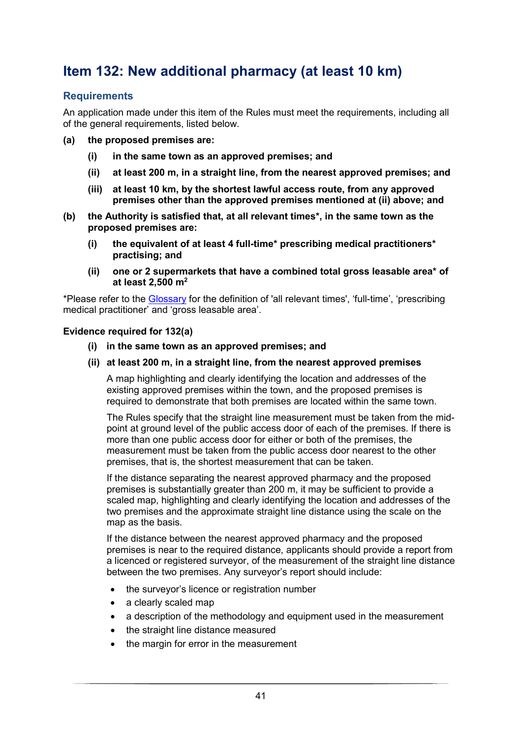# Item 132: New additional pharmacy (at least 10 km)

## Requirements

An application made under this item of the Rules must meet the requirements, including all of the general requirements, listed below.

**(a) the proposed premises are:**

- **(i) in the same town as an approved premises; and**
- **(ii) at least 200 m, in a straight line, from the nearest approved premises; and**
- **(iii) at least 10 km, by the shortest lawful access route, from any approved premises other than the approved premises mentioned at (ii) above; and**

**(b) the Authority is satisfied that, at all relevant times*, in the same town as the proposed premises are:**

- **(i) the equivalent of at least 4 full-time* prescribing medical practitioners* practising; and**
- **(ii) one or 2 supermarkets that have a combined total gross leasable area* of at least 2,500 m$^2$**

*Please refer to the Glossary for the definition of 'all relevant times', 'full-time', 'prescribing medical practitioner' and 'gross leasable area'.

**Evidence required for 132(a)**

**(i) in the same town as an approved premises; and**

**(ii) at least 200 m, in a straight line, from the nearest approved premises**

A map highlighting and clearly identifying the location and addresses of the existing approved premises within the town, and the proposed premises is required to demonstrate that both premises are located within the same town.

The Rules specify that the straight line measurement must be taken from the mid-point at ground level of the public access door of each of the premises. If there is more than one public access door for either or both of the premises, the measurement must be taken from the public access door nearest to the other premises, that is, the shortest measurement that can be taken.

If the distance separating the nearest approved pharmacy and the proposed premises is substantially greater than 200 m, it may be sufficient to provide a scaled map, highlighting and clearly identifying the location and addresses of the two premises and the approximate straight line distance using the scale on the map as the basis.

If the distance between the nearest approved pharmacy and the proposed premises is near to the required distance, applicants should provide a report from a licenced or registered surveyor, of the measurement of the straight line distance between the two premises. Any surveyor's report should include:

- the surveyor's licence or registration number
- a clearly scaled map
- a description of the methodology and equipment used in the measurement
- the straight line distance measured
- the margin for error in the measurement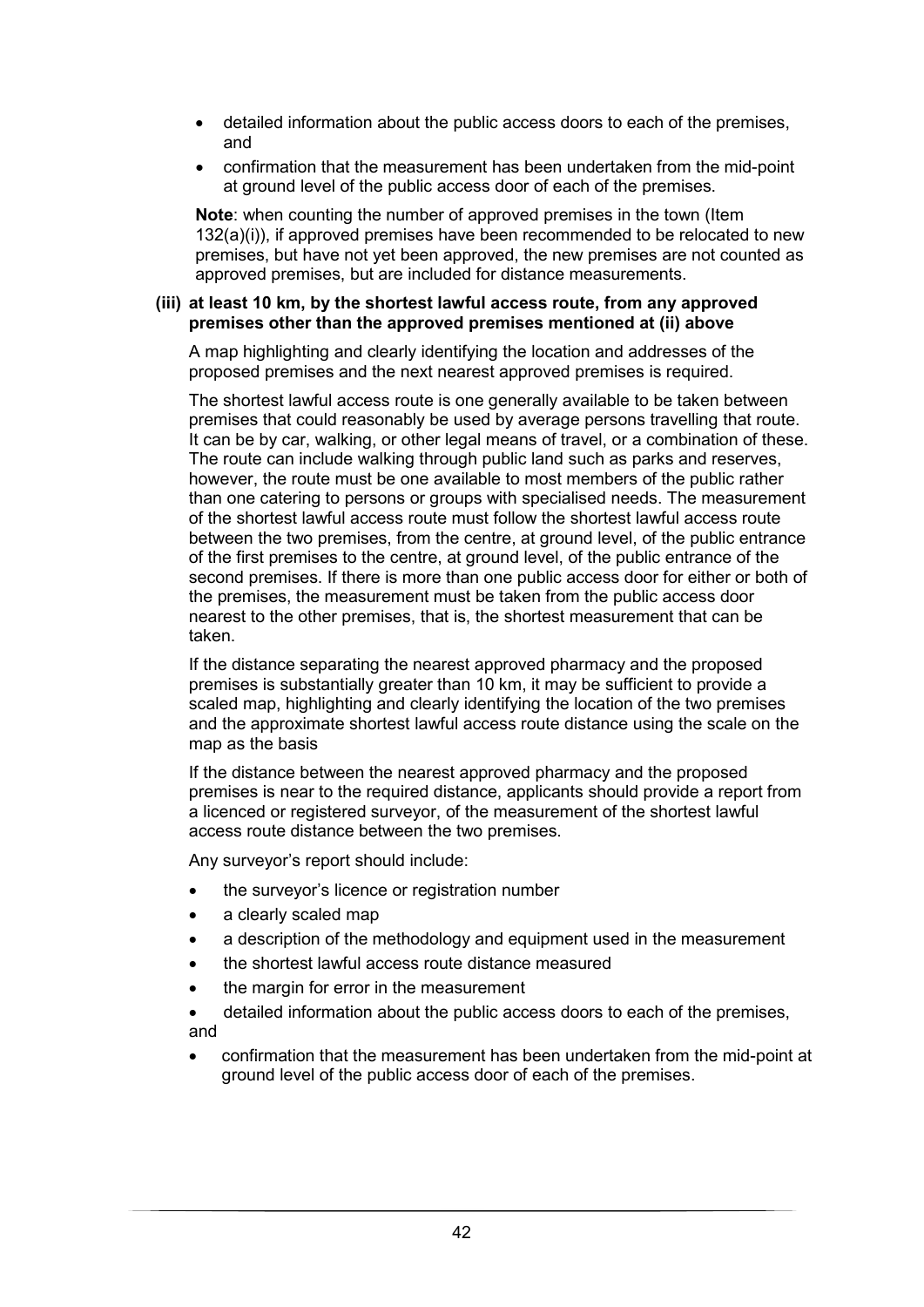- detailed information about the public access doors to each of the premises, and
- confirmation that the measurement has been undertaken from the mid-point at ground level of the public access door of each of the premises.

**Note**: when counting the number of approved premises in the town (Item 132(a)(i)), if approved premises have been recommended to be relocated to new premises, but have not yet been approved, the new premises are not counted as approved premises, but are included for distance measurements.

**(iii) at least 10 km, by the shortest lawful access route, from any approved premises other than the approved premises mentioned at (ii) above**

A map highlighting and clearly identifying the location and addresses of the proposed premises and the next nearest approved premises is required.

The shortest lawful access route is one generally available to be taken between premises that could reasonably be used by average persons travelling that route. It can be by car, walking, or other legal means of travel, or a combination of these. The route can include walking through public land such as parks and reserves, however, the route must be one available to most members of the public rather than one catering to persons or groups with specialised needs. The measurement of the shortest lawful access route must follow the shortest lawful access route between the two premises, from the centre, at ground level, of the public entrance of the first premises to the centre, at ground level, of the public entrance of the second premises. If there is more than one public access door for either or both of the premises, the measurement must be taken from the public access door nearest to the other premises, that is, the shortest measurement that can be taken.

If the distance separating the nearest approved pharmacy and the proposed premises is substantially greater than 10 km, it may be sufficient to provide a scaled map, highlighting and clearly identifying the location of the two premises and the approximate shortest lawful access route distance using the scale on the map as the basis

If the distance between the nearest approved pharmacy and the proposed premises is near to the required distance, applicants should provide a report from a licenced or registered surveyor, of the measurement of the shortest lawful access route distance between the two premises.

Any surveyor's report should include:

- the surveyor's licence or registration number
- a clearly scaled map
- a description of the methodology and equipment used in the measurement
- the shortest lawful access route distance measured
- the margin for error in the measurement
- detailed information about the public access doors to each of the premises, and
- confirmation that the measurement has been undertaken from the mid-point at ground level of the public access door of each of the premises.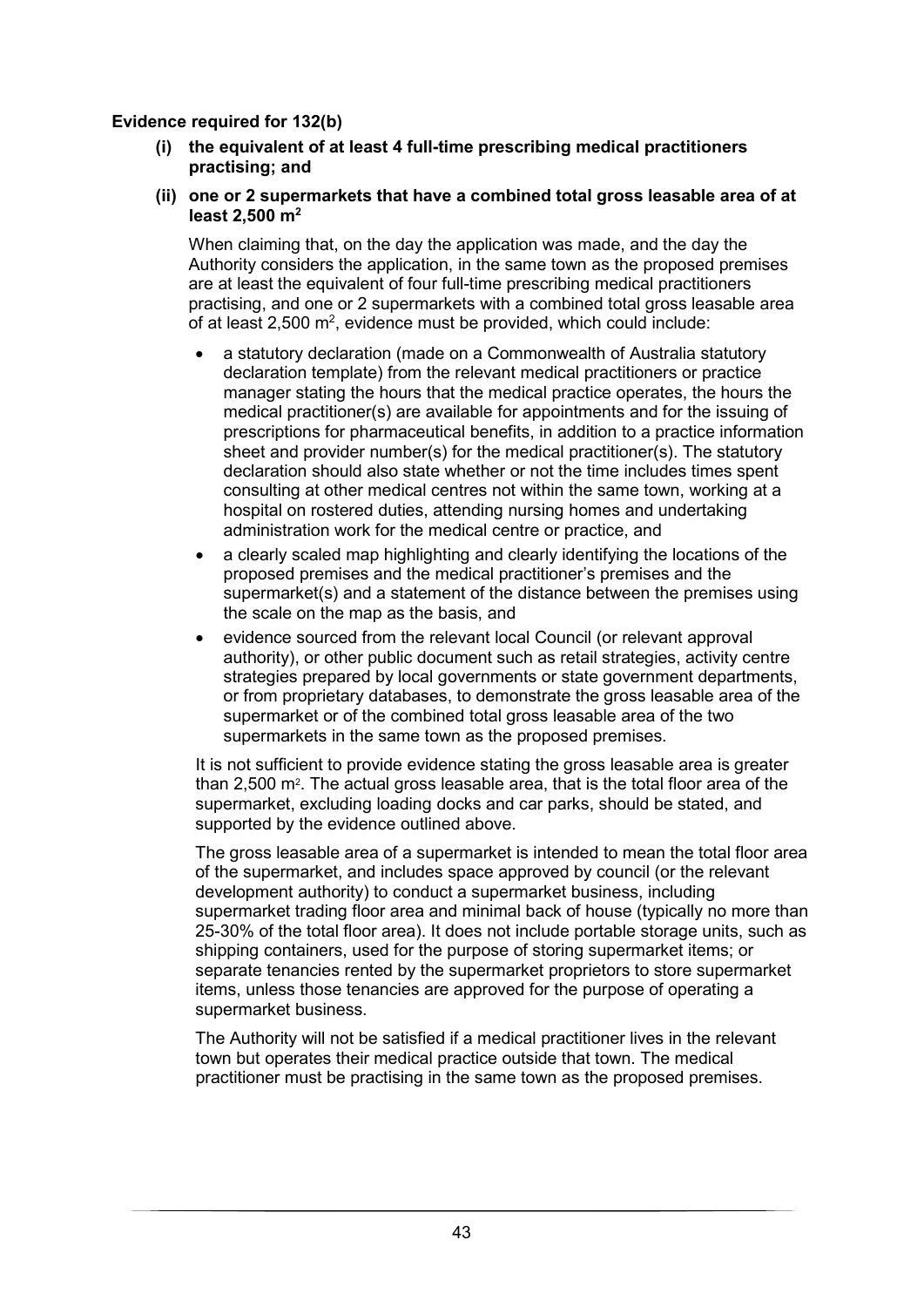**Evidence required for 132(b)**

**(i) the equivalent of at least 4 full-time prescribing medical practitioners practising; and**

**(ii) one or 2 supermarkets that have a combined total gross leasable area of at least 2,500 $m^2$**

When claiming that, on the day the application was made, and the day the Authority considers the application, in the same town as the proposed premises are at least the equivalent of four full-time prescribing medical practitioners practising, and one or 2 supermarkets with a combined total gross leasable area of at least 2,500 $m^2$, evidence must be provided, which could include:

- a statutory declaration (made on a Commonwealth of Australia statutory declaration template) from the relevant medical practitioners or practice manager stating the hours that the medical practice operates, the hours the medical practitioner(s) are available for appointments and for the issuing of prescriptions for pharmaceutical benefits, in addition to a practice information sheet and provider number(s) for the medical practitioner(s). The statutory declaration should also state whether or not the time includes times spent consulting at other medical centres not within the same town, working at a hospital on rostered duties, attending nursing homes and undertaking administration work for the medical centre or practice, and
- a clearly scaled map highlighting and clearly identifying the locations of the proposed premises and the medical practitioner's premises and the supermarket(s) and a statement of the distance between the premises using the scale on the map as the basis, and
- evidence sourced from the relevant local Council (or relevant approval authority), or other public document such as retail strategies, activity centre strategies prepared by local governments or state government departments, or from proprietary databases, to demonstrate the gross leasable area of the supermarket or of the combined total gross leasable area of the two supermarkets in the same town as the proposed premises.

It is not sufficient to provide evidence stating the gross leasable area is greater than 2,500 $m^2$. The actual gross leasable area, that is the total floor area of the supermarket, excluding loading docks and car parks, should be stated, and supported by the evidence outlined above.

The gross leasable area of a supermarket is intended to mean the total floor area of the supermarket, and includes space approved by council (or the relevant development authority) to conduct a supermarket business, including supermarket trading floor area and minimal back of house (typically no more than 25-30% of the total floor area). It does not include portable storage units, such as shipping containers, used for the purpose of storing supermarket items; or separate tenancies rented by the supermarket proprietors to store supermarket items, unless those tenancies are approved for the purpose of operating a supermarket business.

The Authority will not be satisfied if a medical practitioner lives in the relevant town but operates their medical practice outside that town. The medical practitioner must be practising in the same town as the proposed premises.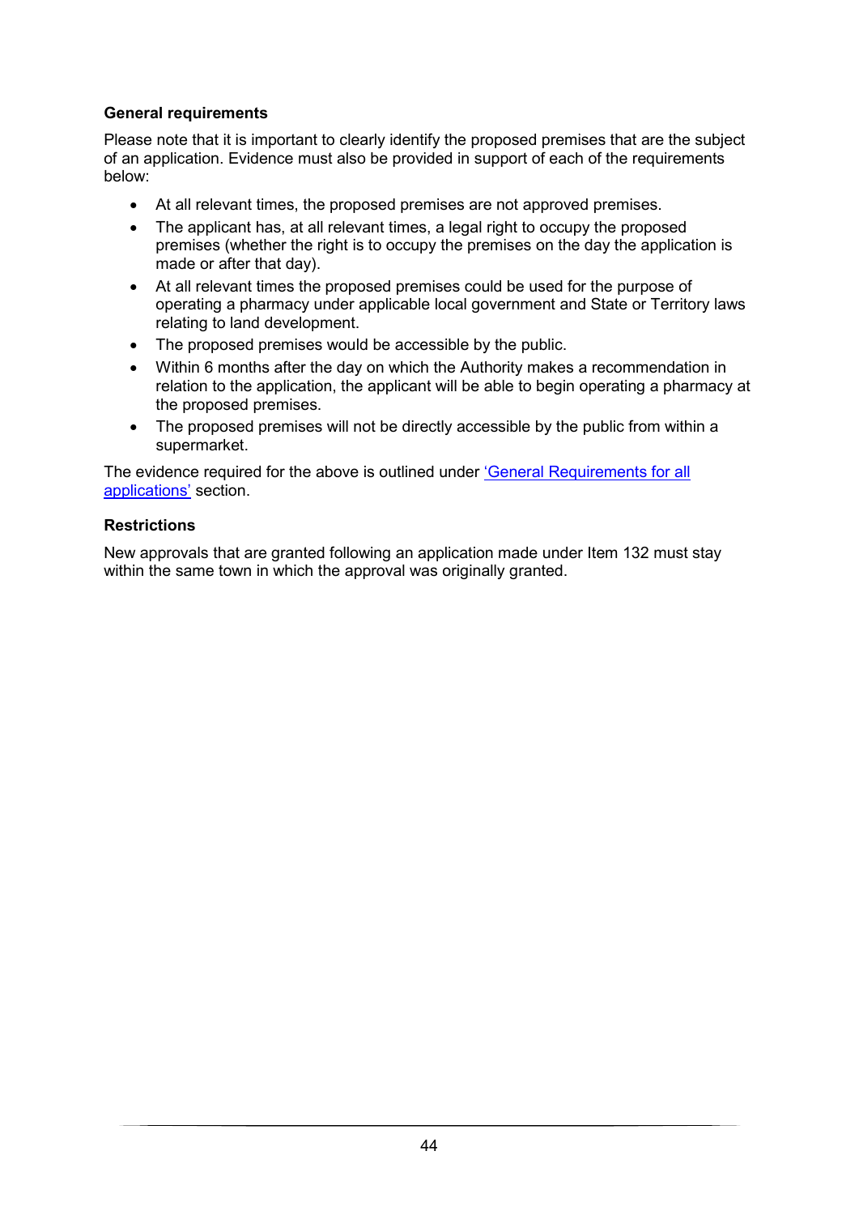**General requirements**

Please note that it is important to clearly identify the proposed premises that are the subject of an application. Evidence must also be provided in support of each of the requirements below:

- At all relevant times, the proposed premises are not approved premises.
- The applicant has, at all relevant times, a legal right to occupy the proposed premises (whether the right is to occupy the premises on the day the application is made or after that day).
- At all relevant times the proposed premises could be used for the purpose of operating a pharmacy under applicable local government and State or Territory laws relating to land development.
- The proposed premises would be accessible by the public.
- Within 6 months after the day on which the Authority makes a recommendation in relation to the application, the applicant will be able to begin operating a pharmacy at the proposed premises.
- The proposed premises will not be directly accessible by the public from within a supermarket.

The evidence required for the above is outlined under 'General Requirements for all applications' section.

**Restrictions**

New approvals that are granted following an application made under Item 132 must stay within the same town in which the approval was originally granted.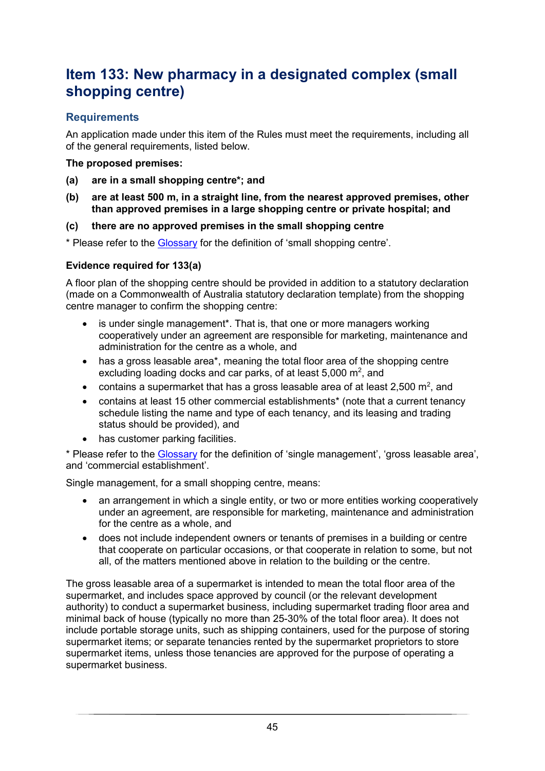# Item 133: New pharmacy in a designated complex (small shopping centre)

## Requirements

An application made under this item of the Rules must meet the requirements, including all of the general requirements, listed below.

**The proposed premises:**

**(a) are in a small shopping centre*; and**

**(b) are at least 500 m, in a straight line, from the nearest approved premises, other than approved premises in a large shopping centre or private hospital; and**

**(c) there are no approved premises in the small shopping centre**

* Please refer to the Glossary for the definition of 'small shopping centre'.

### Evidence required for 133(a)

A floor plan of the shopping centre should be provided in addition to a statutory declaration (made on a Commonwealth of Australia statutory declaration template) from the shopping centre manager to confirm the shopping centre:

- is under single management*. That is, that one or more managers working cooperatively under an agreement are responsible for marketing, maintenance and administration for the centre as a whole, and
- has a gross leasable area*, meaning the total floor area of the shopping centre excluding loading docks and car parks, of at least 5,000 $m^2$, and
- contains a supermarket that has a gross leasable area of at least 2,500 $m^2$, and
- contains at least 15 other commercial establishments* (note that a current tenancy schedule listing the name and type of each tenancy, and its leasing and trading status should be provided), and
- has customer parking facilities.

* Please refer to the Glossary for the definition of 'single management', 'gross leasable area', and 'commercial establishment'.

Single management, for a small shopping centre, means:

- an arrangement in which a single entity, or two or more entities working cooperatively under an agreement, are responsible for marketing, maintenance and administration for the centre as a whole, and
- does not include independent owners or tenants of premises in a building or centre that cooperate on particular occasions, or that cooperate in relation to some, but not all, of the matters mentioned above in relation to the building or the centre.

The gross leasable area of a supermarket is intended to mean the total floor area of the supermarket, and includes space approved by council (or the relevant development authority) to conduct a supermarket business, including supermarket trading floor area and minimal back of house (typically no more than 25-30% of the total floor area). It does not include portable storage units, such as shipping containers, used for the purpose of storing supermarket items; or separate tenancies rented by the supermarket proprietors to store supermarket items, unless those tenancies are approved for the purpose of operating a supermarket business.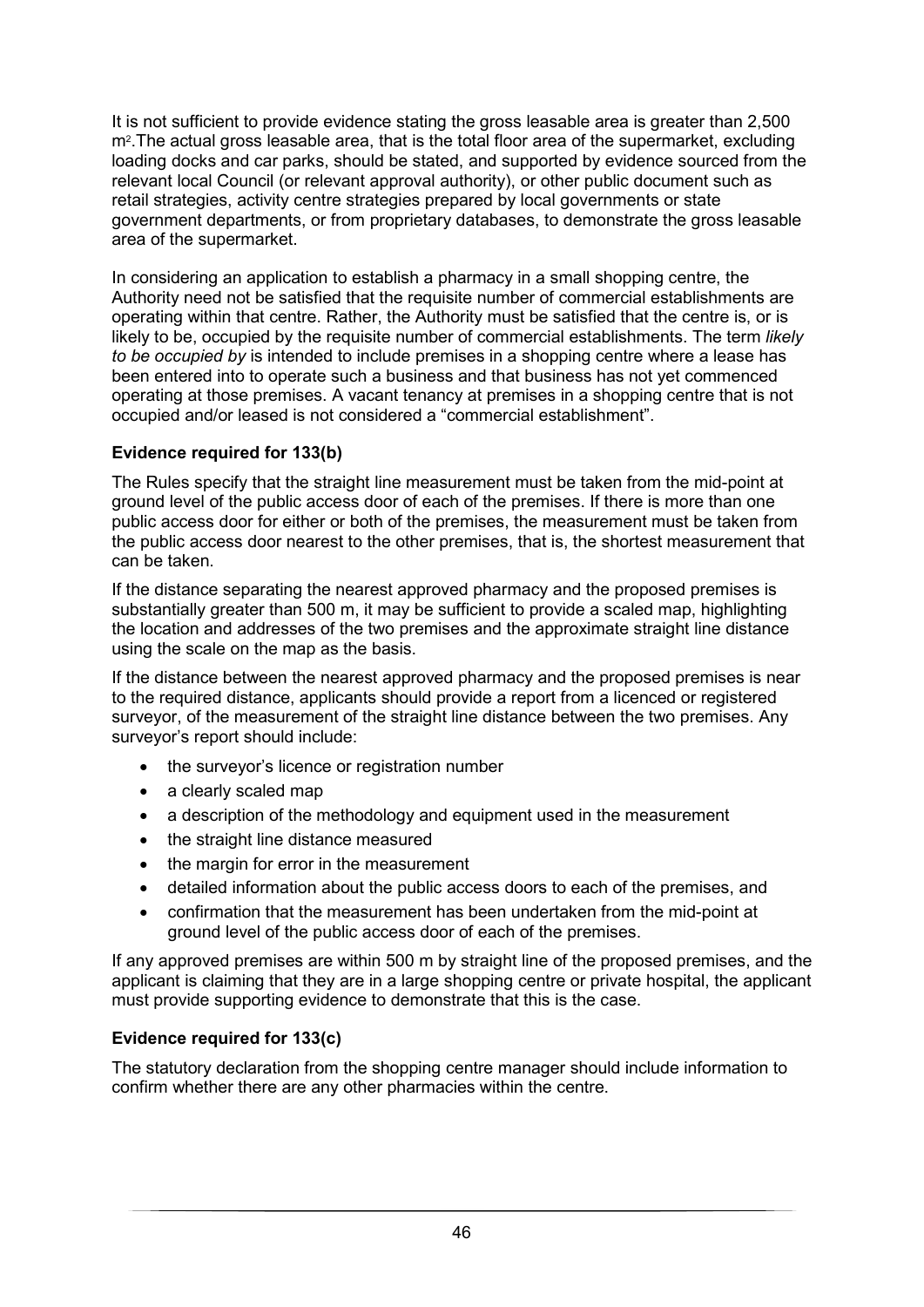It is not sufficient to provide evidence stating the gross leasable area is greater than 2,500 $m^2$.The actual gross leasable area, that is the total floor area of the supermarket, excluding loading docks and car parks, should be stated, and supported by evidence sourced from the relevant local Council (or relevant approval authority), or other public document such as retail strategies, activity centre strategies prepared by local governments or state government departments, or from proprietary databases, to demonstrate the gross leasable area of the supermarket.

In considering an application to establish a pharmacy in a small shopping centre, the Authority need not be satisfied that the requisite number of commercial establishments are operating within that centre. Rather, the Authority must be satisfied that the centre is, or is likely to be, occupied by the requisite number of commercial establishments. The term *likely to be occupied by* is intended to include premises in a shopping centre where a lease has been entered into to operate such a business and that business has not yet commenced operating at those premises. A vacant tenancy at premises in a shopping centre that is not occupied and/or leased is not considered a "commercial establishment".

**Evidence required for 133(b)**

The Rules specify that the straight line measurement must be taken from the mid-point at ground level of the public access door of each of the premises. If there is more than one public access door for either or both of the premises, the measurement must be taken from the public access door nearest to the other premises, that is, the shortest measurement that can be taken.

If the distance separating the nearest approved pharmacy and the proposed premises is substantially greater than 500 m, it may be sufficient to provide a scaled map, highlighting the location and addresses of the two premises and the approximate straight line distance using the scale on the map as the basis.

If the distance between the nearest approved pharmacy and the proposed premises is near to the required distance, applicants should provide a report from a licenced or registered surveyor, of the measurement of the straight line distance between the two premises. Any surveyor's report should include:

- the surveyor's licence or registration number
- a clearly scaled map
- a description of the methodology and equipment used in the measurement
- the straight line distance measured
- the margin for error in the measurement
- detailed information about the public access doors to each of the premises, and
- confirmation that the measurement has been undertaken from the mid-point at ground level of the public access door of each of the premises.

If any approved premises are within 500 m by straight line of the proposed premises, and the applicant is claiming that they are in a large shopping centre or private hospital, the applicant must provide supporting evidence to demonstrate that this is the case.

**Evidence required for 133(c)**

The statutory declaration from the shopping centre manager should include information to confirm whether there are any other pharmacies within the centre.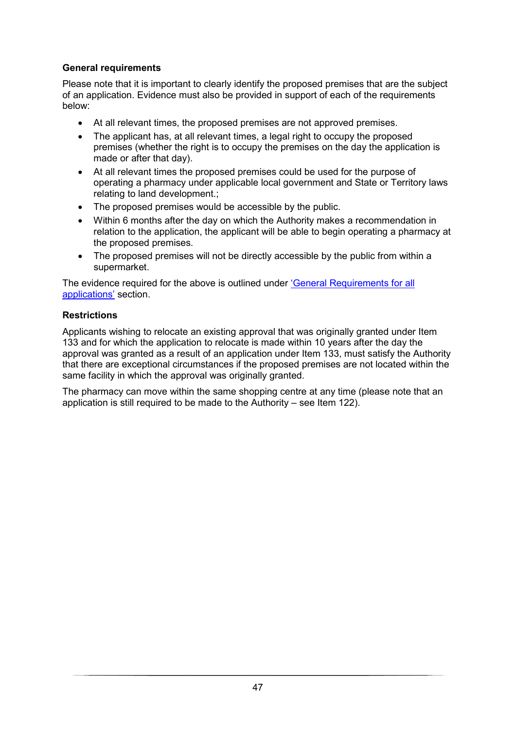**General requirements**

Please note that it is important to clearly identify the proposed premises that are the subject of an application. Evidence must also be provided in support of each of the requirements below:

- At all relevant times, the proposed premises are not approved premises.
- The applicant has, at all relevant times, a legal right to occupy the proposed premises (whether the right is to occupy the premises on the day the application is made or after that day).
- At all relevant times the proposed premises could be used for the purpose of operating a pharmacy under applicable local government and State or Territory laws relating to land development.;
- The proposed premises would be accessible by the public.
- Within 6 months after the day on which the Authority makes a recommendation in relation to the application, the applicant will be able to begin operating a pharmacy at the proposed premises.
- The proposed premises will not be directly accessible by the public from within a supermarket.

The evidence required for the above is outlined under 'General Requirements for all applications' section.

**Restrictions**

Applicants wishing to relocate an existing approval that was originally granted under Item 133 and for which the application to relocate is made within 10 years after the day the approval was granted as a result of an application under Item 133, must satisfy the Authority that there are exceptional circumstances if the proposed premises are not located within the same facility in which the approval was originally granted.

The pharmacy can move within the same shopping centre at any time (please note that an application is still required to be made to the Authority – see Item 122).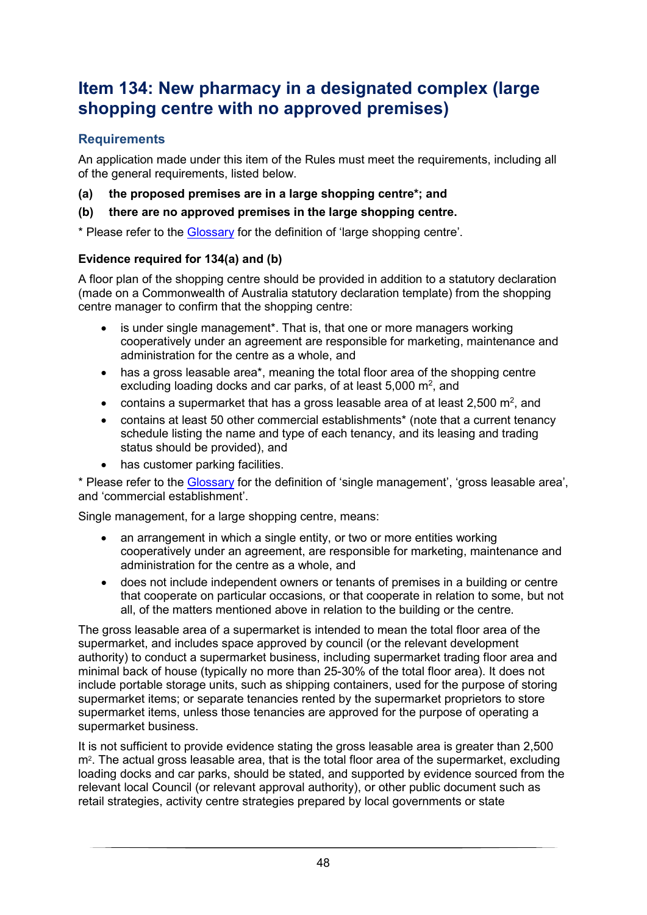## Item 134: New pharmacy in a designated complex (large shopping centre with no approved premises)

### Requirements

An application made under this item of the Rules must meet the requirements, including all of the general requirements, listed below.

**(a) the proposed premises are in a large shopping centre*; and**

**(b) there are no approved premises in the large shopping centre.**

* Please refer to the Glossary for the definition of 'large shopping centre'.

#### Evidence required for 134(a) and (b)

A floor plan of the shopping centre should be provided in addition to a statutory declaration (made on a Commonwealth of Australia statutory declaration template) from the shopping centre manager to confirm that the shopping centre:

- is under single management*. That is, that one or more managers working cooperatively under an agreement are responsible for marketing, maintenance and administration for the centre as a whole, and
- has a gross leasable area*, meaning the total floor area of the shopping centre excluding loading docks and car parks, of at least 5,000 $m^2$, and
- contains a supermarket that has a gross leasable area of at least 2,500 $m^2$, and
- contains at least 50 other commercial establishments* (note that a current tenancy schedule listing the name and type of each tenancy, and its leasing and trading status should be provided), and
- has customer parking facilities.

* Please refer to the Glossary for the definition of 'single management', 'gross leasable area', and 'commercial establishment'.

Single management, for a large shopping centre, means:

- an arrangement in which a single entity, or two or more entities working cooperatively under an agreement, are responsible for marketing, maintenance and administration for the centre as a whole, and
- does not include independent owners or tenants of premises in a building or centre that cooperate on particular occasions, or that cooperate in relation to some, but not all, of the matters mentioned above in relation to the building or the centre.

The gross leasable area of a supermarket is intended to mean the total floor area of the supermarket, and includes space approved by council (or the relevant development authority) to conduct a supermarket business, including supermarket trading floor area and minimal back of house (typically no more than 25-30% of the total floor area). It does not include portable storage units, such as shipping containers, used for the purpose of storing supermarket items; or separate tenancies rented by the supermarket proprietors to store supermarket items, unless those tenancies are approved for the purpose of operating a supermarket business.

It is not sufficient to provide evidence stating the gross leasable area is greater than 2,500 $m^2$. The actual gross leasable area, that is the total floor area of the supermarket, excluding loading docks and car parks, should be stated, and supported by evidence sourced from the relevant local Council (or relevant approval authority), or other public document such as retail strategies, activity centre strategies prepared by local governments or state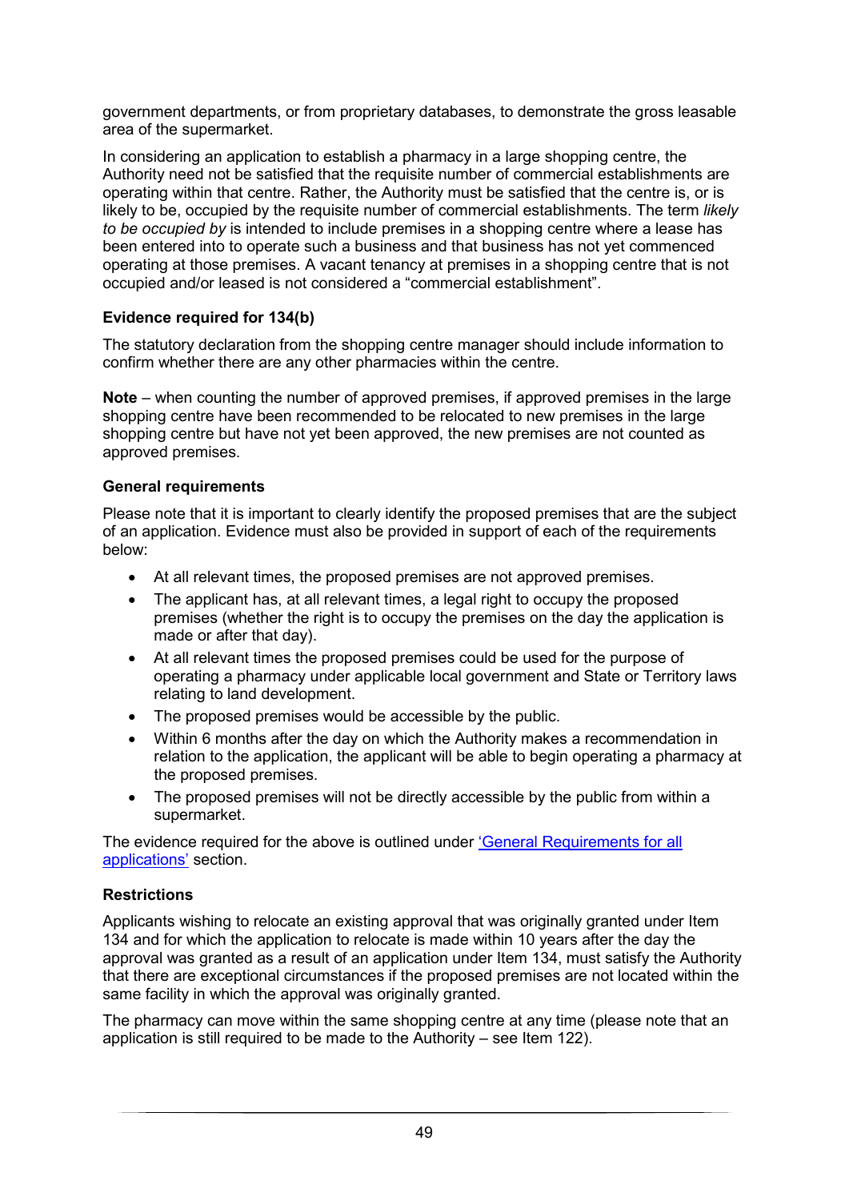government departments, or from proprietary databases, to demonstrate the gross leasable area of the supermarket.

In considering an application to establish a pharmacy in a large shopping centre, the Authority need not be satisfied that the requisite number of commercial establishments are operating within that centre. Rather, the Authority must be satisfied that the centre is, or is likely to be, occupied by the requisite number of commercial establishments. The term *likely to be occupied by* is intended to include premises in a shopping centre where a lease has been entered into to operate such a business and that business has not yet commenced operating at those premises. A vacant tenancy at premises in a shopping centre that is not occupied and/or leased is not considered a "commercial establishment".

**Evidence required for 134(b)**

The statutory declaration from the shopping centre manager should include information to confirm whether there are any other pharmacies within the centre.

**Note** – when counting the number of approved premises, if approved premises in the large shopping centre have been recommended to be relocated to new premises in the large shopping centre but have not yet been approved, the new premises are not counted as approved premises.

**General requirements**

Please note that it is important to clearly identify the proposed premises that are the subject of an application. Evidence must also be provided in support of each of the requirements below:

- At all relevant times, the proposed premises are not approved premises.
- The applicant has, at all relevant times, a legal right to occupy the proposed premises (whether the right is to occupy the premises on the day the application is made or after that day).
- At all relevant times the proposed premises could be used for the purpose of operating a pharmacy under applicable local government and State or Territory laws relating to land development.
- The proposed premises would be accessible by the public.
- Within 6 months after the day on which the Authority makes a recommendation in relation to the application, the applicant will be able to begin operating a pharmacy at the proposed premises.
- The proposed premises will not be directly accessible by the public from within a supermarket.

The evidence required for the above is outlined under 'General Requirements for all applications' section.

**Restrictions**

Applicants wishing to relocate an existing approval that was originally granted under Item 134 and for which the application to relocate is made within 10 years after the day the approval was granted as a result of an application under Item 134, must satisfy the Authority that there are exceptional circumstances if the proposed premises are not located within the same facility in which the approval was originally granted.

The pharmacy can move within the same shopping centre at any time (please note that an application is still required to be made to the Authority – see Item 122).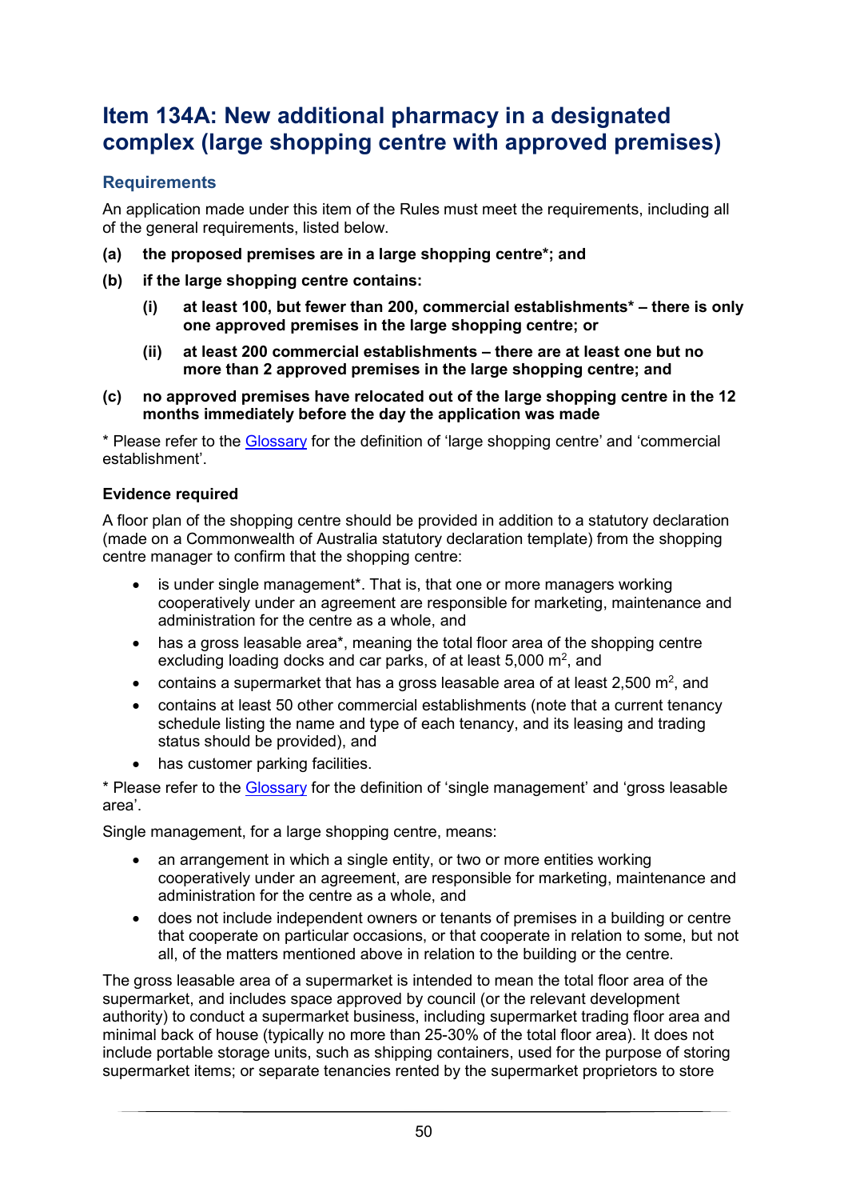# Item 134A: New additional pharmacy in a designated complex (large shopping centre with approved premises)

## Requirements

An application made under this item of the Rules must meet the requirements, including all of the general requirements, listed below.

**(a) the proposed premises are in a large shopping centre*; and**

**(b) if the large shopping centre contains:**

> **(i) at least 100, but fewer than 200, commercial establishments* – there is only one approved premises in the large shopping centre; or**
>
> **(ii) at least 200 commercial establishments – there are at least one but no more than 2 approved premises in the large shopping centre; and**

**(c) no approved premises have relocated out of the large shopping centre in the 12 months immediately before the day the application was made**

* Please refer to the Glossary for the definition of 'large shopping centre' and 'commercial establishment'.

### Evidence required

A floor plan of the shopping centre should be provided in addition to a statutory declaration (made on a Commonwealth of Australia statutory declaration template) from the shopping centre manager to confirm that the shopping centre:

- is under single management*. That is, that one or more managers working cooperatively under an agreement are responsible for marketing, maintenance and administration for the centre as a whole, and
- has a gross leasable area*, meaning the total floor area of the shopping centre excluding loading docks and car parks, of at least 5,000 m$^2$, and
- contains a supermarket that has a gross leasable area of at least 2,500 m$^2$, and
- contains at least 50 other commercial establishments (note that a current tenancy schedule listing the name and type of each tenancy, and its leasing and trading status should be provided), and
- has customer parking facilities.

* Please refer to the Glossary for the definition of 'single management' and 'gross leasable area'.

Single management, for a large shopping centre, means:

- an arrangement in which a single entity, or two or more entities working cooperatively under an agreement, are responsible for marketing, maintenance and administration for the centre as a whole, and
- does not include independent owners or tenants of premises in a building or centre that cooperate on particular occasions, or that cooperate in relation to some, but not all, of the matters mentioned above in relation to the building or the centre.

The gross leasable area of a supermarket is intended to mean the total floor area of the supermarket, and includes space approved by council (or the relevant development authority) to conduct a supermarket business, including supermarket trading floor area and minimal back of house (typically no more than 25-30% of the total floor area). It does not include portable storage units, such as shipping containers, used for the purpose of storing supermarket items; or separate tenancies rented by the supermarket proprietors to store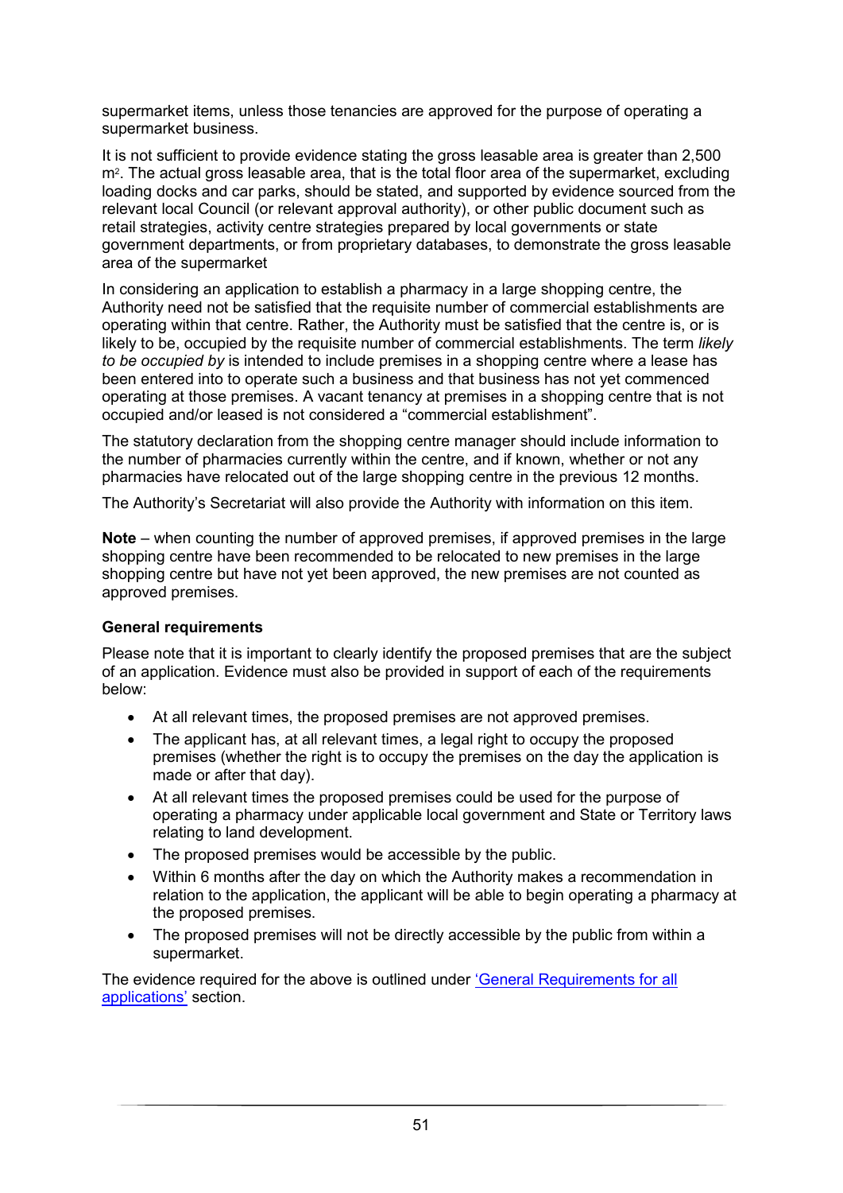supermarket items, unless those tenancies are approved for the purpose of operating a supermarket business.

It is not sufficient to provide evidence stating the gross leasable area is greater than 2,500 $m^2$. The actual gross leasable area, that is the total floor area of the supermarket, excluding loading docks and car parks, should be stated, and supported by evidence sourced from the relevant local Council (or relevant approval authority), or other public document such as retail strategies, activity centre strategies prepared by local governments or state government departments, or from proprietary databases, to demonstrate the gross leasable area of the supermarket

In considering an application to establish a pharmacy in a large shopping centre, the Authority need not be satisfied that the requisite number of commercial establishments are operating within that centre. Rather, the Authority must be satisfied that the centre is, or is likely to be, occupied by the requisite number of commercial establishments. The term *likely to be occupied by* is intended to include premises in a shopping centre where a lease has been entered into to operate such a business and that business has not yet commenced operating at those premises. A vacant tenancy at premises in a shopping centre that is not occupied and/or leased is not considered a "commercial establishment".

The statutory declaration from the shopping centre manager should include information to the number of pharmacies currently within the centre, and if known, whether or not any pharmacies have relocated out of the large shopping centre in the previous 12 months.

The Authority's Secretariat will also provide the Authority with information on this item.

**Note** – when counting the number of approved premises, if approved premises in the large shopping centre have been recommended to be relocated to new premises in the large shopping centre but have not yet been approved, the new premises are not counted as approved premises.

**General requirements**

Please note that it is important to clearly identify the proposed premises that are the subject of an application. Evidence must also be provided in support of each of the requirements below:

- At all relevant times, the proposed premises are not approved premises.
- The applicant has, at all relevant times, a legal right to occupy the proposed premises (whether the right is to occupy the premises on the day the application is made or after that day).
- At all relevant times the proposed premises could be used for the purpose of operating a pharmacy under applicable local government and State or Territory laws relating to land development.
- The proposed premises would be accessible by the public.
- Within 6 months after the day on which the Authority makes a recommendation in relation to the application, the applicant will be able to begin operating a pharmacy at the proposed premises.
- The proposed premises will not be directly accessible by the public from within a supermarket.

The evidence required for the above is outlined under 'General Requirements for all applications' section.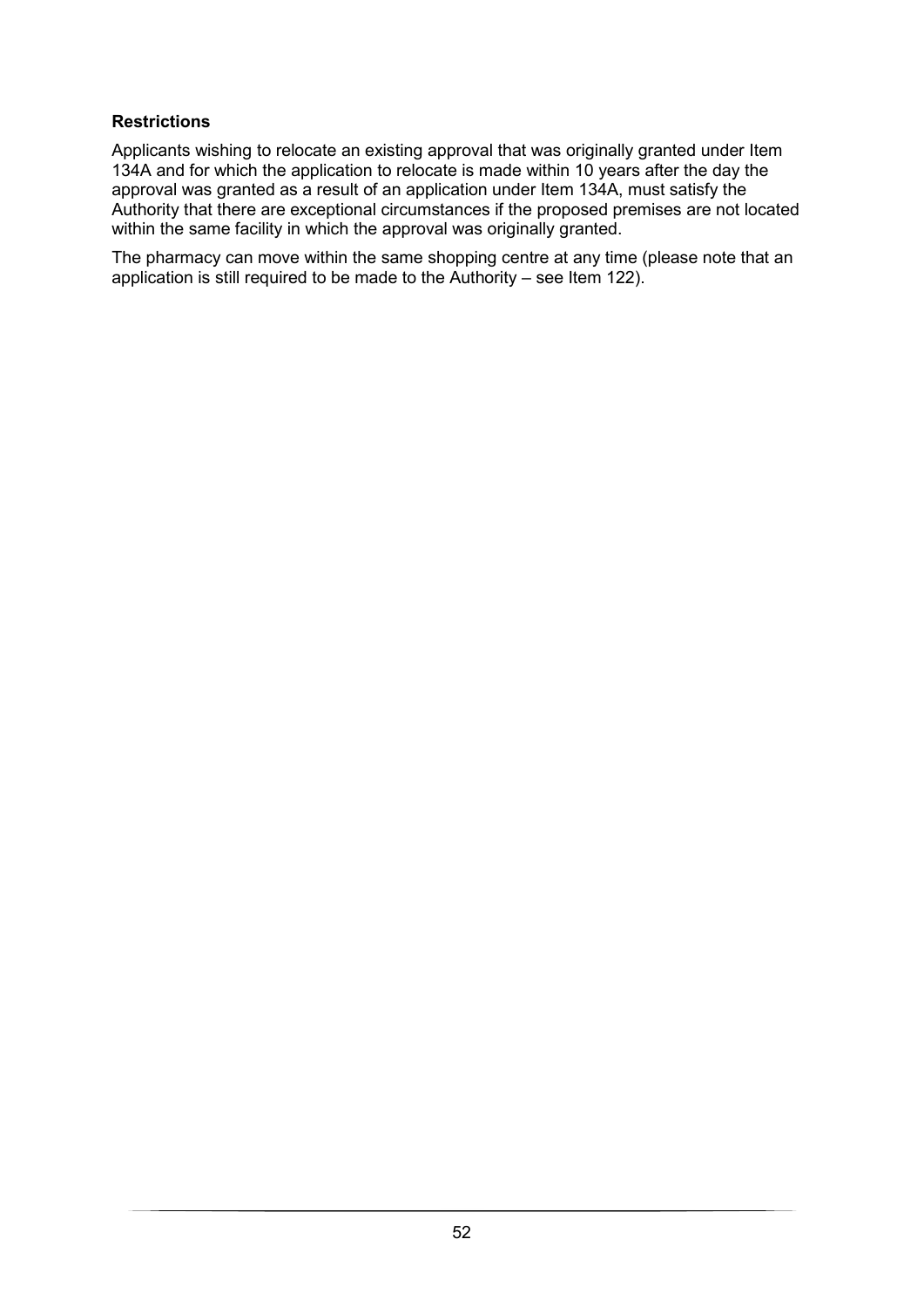**Restrictions**

Applicants wishing to relocate an existing approval that was originally granted under Item 134A and for which the application to relocate is made within 10 years after the day the approval was granted as a result of an application under Item 134A, must satisfy the Authority that there are exceptional circumstances if the proposed premises are not located within the same facility in which the approval was originally granted.

The pharmacy can move within the same shopping centre at any time (please note that an application is still required to be made to the Authority – see Item 122).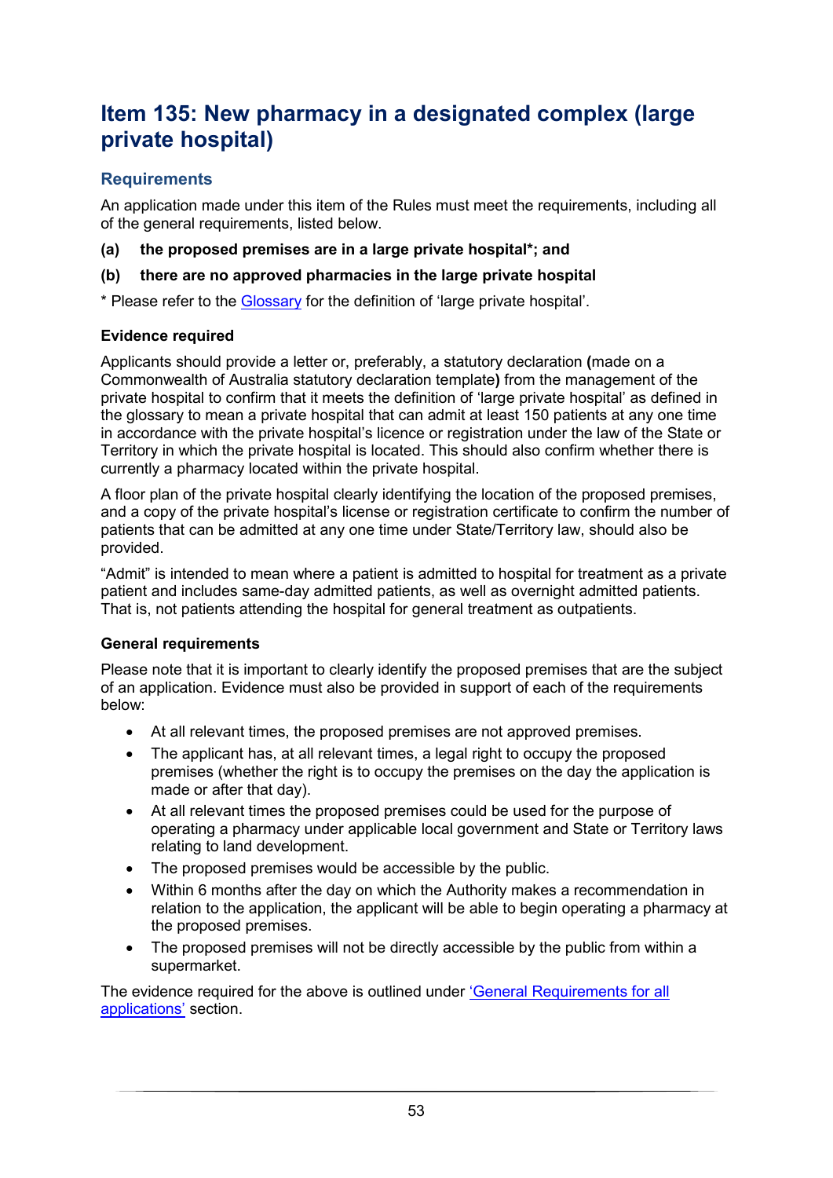# Item 135: New pharmacy in a designated complex (large private hospital)

## Requirements

An application made under this item of the Rules must meet the requirements, including all of the general requirements, listed below.

**(a) the proposed premises are in a large private hospital*; and**

**(b) there are no approved pharmacies in the large private hospital**

* Please refer to the Glossary for the definition of 'large private hospital'.

### Evidence required

Applicants should provide a letter or, preferably, a statutory declaration **(**made on a Commonwealth of Australia statutory declaration template**)** from the management of the private hospital to confirm that it meets the definition of 'large private hospital' as defined in the glossary to mean a private hospital that can admit at least 150 patients at any one time in accordance with the private hospital's licence or registration under the law of the State or Territory in which the private hospital is located. This should also confirm whether there is currently a pharmacy located within the private hospital.

A floor plan of the private hospital clearly identifying the location of the proposed premises, and a copy of the private hospital's license or registration certificate to confirm the number of patients that can be admitted at any one time under State/Territory law, should also be provided.

"Admit" is intended to mean where a patient is admitted to hospital for treatment as a private patient and includes same-day admitted patients, as well as overnight admitted patients. That is, not patients attending the hospital for general treatment as outpatients.

### General requirements

Please note that it is important to clearly identify the proposed premises that are the subject of an application. Evidence must also be provided in support of each of the requirements below:

- At all relevant times, the proposed premises are not approved premises.
- The applicant has, at all relevant times, a legal right to occupy the proposed premises (whether the right is to occupy the premises on the day the application is made or after that day).
- At all relevant times the proposed premises could be used for the purpose of operating a pharmacy under applicable local government and State or Territory laws relating to land development.
- The proposed premises would be accessible by the public.
- Within 6 months after the day on which the Authority makes a recommendation in relation to the application, the applicant will be able to begin operating a pharmacy at the proposed premises.
- The proposed premises will not be directly accessible by the public from within a supermarket.

The evidence required for the above is outlined under 'General Requirements for all applications' section.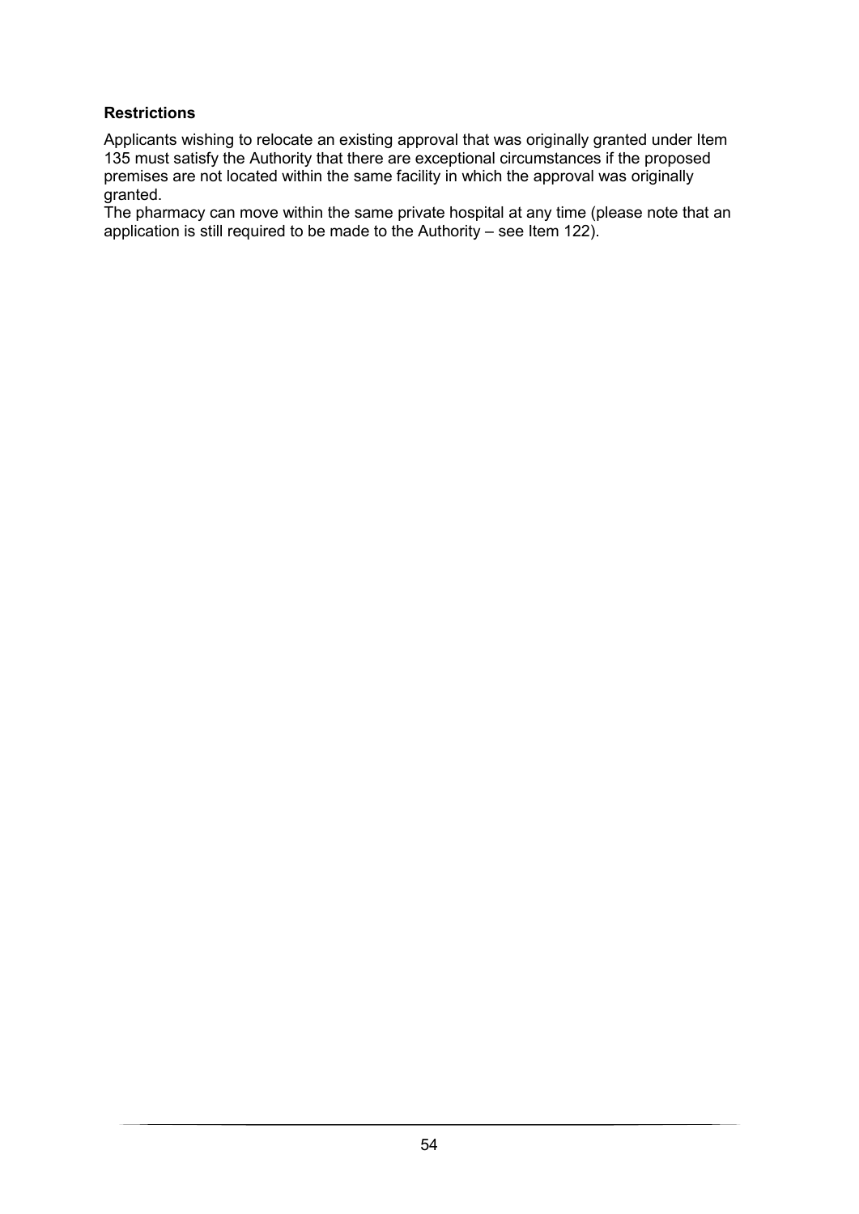**Restrictions**

Applicants wishing to relocate an existing approval that was originally granted under Item 135 must satisfy the Authority that there are exceptional circumstances if the proposed premises are not located within the same facility in which the approval was originally granted.

The pharmacy can move within the same private hospital at any time (please note that an application is still required to be made to the Authority – see Item 122).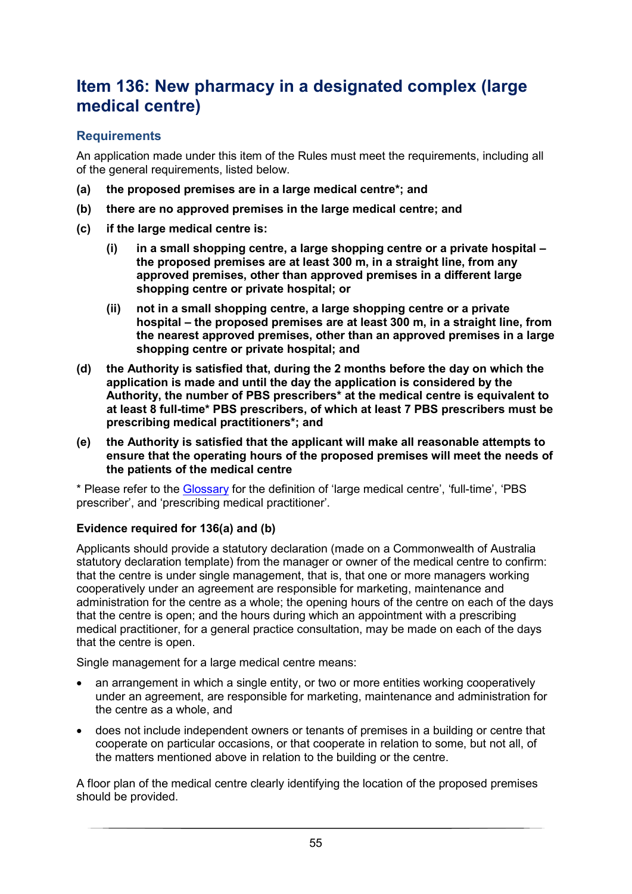## Item 136: New pharmacy in a designated complex (large medical centre)

### Requirements

An application made under this item of the Rules must meet the requirements, including all of the general requirements, listed below.

**(a) the proposed premises are in a large medical centre*; and**

**(b) there are no approved premises in the large medical centre; and**

**(c) if the large medical centre is:**

> **(i) in a small shopping centre, a large shopping centre or a private hospital – the proposed premises are at least 300 m, in a straight line, from any approved premises, other than approved premises in a different large shopping centre or private hospital; or**
>
> **(ii) not in a small shopping centre, a large shopping centre or a private hospital – the proposed premises are at least 300 m, in a straight line, from the nearest approved premises, other than an approved premises in a large shopping centre or private hospital; and**

**(d) the Authority is satisfied that, during the 2 months before the day on which the application is made and until the day the application is considered by the Authority, the number of PBS prescribers* at the medical centre is equivalent to at least 8 full-time* PBS prescribers, of which at least 7 PBS prescribers must be prescribing medical practitioners*; and**

**(e) the Authority is satisfied that the applicant will make all reasonable attempts to ensure that the operating hours of the proposed premises will meet the needs of the patients of the medical centre**

* Please refer to the Glossary for the definition of 'large medical centre', 'full-time', 'PBS prescriber', and 'prescribing medical practitioner'.

**Evidence required for 136(a) and (b)**

Applicants should provide a statutory declaration (made on a Commonwealth of Australia statutory declaration template) from the manager or owner of the medical centre to confirm: that the centre is under single management, that is, that one or more managers working cooperatively under an agreement are responsible for marketing, maintenance and administration for the centre as a whole; the opening hours of the centre on each of the days that the centre is open; and the hours during which an appointment with a prescribing medical practitioner, for a general practice consultation, may be made on each of the days that the centre is open.

Single management for a large medical centre means:

- an arrangement in which a single entity, or two or more entities working cooperatively under an agreement, are responsible for marketing, maintenance and administration for the centre as a whole, and
- does not include independent owners or tenants of premises in a building or centre that cooperate on particular occasions, or that cooperate in relation to some, but not all, of the matters mentioned above in relation to the building or the centre.

A floor plan of the medical centre clearly identifying the location of the proposed premises should be provided.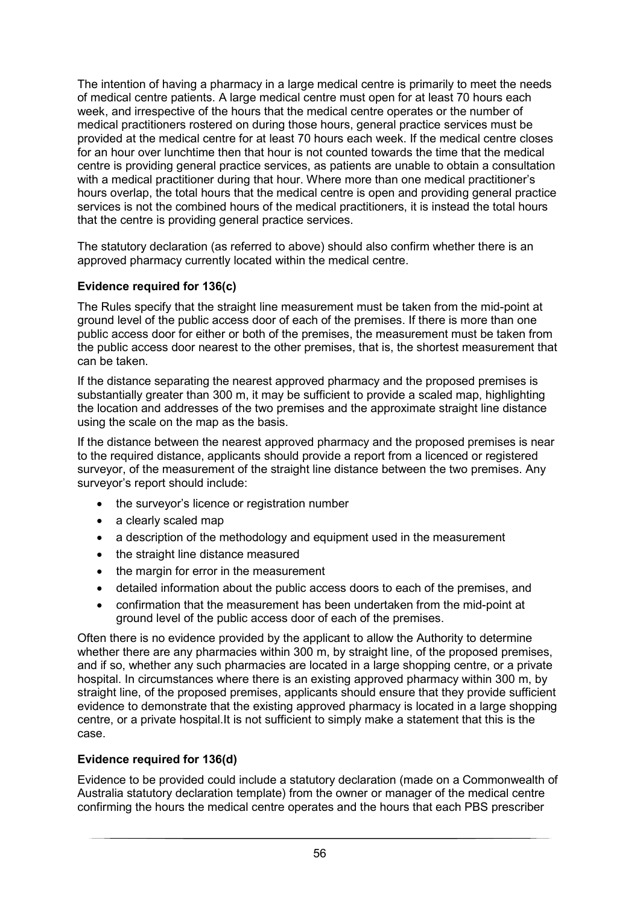The intention of having a pharmacy in a large medical centre is primarily to meet the needs of medical centre patients. A large medical centre must open for at least 70 hours each week, and irrespective of the hours that the medical centre operates or the number of medical practitioners rostered on during those hours, general practice services must be provided at the medical centre for at least 70 hours each week. If the medical centre closes for an hour over lunchtime then that hour is not counted towards the time that the medical centre is providing general practice services, as patients are unable to obtain a consultation with a medical practitioner during that hour. Where more than one medical practitioner's hours overlap, the total hours that the medical centre is open and providing general practice services is not the combined hours of the medical practitioners, it is instead the total hours that the centre is providing general practice services.

The statutory declaration (as referred to above) should also confirm whether there is an approved pharmacy currently located within the medical centre.

**Evidence required for 136(c)**

The Rules specify that the straight line measurement must be taken from the mid-point at ground level of the public access door of each of the premises. If there is more than one public access door for either or both of the premises, the measurement must be taken from the public access door nearest to the other premises, that is, the shortest measurement that can be taken.

If the distance separating the nearest approved pharmacy and the proposed premises is substantially greater than 300 m, it may be sufficient to provide a scaled map, highlighting the location and addresses of the two premises and the approximate straight line distance using the scale on the map as the basis.

If the distance between the nearest approved pharmacy and the proposed premises is near to the required distance, applicants should provide a report from a licenced or registered surveyor, of the measurement of the straight line distance between the two premises. Any surveyor's report should include:

- the surveyor's licence or registration number
- a clearly scaled map
- a description of the methodology and equipment used in the measurement
- the straight line distance measured
- the margin for error in the measurement
- detailed information about the public access doors to each of the premises, and
- confirmation that the measurement has been undertaken from the mid-point at ground level of the public access door of each of the premises.

Often there is no evidence provided by the applicant to allow the Authority to determine whether there are any pharmacies within 300 m, by straight line, of the proposed premises, and if so, whether any such pharmacies are located in a large shopping centre, or a private hospital. In circumstances where there is an existing approved pharmacy within 300 m, by straight line, of the proposed premises, applicants should ensure that they provide sufficient evidence to demonstrate that the existing approved pharmacy is located in a large shopping centre, or a private hospital.It is not sufficient to simply make a statement that this is the case.

**Evidence required for 136(d)**

Evidence to be provided could include a statutory declaration (made on a Commonwealth of Australia statutory declaration template) from the owner or manager of the medical centre confirming the hours the medical centre operates and the hours that each PBS prescriber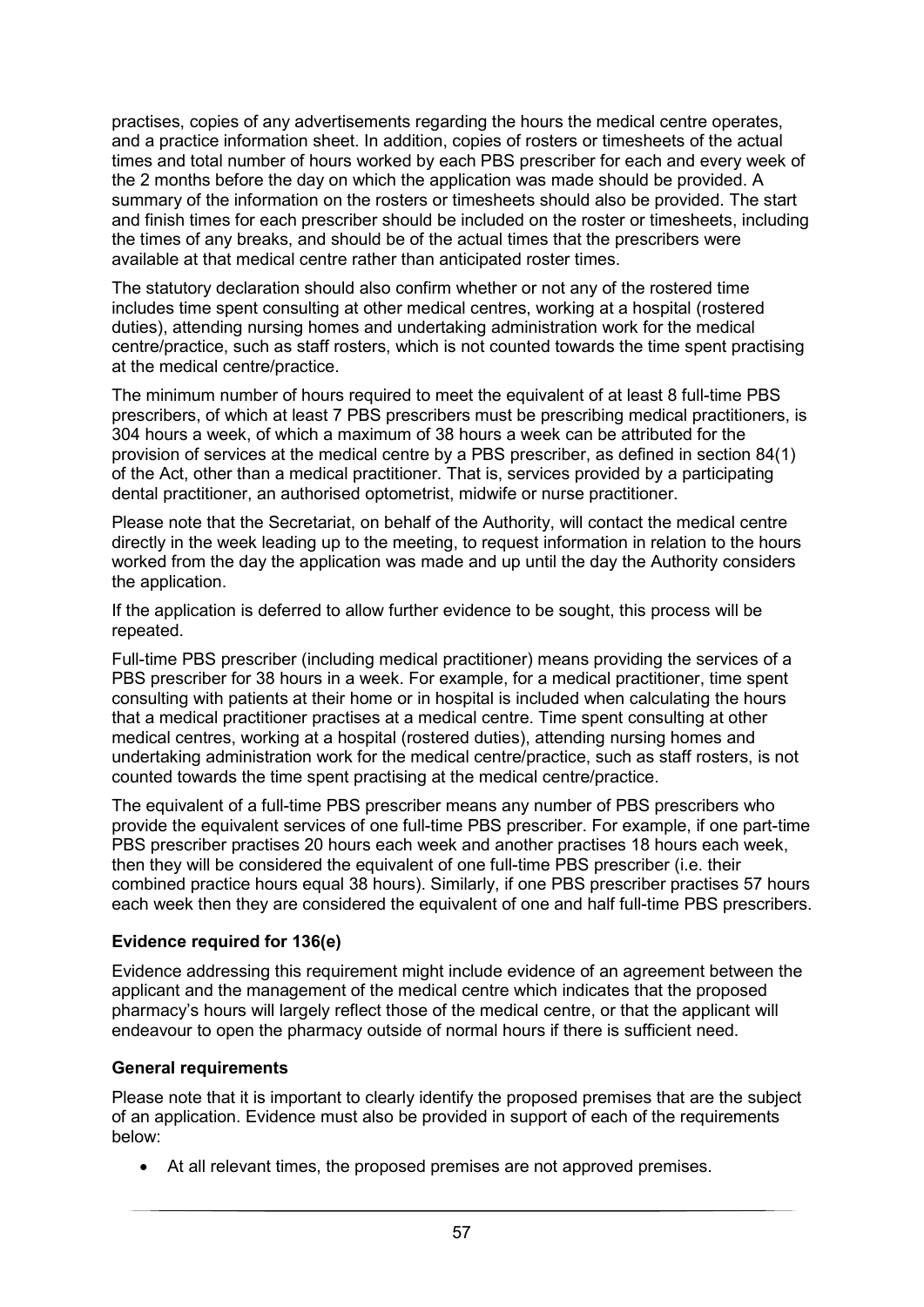practises, copies of any advertisements regarding the hours the medical centre operates, and a practice information sheet. In addition, copies of rosters or timesheets of the actual times and total number of hours worked by each PBS prescriber for each and every week of the 2 months before the day on which the application was made should be provided. A summary of the information on the rosters or timesheets should also be provided. The start and finish times for each prescriber should be included on the roster or timesheets, including the times of any breaks, and should be of the actual times that the prescribers were available at that medical centre rather than anticipated roster times.

The statutory declaration should also confirm whether or not any of the rostered time includes time spent consulting at other medical centres, working at a hospital (rostered duties), attending nursing homes and undertaking administration work for the medical centre/practice, such as staff rosters, which is not counted towards the time spent practising at the medical centre/practice.

The minimum number of hours required to meet the equivalent of at least 8 full-time PBS prescribers, of which at least 7 PBS prescribers must be prescribing medical practitioners, is 304 hours a week, of which a maximum of 38 hours a week can be attributed for the provision of services at the medical centre by a PBS prescriber, as defined in section 84(1) of the Act, other than a medical practitioner. That is, services provided by a participating dental practitioner, an authorised optometrist, midwife or nurse practitioner.

Please note that the Secretariat, on behalf of the Authority, will contact the medical centre directly in the week leading up to the meeting, to request information in relation to the hours worked from the day the application was made and up until the day the Authority considers the application.

If the application is deferred to allow further evidence to be sought, this process will be repeated.

Full-time PBS prescriber (including medical practitioner) means providing the services of a PBS prescriber for 38 hours in a week. For example, for a medical practitioner, time spent consulting with patients at their home or in hospital is included when calculating the hours that a medical practitioner practises at a medical centre. Time spent consulting at other medical centres, working at a hospital (rostered duties), attending nursing homes and undertaking administration work for the medical centre/practice, such as staff rosters, is not counted towards the time spent practising at the medical centre/practice.

The equivalent of a full-time PBS prescriber means any number of PBS prescribers who provide the equivalent services of one full-time PBS prescriber. For example, if one part-time PBS prescriber practises 20 hours each week and another practises 18 hours each week, then they will be considered the equivalent of one full-time PBS prescriber (i.e. their combined practice hours equal 38 hours). Similarly, if one PBS prescriber practises 57 hours each week then they are considered the equivalent of one and half full-time PBS prescribers.

**Evidence required for 136(e)**

Evidence addressing this requirement might include evidence of an agreement between the applicant and the management of the medical centre which indicates that the proposed pharmacy's hours will largely reflect those of the medical centre, or that the applicant will endeavour to open the pharmacy outside of normal hours if there is sufficient need.

**General requirements**

Please note that it is important to clearly identify the proposed premises that are the subject of an application. Evidence must also be provided in support of each of the requirements below:

- At all relevant times, the proposed premises are not approved premises.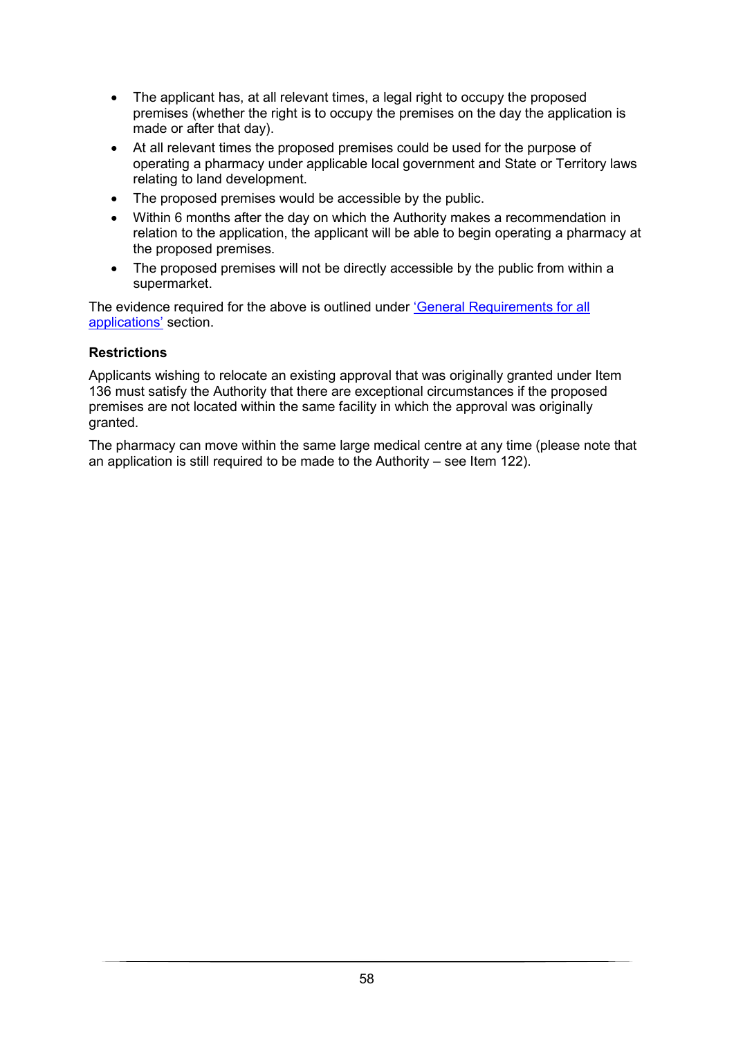- The applicant has, at all relevant times, a legal right to occupy the proposed premises (whether the right is to occupy the premises on the day the application is made or after that day).
- At all relevant times the proposed premises could be used for the purpose of operating a pharmacy under applicable local government and State or Territory laws relating to land development.
- The proposed premises would be accessible by the public.
- Within 6 months after the day on which the Authority makes a recommendation in relation to the application, the applicant will be able to begin operating a pharmacy at the proposed premises.
- The proposed premises will not be directly accessible by the public from within a supermarket.

The evidence required for the above is outlined under 'General Requirements for all applications' section.

**Restrictions**

Applicants wishing to relocate an existing approval that was originally granted under Item 136 must satisfy the Authority that there are exceptional circumstances if the proposed premises are not located within the same facility in which the approval was originally granted.

The pharmacy can move within the same large medical centre at any time (please note that an application is still required to be made to the Authority – see Item 122).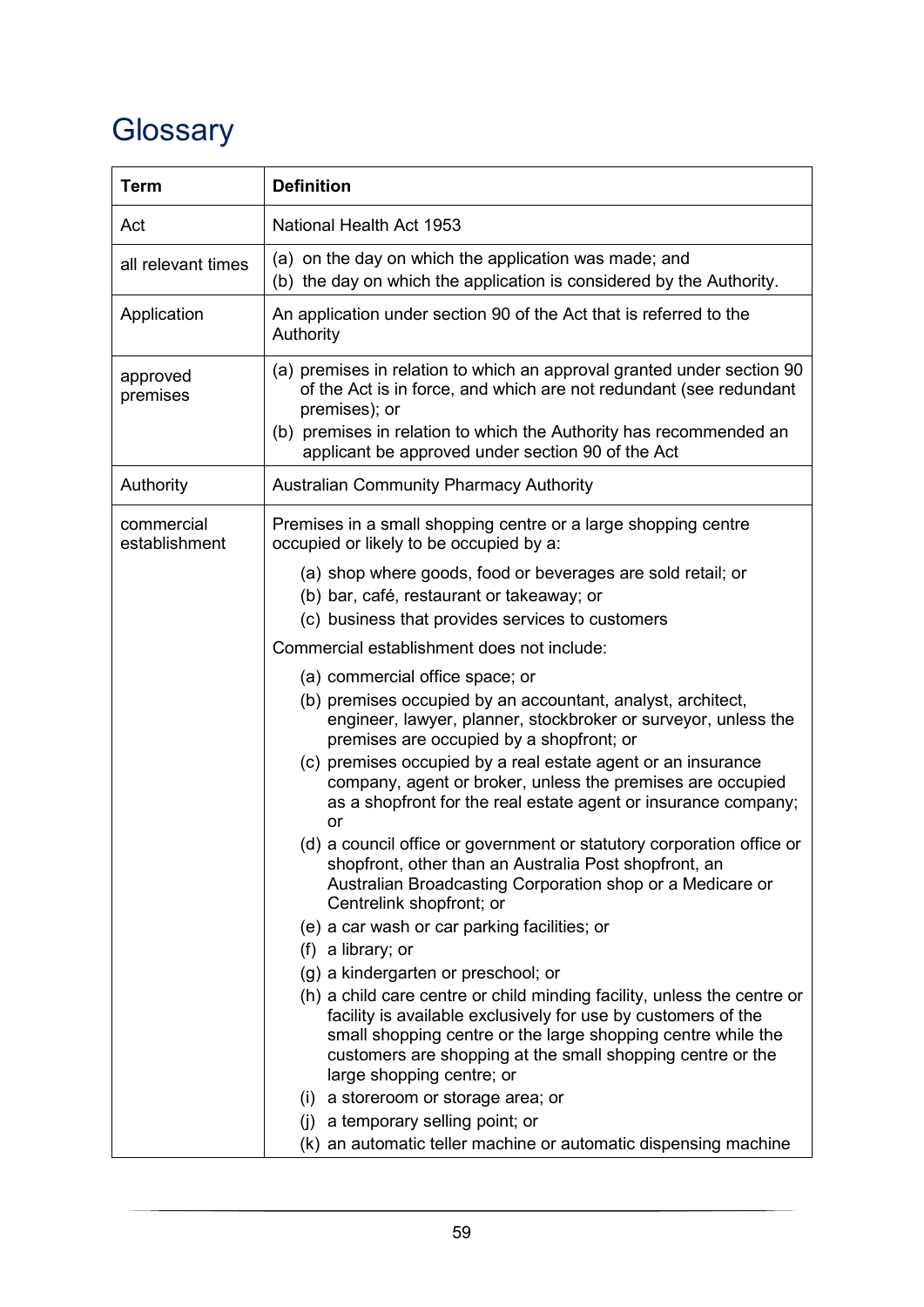# Glossary

| Term | Definition |
|---|---|
| Act | National Health Act 1953 |
| all relevant times | (a) on the day on which the application was made; and<br>(b) the day on which the application is considered by the Authority. |
| Application | An application under section 90 of the Act that is referred to the Authority |
| approved premises | (a) premises in relation to which an approval granted under section 90 of the Act is in force, and which are not redundant (see redundant premises); or<br>(b) premises in relation to which the Authority has recommended an applicant be approved under section 90 of the Act |
| Authority | Australian Community Pharmacy Authority |
| commercial establishment | Premises in a small shopping centre or a large shopping centre occupied or likely to be occupied by a:<br>(a) shop where goods, food or beverages are sold retail; or<br>(b) bar, café, restaurant or takeaway; or<br>(c) business that provides services to customers<br>Commercial establishment does not include:<br>(a) commercial office space; or<br>(b) premises occupied by an accountant, analyst, architect, engineer, lawyer, planner, stockbroker or surveyor, unless the premises are occupied by a shopfront; or<br>(c) premises occupied by a real estate agent or an insurance company, agent or broker, unless the premises are occupied as a shopfront for the real estate agent or insurance company; or<br>(d) a council office or government or statutory corporation office or shopfront, other than an Australia Post shopfront, an Australian Broadcasting Corporation shop or a Medicare or Centrelink shopfront; or<br>(e) a car wash or car parking facilities; or<br>(f) a library; or<br>(g) a kindergarten or preschool; or<br>(h) a child care centre or child minding facility, unless the centre or facility is available exclusively for use by customers of the small shopping centre or the large shopping centre while the customers are shopping at the small shopping centre or the large shopping centre; or<br>(i) a storeroom or storage area; or<br>(j) a temporary selling point; or<br>(k) an automatic teller machine or automatic dispensing machine |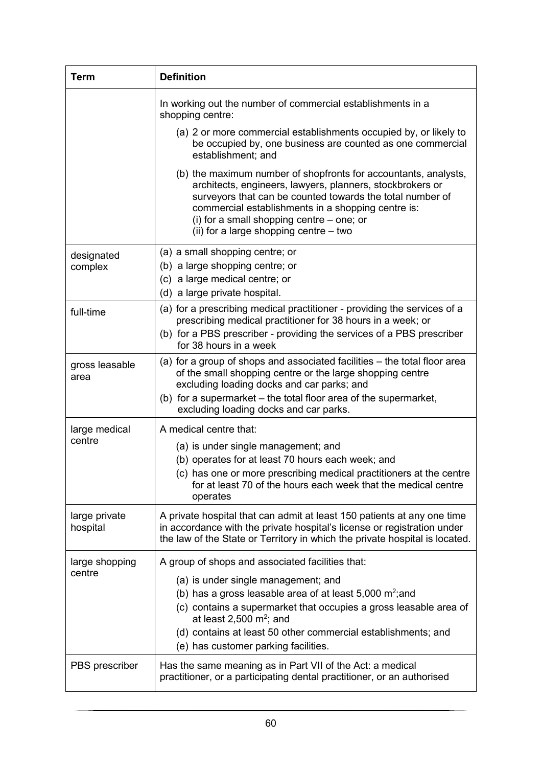| Term | Definition |
| --- | --- |
| | In working out the number of commercial establishments in a shopping centre:<br>(a) 2 or more commercial establishments occupied by, or likely to be occupied by, one business are counted as one commercial establishment; and<br>(b) the maximum number of shopfronts for accountants, analysts, architects, engineers, lawyers, planners, stockbrokers or surveyors that can be counted towards the total number of commercial establishments in a shopping centre is:<br>(i) for a small shopping centre – one; or<br>(ii) for a large shopping centre – two |
| designated complex | (a) a small shopping centre; or<br>(b) a large shopping centre; or<br>(c) a large medical centre; or<br>(d) a large private hospital. |
| full-time | (a) for a prescribing medical practitioner - providing the services of a prescribing medical practitioner for 38 hours in a week; or<br>(b) for a PBS prescriber - providing the services of a PBS prescriber for 38 hours in a week |
| gross leasable area | (a) for a group of shops and associated facilities – the total floor area of the small shopping centre or the large shopping centre excluding loading docks and car parks; and<br>(b) for a supermarket – the total floor area of the supermarket, excluding loading docks and car parks. |
| large medical centre | A medical centre that:<br>(a) is under single management; and<br>(b) operates for at least 70 hours each week; and<br>(c) has one or more prescribing medical practitioners at the centre for at least 70 of the hours each week that the medical centre operates |
| large private hospital | A private hospital that can admit at least 150 patients at any one time in accordance with the private hospital's license or registration under the law of the State or Territory in which the private hospital is located. |
| large shopping centre | A group of shops and associated facilities that:<br>(a) is under single management; and<br>(b) has a gross leasable area of at least 5,000 $m^2$;and<br>(c) contains a supermarket that occupies a gross leasable area of at least 2,500 $m^2$; and<br>(d) contains at least 50 other commercial establishments; and<br>(e) has customer parking facilities. |
| PBS prescriber | Has the same meaning as in Part VII of the Act: a medical practitioner, or a participating dental practitioner, or an authorised |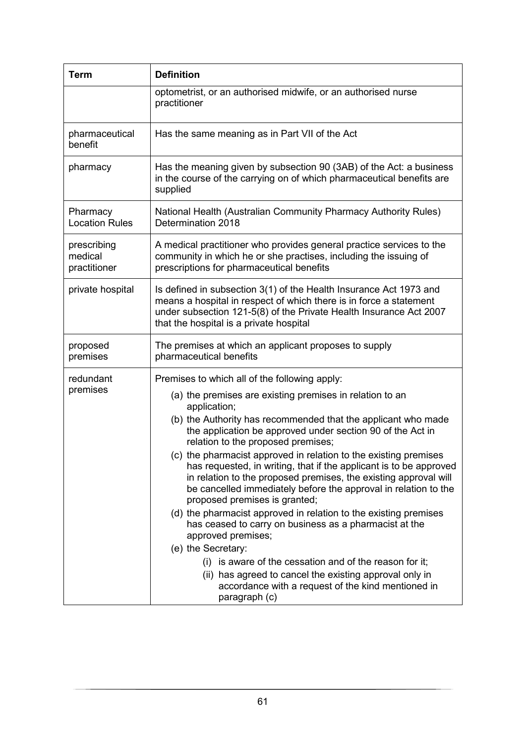| Term | Definition |
| --- | --- |
| | optometrist, or an authorised midwife, or an authorised nurse practitioner |
| pharmaceutical benefit | Has the same meaning as in Part VII of the Act |
| pharmacy | Has the meaning given by subsection 90 (3AB) of the Act: a business in the course of the carrying on of which pharmaceutical benefits are supplied |
| Pharmacy Location Rules | National Health (Australian Community Pharmacy Authority Rules) Determination 2018 |
| prescribing medical practitioner | A medical practitioner who provides general practice services to the community in which he or she practises, including the issuing of prescriptions for pharmaceutical benefits |
| private hospital | Is defined in subsection 3(1) of the Health Insurance Act 1973 and means a hospital in respect of which there is in force a statement under subsection 121-5(8) of the Private Health Insurance Act 2007 that the hospital is a private hospital |
| proposed premises | The premises at which an applicant proposes to supply pharmaceutical benefits |
| redundant premises | Premises to which all of the following apply:<br>(a) the premises are existing premises in relation to an application;<br>(b) the Authority has recommended that the applicant who made the application be approved under section 90 of the Act in relation to the proposed premises;<br>(c) the pharmacist approved in relation to the existing premises has requested, in writing, that if the applicant is to be approved in relation to the proposed premises, the existing approval will be cancelled immediately before the approval in relation to the proposed premises is granted;<br>(d) the pharmacist approved in relation to the existing premises has ceased to carry on business as a pharmacist at the approved premises;<br>(e) the Secretary:<br>(i) is aware of the cessation and of the reason for it;<br>(ii) has agreed to cancel the existing approval only in accordance with a request of the kind mentioned in paragraph (c) |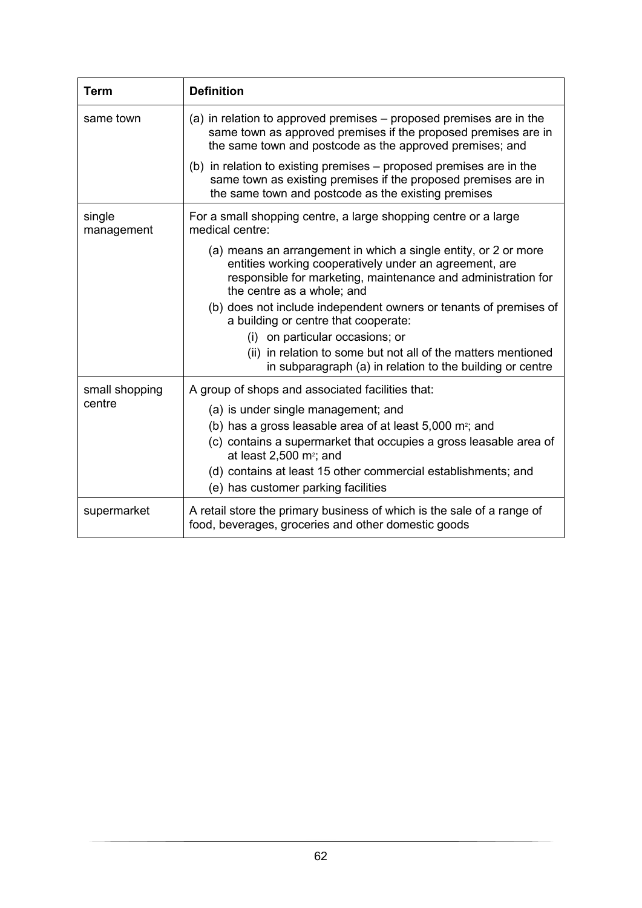| Term | Definition |
| --- | --- |
| same town | (a) in relation to approved premises – proposed premises are in the same town as approved premises if the proposed premises are in the same town and postcode as the approved premises; and<br>(b) in relation to existing premises – proposed premises are in the same town as existing premises if the proposed premises are in the same town and postcode as the existing premises |
| single management | For a small shopping centre, a large shopping centre or a large medical centre:<br>(a) means an arrangement in which a single entity, or 2 or more entities working cooperatively under an agreement, are responsible for marketing, maintenance and administration for the centre as a whole; and<br>(b) does not include independent owners or tenants of premises of a building or centre that cooperate:<br>(i) on particular occasions; or<br>(ii) in relation to some but not all of the matters mentioned in subparagraph (a) in relation to the building or centre |
| small shopping centre | A group of shops and associated facilities that:<br>(a) is under single management; and<br>(b) has a gross leasable area of at least 5,000 m²; and<br>(c) contains a supermarket that occupies a gross leasable area of at least 2,500 m²; and<br>(d) contains at least 15 other commercial establishments; and<br>(e) has customer parking facilities |
| supermarket | A retail store the primary business of which is the sale of a range of food, beverages, groceries and other domestic goods |